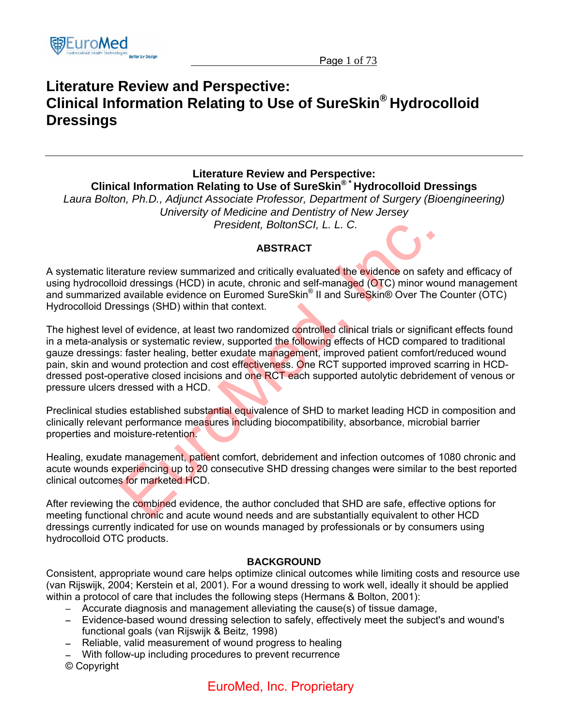# Literature Review and Perspective: Clinical Information Relating to Use of SureSkin® Hydrocolloid Dressings

**Literature Review and Perspective:**
**Clinical Information Relating to Use of SureSkin® \* Hydrocolloid Dressings**

*Laura Bolton, Ph.D., Adjunct Associate Professor, Department of Surgery (Bioengineering)*
*University of Medicine and Dentistry of New Jersey*
*President, BoltonSCI, L. L. C.*

## ABSTRACT

A systematic literature review summarized and critically evaluated the evidence on safety and efficacy of using hydrocolloid dressings (HCD) in acute, chronic and self-managed (OTC) minor wound management and summarized available evidence on Euromed SureSkin® II and SureSkin® Over The Counter (OTC) Hydrocolloid Dressings (SHD) within that context.

The highest level of evidence, at least two randomized controlled clinical trials or significant effects found in a meta-analysis or systematic review, supported the following effects of HCD compared to traditional gauze dressings: faster healing, better exudate management, improved patient comfort/reduced wound pain, skin and wound protection and cost effectiveness. One RCT supported improved scarring in HCD-dressed post-operative closed incisions and one RCT each supported autolytic debridement of venous or pressure ulcers dressed with a HCD.

Preclinical studies established substantial equivalence of SHD to market leading HCD in composition and clinically relevant performance measures including biocompatibility, absorbance, microbial barrier properties and moisture-retention.

Healing, exudate management, patient comfort, debridement and infection outcomes of 1080 chronic and acute wounds experiencing up to 20 consecutive SHD dressing changes were similar to the best reported clinical outcomes for marketed HCD.

After reviewing the combined evidence, the author concluded that SHD are safe, effective options for meeting functional chronic and acute wound needs and are substantially equivalent to other HCD dressings currently indicated for use on wounds managed by professionals or by consumers using hydrocolloid OTC products.

## BACKGROUND

Consistent, appropriate wound care helps optimize clinical outcomes while limiting costs and resource use (van Rijswijk, 2004; Kerstein et al, 2001). For a wound dressing to work well, ideally it should be applied within a protocol of care that includes the following steps (Hermans & Bolton, 2001):

- Accurate diagnosis and management alleviating the cause(s) of tissue damage,
- Evidence-based wound dressing selection to safely, effectively meet the subject's and wound's functional goals (van Rijswijk & Beitz, 1998)
- Reliable, valid measurement of wound progress to healing
- With follow-up including procedures to prevent recurrence

© Copyright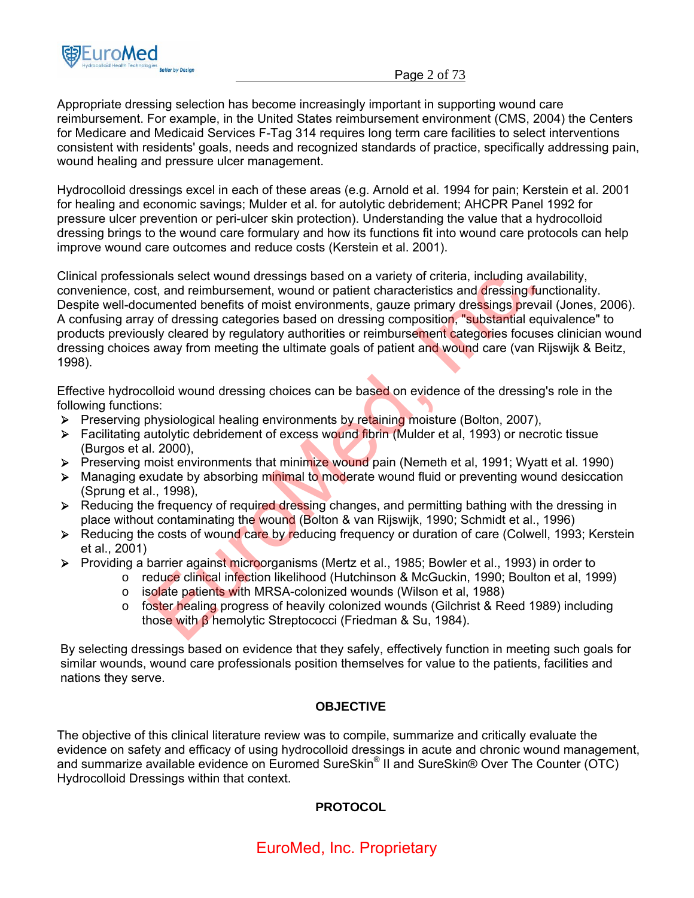Appropriate dressing selection has become increasingly important in supporting wound care reimbursement. For example, in the United States reimbursement environment (CMS, 2004) the Centers for Medicare and Medicaid Services F-Tag 314 requires long term care facilities to select interventions consistent with residents' goals, needs and recognized standards of practice, specifically addressing pain, wound healing and pressure ulcer management.

Hydrocolloid dressings excel in each of these areas (e.g. Arnold et al. 1994 for pain; Kerstein et al. 2001 for healing and economic savings; Mulder et al. for autolytic debridement; AHCPR Panel 1992 for pressure ulcer prevention or peri-ulcer skin protection). Understanding the value that a hydrocolloid dressing brings to the wound care formulary and how its functions fit into wound care protocols can help improve wound care outcomes and reduce costs (Kerstein et al. 2001).

Clinical professionals select wound dressings based on a variety of criteria, including availability, convenience, cost, and reimbursement, wound or patient characteristics and dressing functionality. Despite well-documented benefits of moist environments, gauze primary dressings prevail (Jones, 2006). A confusing array of dressing categories based on dressing composition, "substantial equivalence" to products previously cleared by regulatory authorities or reimbursement categories focuses clinician wound dressing choices away from meeting the ultimate goals of patient and wound care (van Rijswijk & Beitz, 1998).

Effective hydrocolloid wound dressing choices can be based on evidence of the dressing's role in the following functions:

- Preserving physiological healing environments by retaining moisture (Bolton, 2007),
- Facilitating autolytic debridement of excess wound fibrin (Mulder et al, 1993) or necrotic tissue (Burgos et al. 2000),
- Preserving moist environments that minimize wound pain (Nemeth et al, 1991; Wyatt et al. 1990)
- Managing exudate by absorbing minimal to moderate wound fluid or preventing wound desiccation (Sprung et al., 1998),
- Reducing the frequency of required dressing changes, and permitting bathing with the dressing in place without contaminating the wound (Bolton & van Rijswijk, 1990; Schmidt et al., 1996)
- Reducing the costs of wound care by reducing frequency or duration of care (Colwell, 1993; Kerstein et al., 2001)
- Providing a barrier against microorganisms (Mertz et al., 1985; Bowler et al., 1993) in order to
  - reduce clinical infection likelihood (Hutchinson & McGuckin, 1990; Boulton et al, 1999)
  - isolate patients with MRSA-colonized wounds (Wilson et al, 1988)
  - foster healing progress of heavily colonized wounds (Gilchrist & Reed 1989) including those with β hemolytic Streptococci (Friedman & Su, 1984).

By selecting dressings based on evidence that they safely, effectively function in meeting such goals for similar wounds, wound care professionals position themselves for value to the patients, facilities and nations they serve.

## OBJECTIVE

The objective of this clinical literature review was to compile, summarize and critically evaluate the evidence on safety and efficacy of using hydrocolloid dressings in acute and chronic wound management, and summarize available evidence on Euromed SureSkin® II and SureSkin® Over The Counter (OTC) Hydrocolloid Dressings within that context.

## PROTOCOL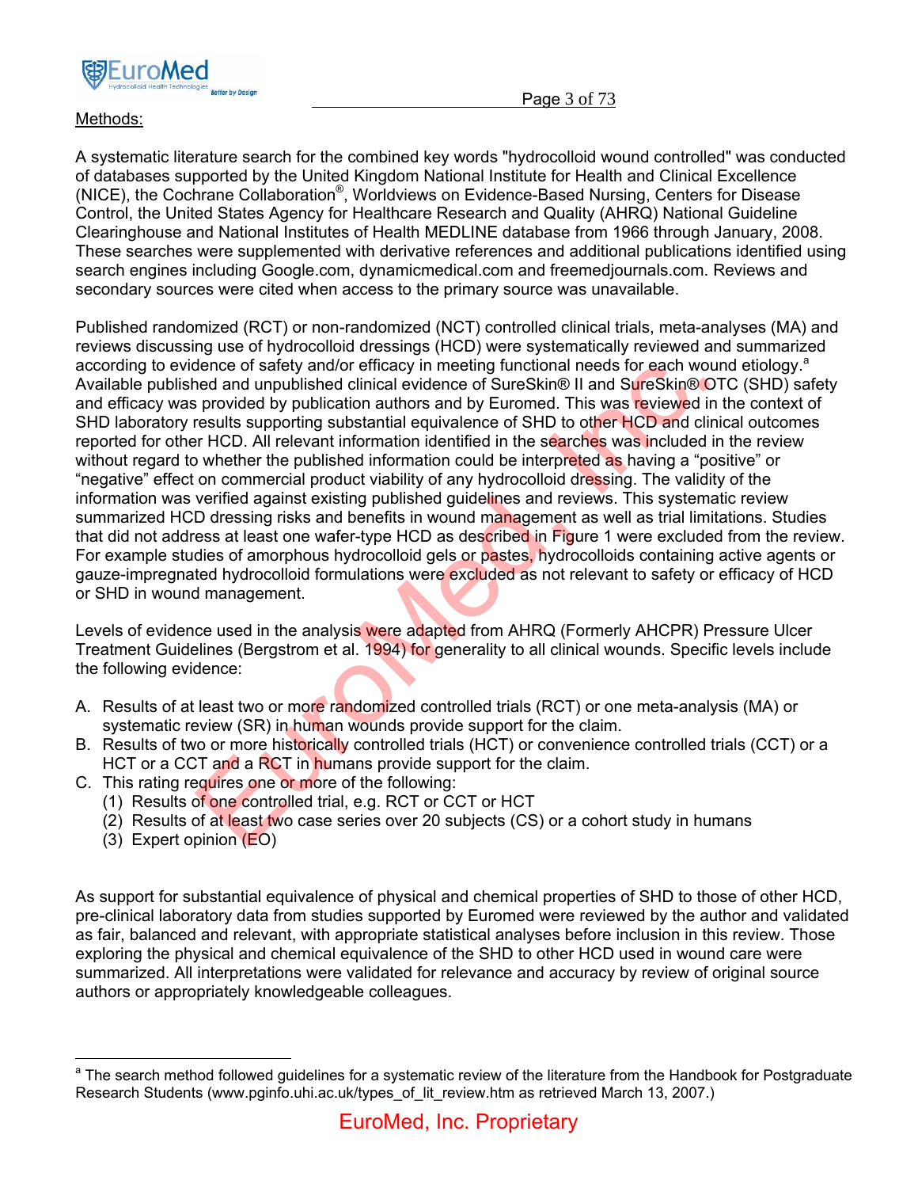Methods:

A systematic literature search for the combined key words "hydrocolloid wound controlled" was conducted of databases supported by the United Kingdom National Institute for Health and Clinical Excellence (NICE), the Cochrane Collaboration®, Worldviews on Evidence-Based Nursing, Centers for Disease Control, the United States Agency for Healthcare Research and Quality (AHRQ) National Guideline Clearinghouse and National Institutes of Health MEDLINE database from 1966 through January, 2008. These searches were supplemented with derivative references and additional publications identified using search engines including Google.com, dynamicmedical.com and freemedjournals.com. Reviews and secondary sources were cited when access to the primary source was unavailable.

Published randomized (RCT) or non-randomized (NCT) controlled clinical trials, meta-analyses (MA) and reviews discussing use of hydrocolloid dressings (HCD) were systematically reviewed and summarized according to evidence of safety and/or efficacy in meeting functional needs for each wound etiology.[a] Available published and unpublished clinical evidence of SureSkin® II and SureSkin® OTC (SHD) safety and efficacy was provided by publication authors and by Euromed. This was reviewed in the context of SHD laboratory results supporting substantial equivalence of SHD to other HCD and clinical outcomes reported for other HCD. All relevant information identified in the searches was included in the review without regard to whether the published information could be interpreted as having a "positive" or "negative" effect on commercial product viability of any hydrocolloid dressing. The validity of the information was verified against existing published guidelines and reviews. This systematic review summarized HCD dressing risks and benefits in wound management as well as trial limitations. Studies that did not address at least one wafer-type HCD as described in Figure 1 were excluded from the review. For example studies of amorphous hydrocolloid gels or pastes, hydrocolloids containing active agents or gauze-impregnated hydrocolloid formulations were excluded as not relevant to safety or efficacy of HCD or SHD in wound management.

Levels of evidence used in the analysis were adapted from AHRQ (Formerly AHCPR) Pressure Ulcer Treatment Guidelines (Bergstrom et al. 1994) for generality to all clinical wounds. Specific levels include the following evidence:

A. Results of at least two or more randomized controlled trials (RCT) or one meta-analysis (MA) or systematic review (SR) in human wounds provide support for the claim.
B. Results of two or more historically controlled trials (HCT) or convenience controlled trials (CCT) or a HCT or a CCT and a RCT in humans provide support for the claim.
C. This rating requires one or more of the following:
   (1) Results of one controlled trial, e.g. RCT or CCT or HCT
   (2) Results of at least two case series over 20 subjects (CS) or a cohort study in humans
   (3) Expert opinion (EO)

As support for substantial equivalence of physical and chemical properties of SHD to those of other HCD, pre-clinical laboratory data from studies supported by Euromed were reviewed by the author and validated as fair, balanced and relevant, with appropriate statistical analyses before inclusion in this review. Those exploring the physical and chemical equivalence of the SHD to other HCD used in wound care were summarized. All interpretations were validated for relevance and accuracy by review of original source authors or appropriately knowledgeable colleagues.

[a] The search method followed guidelines for a systematic review of the literature from the Handbook for Postgraduate Research Students (www.pginfo.uhi.ac.uk/types_of_lit_review.htm as retrieved March 13, 2007.)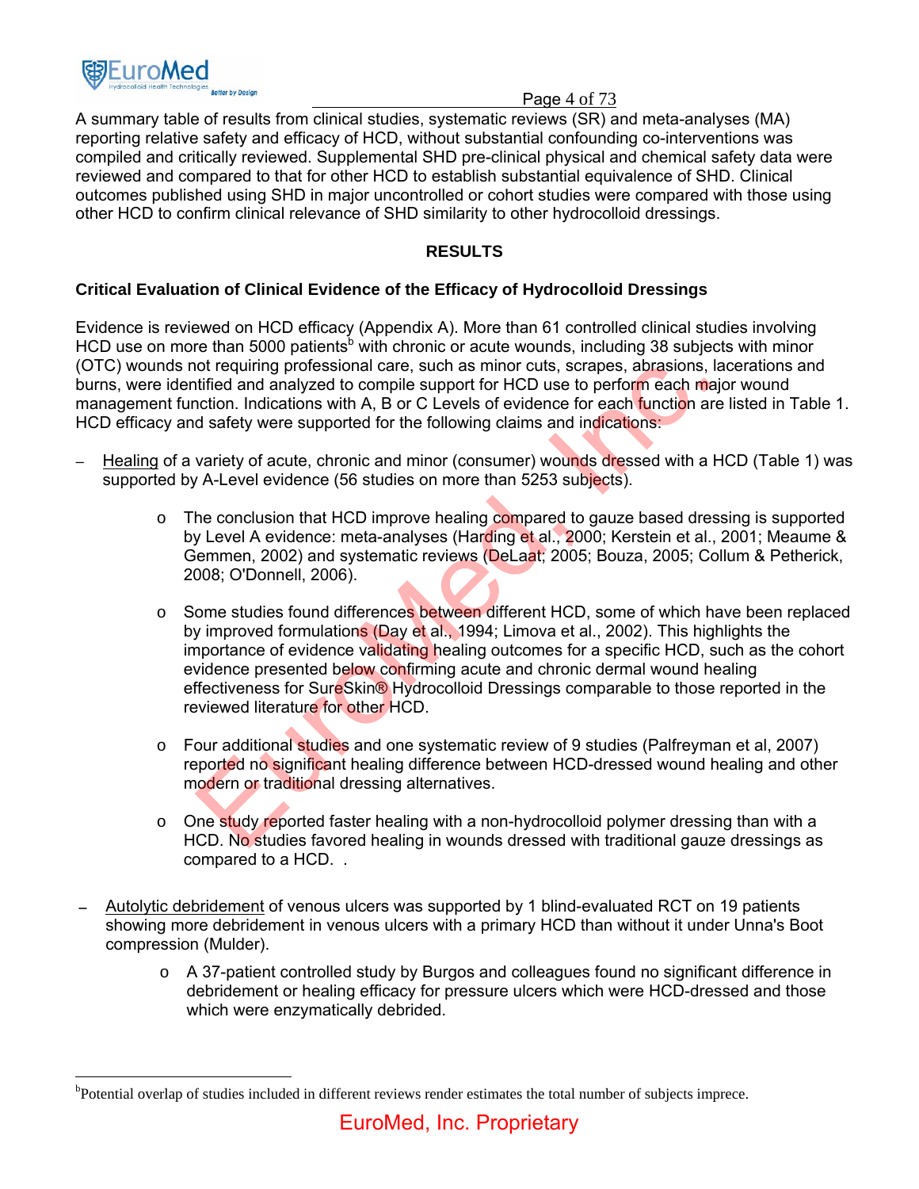A summary table of results from clinical studies, systematic reviews (SR) and meta-analyses (MA) reporting relative safety and efficacy of HCD, without substantial confounding co-interventions was compiled and critically reviewed. Supplemental SHD pre-clinical physical and chemical safety data were reviewed and compared to that for other HCD to establish substantial equivalence of SHD. Clinical outcomes published using SHD in major uncontrolled or cohort studies were compared with those using other HCD to confirm clinical relevance of SHD similarity to other hydrocolloid dressings.

## RESULTS

### Critical Evaluation of Clinical Evidence of the Efficacy of Hydrocolloid Dressings

Evidence is reviewed on HCD efficacy (Appendix A). More than 61 controlled clinical studies involving HCD use on more than 5000 patients[b] with chronic or acute wounds, including 38 subjects with minor (OTC) wounds not requiring professional care, such as minor cuts, scrapes, abrasions, lacerations and burns, were identified and analyzed to compile support for HCD use to perform each major wound management function. Indications with A, B or C Levels of evidence for each function are listed in Table 1. HCD efficacy and safety were supported for the following claims and indications:

- Healing of a variety of acute, chronic and minor (consumer) wounds dressed with a HCD (Table 1) was supported by A-Level evidence (56 studies on more than 5253 subjects).
  - The conclusion that HCD improve healing compared to gauze based dressing is supported by Level A evidence: meta-analyses (Harding et al., 2000; Kerstein et al., 2001; Meaume & Gemmen, 2002) and systematic reviews (DeLaat; 2005; Bouza, 2005; Collum & Petherick, 2008; O'Donnell, 2006).
  - Some studies found differences between different HCD, some of which have been replaced by improved formulations (Day et al., 1994; Limova et al., 2002). This highlights the importance of evidence validating healing outcomes for a specific HCD, such as the cohort evidence presented below confirming acute and chronic dermal wound healing effectiveness for SureSkin® Hydrocolloid Dressings comparable to those reported in the reviewed literature for other HCD.
  - Four additional studies and one systematic review of 9 studies (Palfreyman et al, 2007) reported no significant healing difference between HCD-dressed wound healing and other modern or traditional dressing alternatives.
  - One study reported faster healing with a non-hydrocolloid polymer dressing than with a HCD. No studies favored healing in wounds dressed with traditional gauze dressings as compared to a HCD. .
- Autolytic debridement of venous ulcers was supported by 1 blind-evaluated RCT on 19 patients showing more debridement in venous ulcers with a primary HCD than without it under Unna's Boot compression (Mulder).
  - A 37-patient controlled study by Burgos and colleagues found no significant difference in debridement or healing efficacy for pressure ulcers which were HCD-dressed and those which were enzymatically debrided.

[b] Potential overlap of studies included in different reviews render estimates the total number of subjects imprece.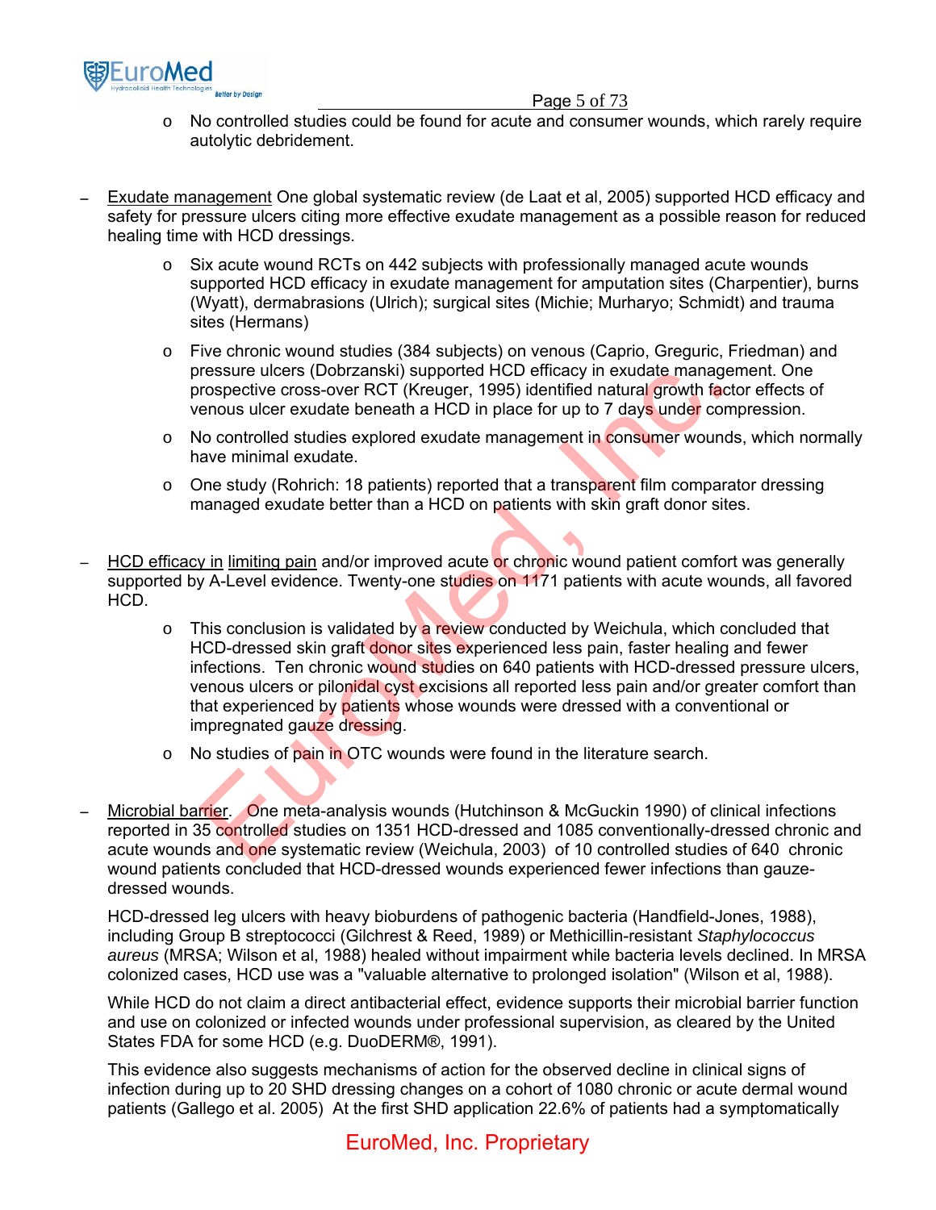- No controlled studies could be found for acute and consumer wounds, which rarely require autolytic debridement.

– Exudate management One global systematic review (de Laat et al, 2005) supported HCD efficacy and safety for pressure ulcers citing more effective exudate management as a possible reason for reduced healing time with HCD dressings.

  - Six acute wound RCTs on 442 subjects with professionally managed acute wounds supported HCD efficacy in exudate management for amputation sites (Charpentier), burns (Wyatt), dermabrasions (Ulrich); surgical sites (Michie; Murharyo; Schmidt) and trauma sites (Hermans)
  - Five chronic wound studies (384 subjects) on venous (Caprio, Greguric, Friedman) and pressure ulcers (Dobrzanski) supported HCD efficacy in exudate management. One prospective cross-over RCT (Kreuger, 1995) identified natural growth factor effects of venous ulcer exudate beneath a HCD in place for up to 7 days under compression.
  - No controlled studies explored exudate management in consumer wounds, which normally have minimal exudate.
  - One study (Rohrich: 18 patients) reported that a transparent film comparator dressing managed exudate better than a HCD on patients with skin graft donor sites.

– HCD efficacy in limiting pain and/or improved acute or chronic wound patient comfort was generally supported by A-Level evidence. Twenty-one studies on 1171 patients with acute wounds, all favored HCD.

  - This conclusion is validated by a review conducted by Weichula, which concluded that HCD-dressed skin graft donor sites experienced less pain, faster healing and fewer infections. Ten chronic wound studies on 640 patients with HCD-dressed pressure ulcers, venous ulcers or pilonidal cyst excisions all reported less pain and/or greater comfort than that experienced by patients whose wounds were dressed with a conventional or impregnated gauze dressing.
  - No studies of pain in OTC wounds were found in the literature search.

– Microbial barrier. One meta-analysis wounds (Hutchinson & McGuckin 1990) of clinical infections reported in 35 controlled studies on 1351 HCD-dressed and 1085 conventionally-dressed chronic and acute wounds and one systematic review (Weichula, 2003) of 10 controlled studies of 640 chronic wound patients concluded that HCD-dressed wounds experienced fewer infections than gauze-dressed wounds.

HCD-dressed leg ulcers with heavy bioburdens of pathogenic bacteria (Handfield-Jones, 1988), including Group B streptococci (Gilchrest & Reed, 1989) or Methicillin-resistant *Staphylococcus aureus* (MRSA; Wilson et al, 1988) healed without impairment while bacteria levels declined. In MRSA colonized cases, HCD use was a "valuable alternative to prolonged isolation" (Wilson et al, 1988).

While HCD do not claim a direct antibacterial effect, evidence supports their microbial barrier function and use on colonized or infected wounds under professional supervision, as cleared by the United States FDA for some HCD (e.g. DuoDERM®, 1991).

This evidence also suggests mechanisms of action for the observed decline in clinical signs of infection during up to 20 SHD dressing changes on a cohort of 1080 chronic or acute dermal wound patients (Gallego et al. 2005) At the first SHD application 22.6% of patients had a symptomatically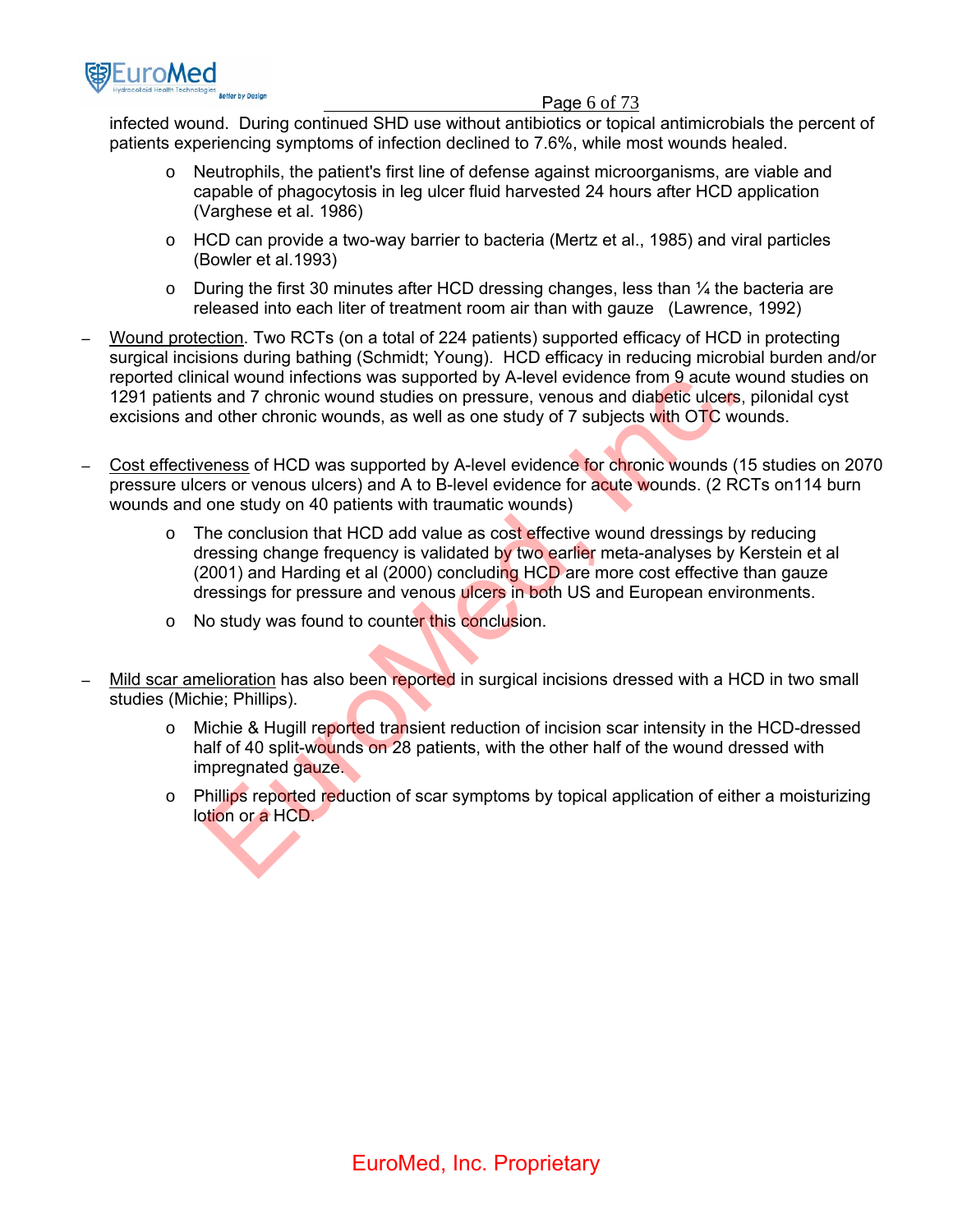infected wound. During continued SHD use without antibiotics or topical antimicrobials the percent of patients experiencing symptoms of infection declined to 7.6%, while most wounds healed.

  - Neutrophils, the patient's first line of defense against microorganisms, are viable and capable of phagocytosis in leg ulcer fluid harvested 24 hours after HCD application (Varghese et al. 1986)
  - HCD can provide a two-way barrier to bacteria (Mertz et al., 1985) and viral particles (Bowler et al.1993)
  - During the first 30 minutes after HCD dressing changes, less than ¼ the bacteria are released into each liter of treatment room air than with gauze (Lawrence, 1992)

- Wound protection. Two RCTs (on a total of 224 patients) supported efficacy of HCD in protecting surgical incisions during bathing (Schmidt; Young). HCD efficacy in reducing microbial burden and/or reported clinical wound infections was supported by A-level evidence from 9 acute wound studies on 1291 patients and 7 chronic wound studies on pressure, venous and diabetic ulcers, pilonidal cyst excisions and other chronic wounds, as well as one study of 7 subjects with OTC wounds.

- Cost effectiveness of HCD was supported by A-level evidence for chronic wounds (15 studies on 2070 pressure ulcers or venous ulcers) and A to B-level evidence for acute wounds. (2 RCTs on114 burn wounds and one study on 40 patients with traumatic wounds)
  - The conclusion that HCD add value as cost effective wound dressings by reducing dressing change frequency is validated by two earlier meta-analyses by Kerstein et al (2001) and Harding et al (2000) concluding HCD are more cost effective than gauze dressings for pressure and venous ulcers in both US and European environments.
  - No study was found to counter this conclusion.

- Mild scar amelioration has also been reported in surgical incisions dressed with a HCD in two small studies (Michie; Phillips).
  - Michie & Hugill reported transient reduction of incision scar intensity in the HCD-dressed half of 40 split-wounds on 28 patients, with the other half of the wound dressed with impregnated gauze.
  - Phillips reported reduction of scar symptoms by topical application of either a moisturizing lotion or a HCD.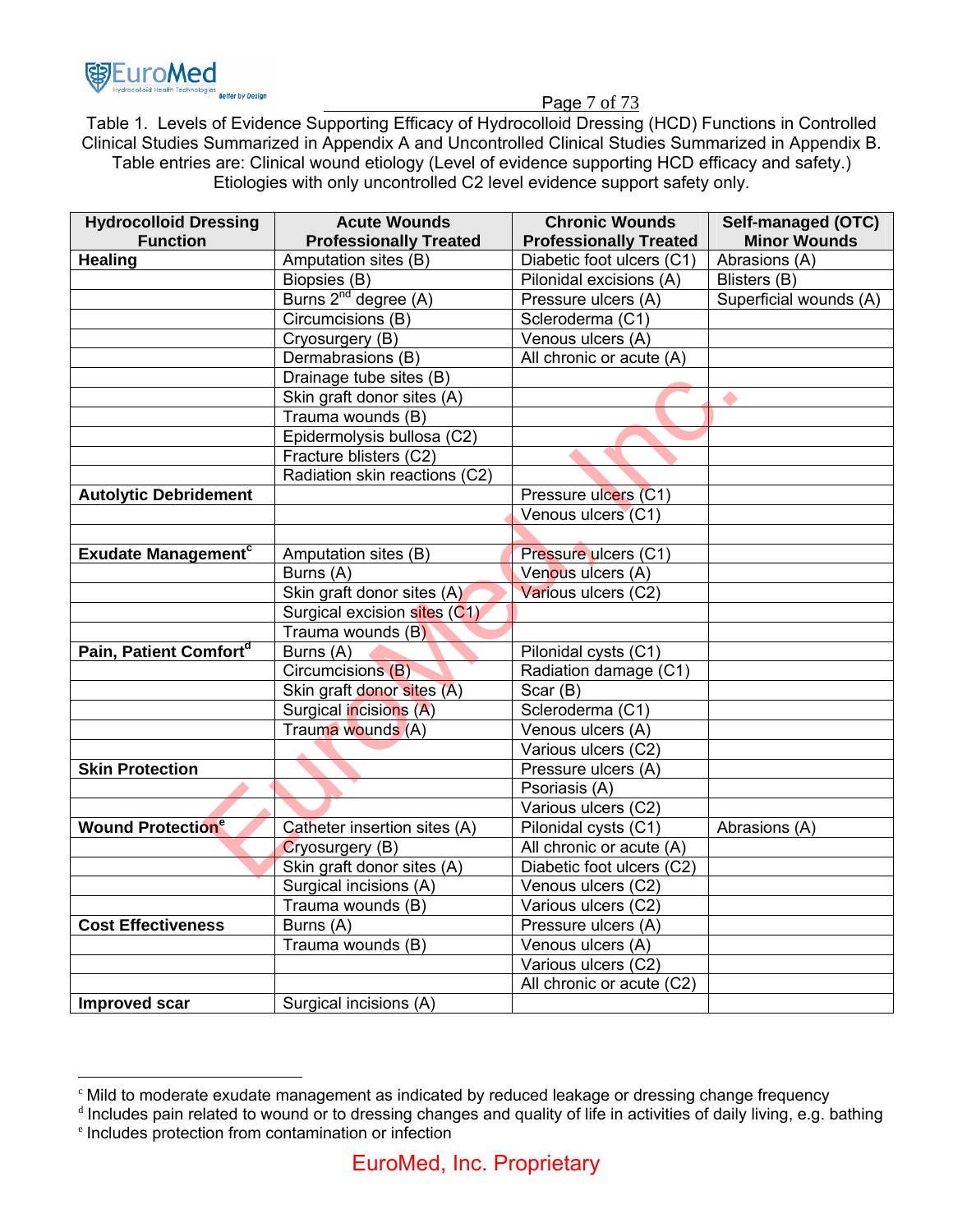Table 1. Levels of Evidence Supporting Efficacy of Hydrocolloid Dressing (HCD) Functions in Controlled Clinical Studies Summarized in Appendix A and Uncontrolled Clinical Studies Summarized in Appendix B. Table entries are: Clinical wound etiology (Level of evidence supporting HCD efficacy and safety.) Etiologies with only uncontrolled C2 level evidence support safety only.

| Hydrocolloid Dressing Function | Acute Wounds Professionally Treated | Chronic Wounds Professionally Treated | Self-managed (OTC) Minor Wounds |
|---|---|---|---|
| **Healing** | Amputation sites (B) | Diabetic foot ulcers (C1) | Abrasions (A) |
| | Biopsies (B) | Pilonidal excisions (A) | Blisters (B) |
| | Burns 2nd degree (A) | Pressure ulcers (A) | Superficial wounds (A) |
| | Circumcisions (B) | Scleroderma (C1) | |
| | Cryosurgery (B) | Venous ulcers (A) | |
| | Dermabrasions (B) | All chronic or acute (A) | |
| | Drainage tube sites (B) | | |
| | Skin graft donor sites (A) | | |
| | Trauma wounds (B) | | |
| | Epidermolysis bullosa (C2) | | |
| | Fracture blisters (C2) | | |
| | Radiation skin reactions (C2) | | |
| **Autolytic Debridement** | | Pressure ulcers (C1) | |
| | | Venous ulcers (C1) | |
| | | | |
| **Exudate Management**[c] | Amputation sites (B) | Pressure ulcers (C1) | |
| | Burns (A) | Venous ulcers (A) | |
| | Skin graft donor sites (A) | Various ulcers (C2) | |
| | Surgical excision sites (C1) | | |
| | Trauma wounds (B) | | |
| **Pain, Patient Comfort**[d] | Burns (A) | Pilonidal cysts (C1) | |
| | Circumcisions (B) | Radiation damage (C1) | |
| | Skin graft donor sites (A) | Scar (B) | |
| | Surgical incisions (A) | Scleroderma (C1) | |
| | Trauma wounds (A) | Venous ulcers (A) | |
| | | Various ulcers (C2) | |
| **Skin Protection** | | Pressure ulcers (A) | |
| | | Psoriasis (A) | |
| | | Various ulcers (C2) | |
| **Wound Protection**[e] | Catheter insertion sites (A) | Pilonidal cysts (C1) | Abrasions (A) |
| | Cryosurgery (B) | All chronic or acute (A) | |
| | Skin graft donor sites (A) | Diabetic foot ulcers (C2) | |
| | Surgical incisions (A) | Venous ulcers (C2) | |
| | Trauma wounds (B) | Various ulcers (C2) | |
| **Cost Effectiveness** | Burns (A) | Pressure ulcers (A) | |
| | Trauma wounds (B) | Venous ulcers (A) | |
| | | Various ulcers (C2) | |
| | | All chronic or acute (C2) | |
| **Improved scar** | Surgical incisions (A) | | |

[c] Mild to moderate exudate management as indicated by reduced leakage or dressing change frequency
[d] Includes pain related to wound or to dressing changes and quality of life in activities of daily living, e.g. bathing
[e] Includes protection from contamination or infection

EuroMed, Inc. Proprietary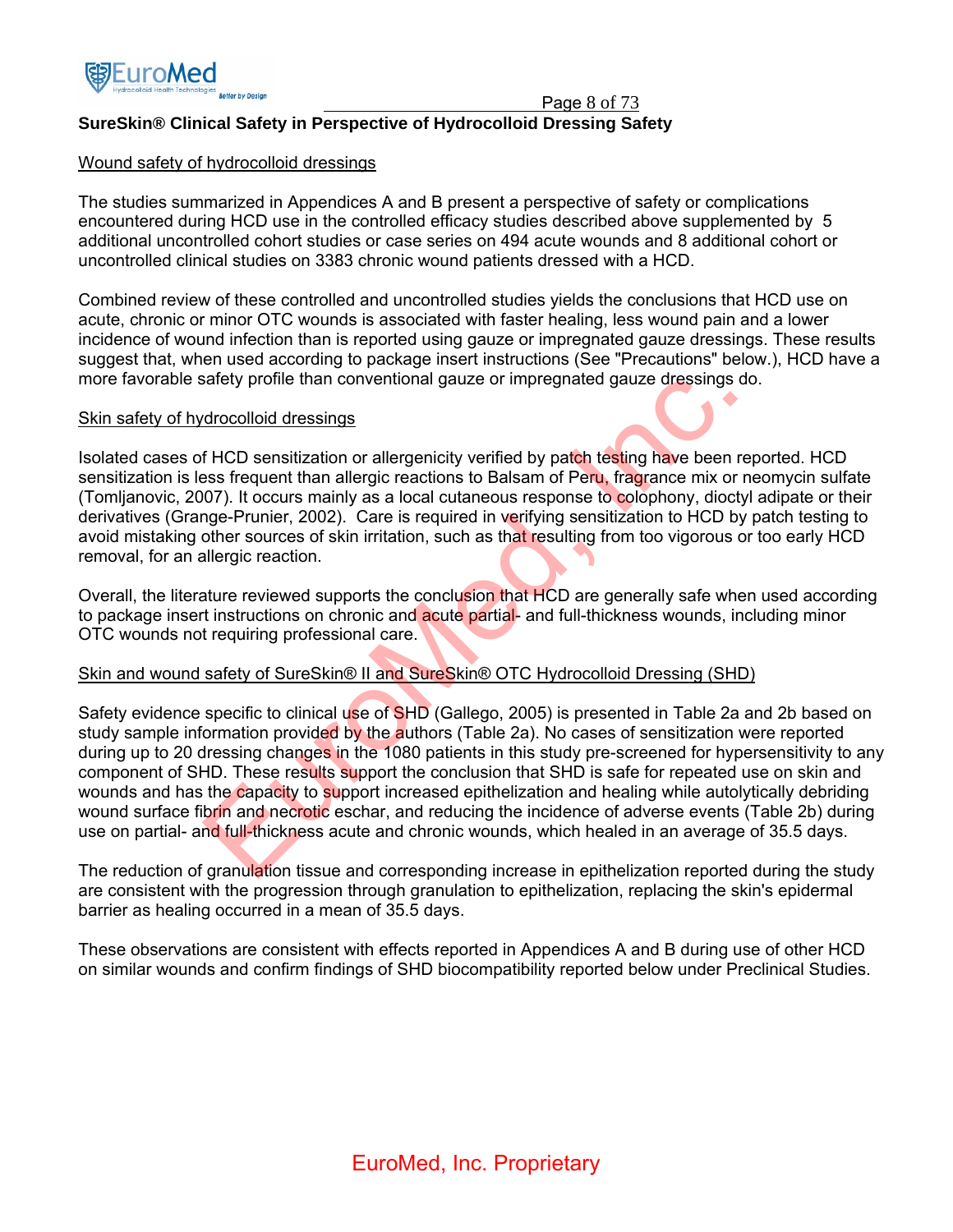## SureSkin® Clinical Safety in Perspective of Hydrocolloid Dressing Safety

Wound safety of hydrocolloid dressings

The studies summarized in Appendices A and B present a perspective of safety or complications encountered during HCD use in the controlled efficacy studies described above supplemented by 5 additional uncontrolled cohort studies or case series on 494 acute wounds and 8 additional cohort or uncontrolled clinical studies on 3383 chronic wound patients dressed with a HCD.

Combined review of these controlled and uncontrolled studies yields the conclusions that HCD use on acute, chronic or minor OTC wounds is associated with faster healing, less wound pain and a lower incidence of wound infection than is reported using gauze or impregnated gauze dressings. These results suggest that, when used according to package insert instructions (See "Precautions" below.), HCD have a more favorable safety profile than conventional gauze or impregnated gauze dressings do.

Skin safety of hydrocolloid dressings

Isolated cases of HCD sensitization or allergenicity verified by patch testing have been reported. HCD sensitization is less frequent than allergic reactions to Balsam of Peru, fragrance mix or neomycin sulfate (Tomljanovic, 2007). It occurs mainly as a local cutaneous response to colophony, dioctyl adipate or their derivatives (Grange-Prunier, 2002). Care is required in verifying sensitization to HCD by patch testing to avoid mistaking other sources of skin irritation, such as that resulting from too vigorous or too early HCD removal, for an allergic reaction.

Overall, the literature reviewed supports the conclusion that HCD are generally safe when used according to package insert instructions on chronic and acute partial- and full-thickness wounds, including minor OTC wounds not requiring professional care.

Skin and wound safety of SureSkin® II and SureSkin® OTC Hydrocolloid Dressing (SHD)

Safety evidence specific to clinical use of SHD (Gallego, 2005) is presented in Table 2a and 2b based on study sample information provided by the authors (Table 2a). No cases of sensitization were reported during up to 20 dressing changes in the 1080 patients in this study pre-screened for hypersensitivity to any component of SHD. These results support the conclusion that SHD is safe for repeated use on skin and wounds and has the capacity to support increased epithelization and healing while autolytically debriding wound surface fibrin and necrotic eschar, and reducing the incidence of adverse events (Table 2b) during use on partial- and full-thickness acute and chronic wounds, which healed in an average of 35.5 days.

The reduction of granulation tissue and corresponding increase in epithelization reported during the study are consistent with the progression through granulation to epithelization, replacing the skin's epidermal barrier as healing occurred in a mean of 35.5 days.

These observations are consistent with effects reported in Appendices A and B during use of other HCD on similar wounds and confirm findings of SHD biocompatibility reported below under Preclinical Studies.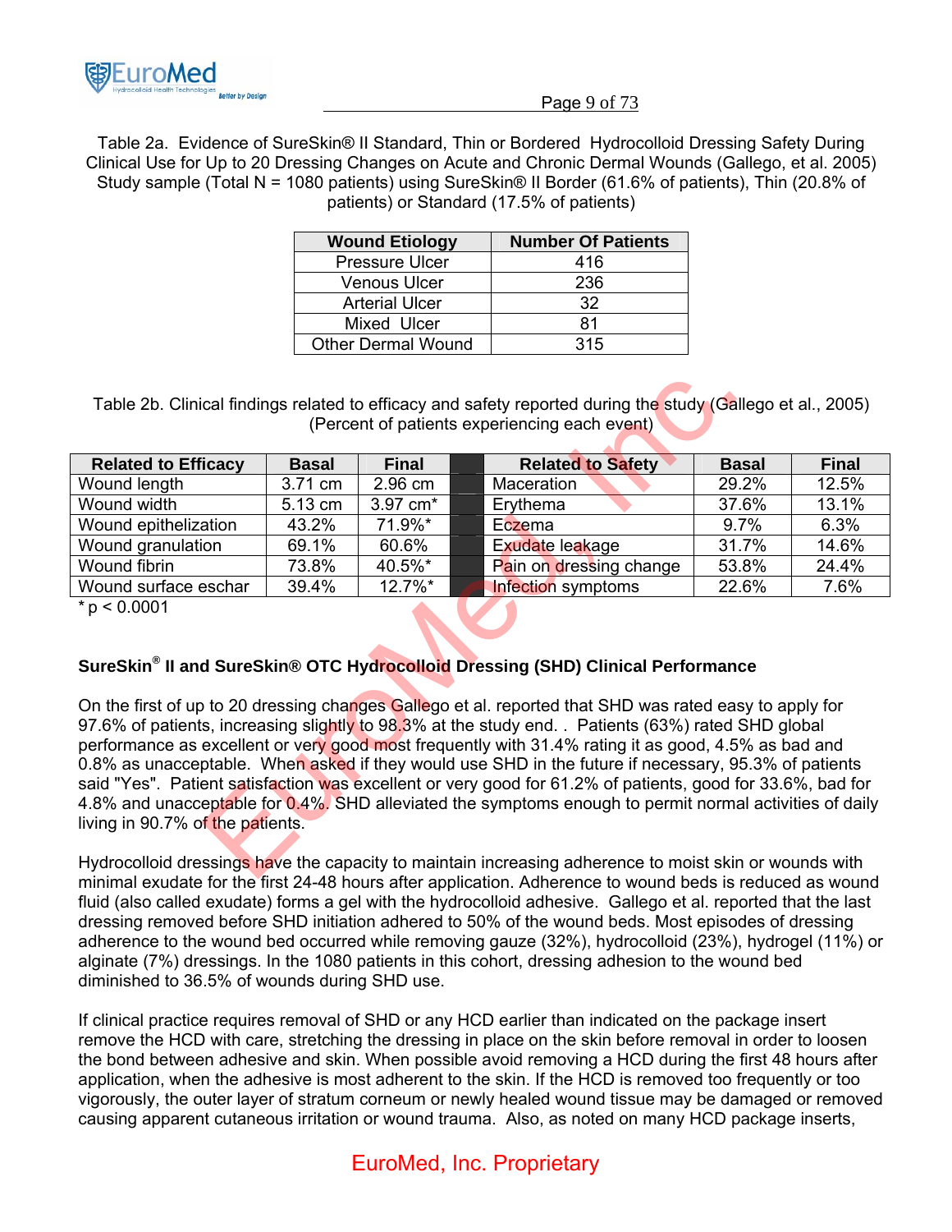Table 2a. Evidence of SureSkin® II Standard, Thin or Bordered Hydrocolloid Dressing Safety During Clinical Use for Up to 20 Dressing Changes on Acute and Chronic Dermal Wounds (Gallego, et al. 2005) Study sample (Total N = 1080 patients) using SureSkin® II Border (61.6% of patients), Thin (20.8% of patients) or Standard (17.5% of patients)

| Wound Etiology | Number Of Patients |
|---|---|
| Pressure Ulcer | 416 |
| Venous Ulcer | 236 |
| Arterial Ulcer | 32 |
| Mixed Ulcer | 81 |
| Other Dermal Wound | 315 |

Table 2b. Clinical findings related to efficacy and safety reported during the study (Gallego et al., 2005) (Percent of patients experiencing each event)

| Related to Efficacy | Basal | Final | | Related to Safety | Basal | Final |
|---|---|---|---|---|---|---|
| Wound length | 3.71 cm | 2.96 cm | | Maceration | 29.2% | 12.5% |
| Wound width | 5.13 cm | 3.97 cm* | | Erythema | 37.6% | 13.1% |
| Wound epithelization | 43.2% | 71.9%* | | Eczema | 9.7% | 6.3% |
| Wound granulation | 69.1% | 60.6% | | Exudate leakage | 31.7% | 14.6% |
| Wound fibrin | 73.8% | 40.5%* | | Pain on dressing change | 53.8% | 24.4% |
| Wound surface eschar | 39.4% | 12.7%* | | Infection symptoms | 22.6% | 7.6% |

* $p < 0.0001$

**SureSkin® II and SureSkin® OTC Hydrocolloid Dressing (SHD) Clinical Performance**

On the first of up to 20 dressing changes Gallego et al. reported that SHD was rated easy to apply for 97.6% of patients, increasing slightly to 98.3% at the study end. . Patients (63%) rated SHD global performance as excellent or very good most frequently with 31.4% rating it as good, 4.5% as bad and 0.8% as unacceptable. When asked if they would use SHD in the future if necessary, 95.3% of patients said "Yes". Patient satisfaction was excellent or very good for 61.2% of patients, good for 33.6%, bad for 4.8% and unacceptable for 0.4%. SHD alleviated the symptoms enough to permit normal activities of daily living in 90.7% of the patients.

Hydrocolloid dressings have the capacity to maintain increasing adherence to moist skin or wounds with minimal exudate for the first 24-48 hours after application. Adherence to wound beds is reduced as wound fluid (also called exudate) forms a gel with the hydrocolloid adhesive. Gallego et al. reported that the last dressing removed before SHD initiation adhered to 50% of the wound beds. Most episodes of dressing adherence to the wound bed occurred while removing gauze (32%), hydrocolloid (23%), hydrogel (11%) or alginate (7%) dressings. In the 1080 patients in this cohort, dressing adhesion to the wound bed diminished to 36.5% of wounds during SHD use.

If clinical practice requires removal of SHD or any HCD earlier than indicated on the package insert remove the HCD with care, stretching the dressing in place on the skin before removal in order to loosen the bond between adhesive and skin. When possible avoid removing a HCD during the first 48 hours after application, when the adhesive is most adherent to the skin. If the HCD is removed too frequently or too vigorously, the outer layer of stratum corneum or newly healed wound tissue may be damaged or removed causing apparent cutaneous irritation or wound trauma. Also, as noted on many HCD package inserts,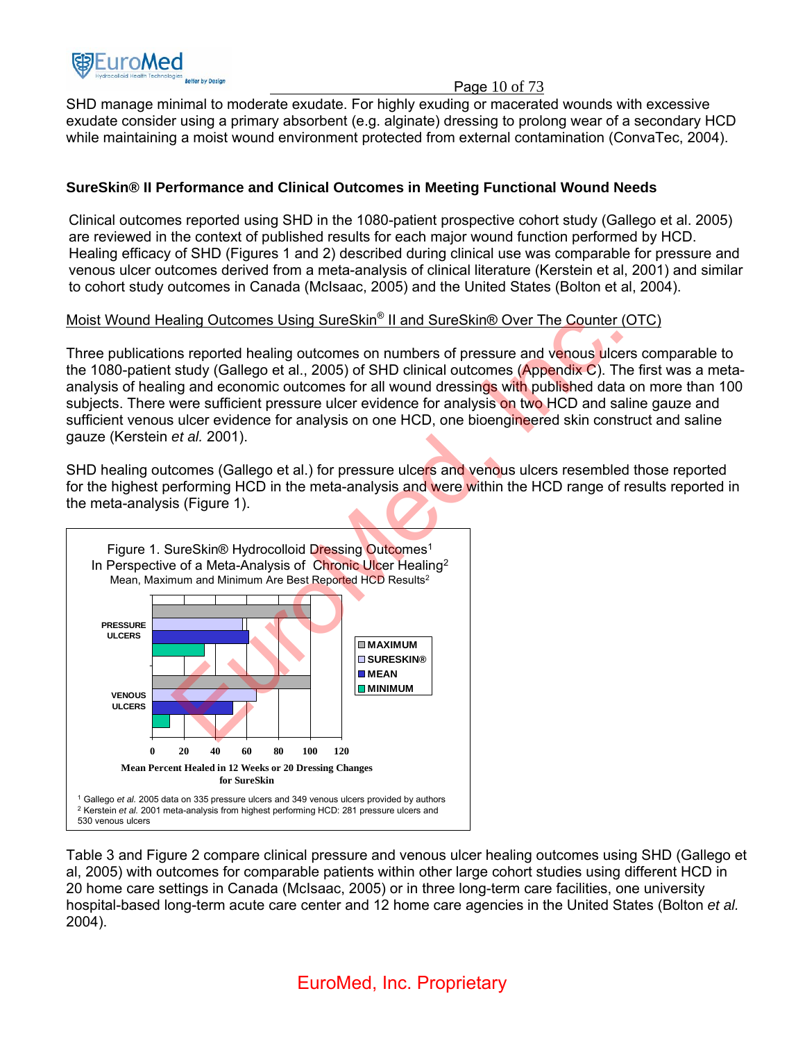SHD manage minimal to moderate exudate. For highly exuding or macerated wounds with excessive exudate consider using a primary absorbent (e.g. alginate) dressing to prolong wear of a secondary HCD while maintaining a moist wound environment protected from external contamination (ConvaTec, 2004).

**SureSkin® II Performance and Clinical Outcomes in Meeting Functional Wound Needs**

Clinical outcomes reported using SHD in the 1080-patient prospective cohort study (Gallego et al. 2005) are reviewed in the context of published results for each major wound function performed by HCD. Healing efficacy of SHD (Figures 1 and 2) described during clinical use was comparable for pressure and venous ulcer outcomes derived from a meta-analysis of clinical literature (Kerstein et al, 2001) and similar to cohort study outcomes in Canada (McIsaac, 2005) and the United States (Bolton et al, 2004).

<u>Moist Wound Healing Outcomes Using SureSkin® II and SureSkin® Over The Counter (OTC)</u>

Three publications reported healing outcomes on numbers of pressure and venous ulcers comparable to the 1080-patient study (Gallego et al., 2005) of SHD clinical outcomes (Appendix C). The first was a meta-analysis of healing and economic outcomes for all wound dressings with published data on more than 100 subjects. There were sufficient pressure ulcer evidence for analysis on two HCD and saline gauze and sufficient venous ulcer evidence for analysis on one HCD, one bioengineered skin construct and saline gauze (Kerstein *et al.* 2001).

SHD healing outcomes (Gallego et al.) for pressure ulcers and venous ulcers resembled those reported for the highest performing HCD in the meta-analysis and were within the HCD range of results reported in the meta-analysis (Figure 1).

Figure 1. SureSkin® Hydrocolloid Dressing Outcomes[1]
In Perspective of a Meta-Analysis of Chronic Ulcer Healing[2]
Mean, Maximum and Minimum Are Best Reported HCD Results[2]

| | MAXIMUM | SURESKIN® | MEAN | MINIMUM |
|---|---|---|---|---|
| PRESSURE ULCERS | ~100 | ~58 | ~62 | ~33 |
| VENOUS ULCERS | ~100 | ~67 | ~52 | ~11 |

Mean Percent Healed in 12 Weeks or 20 Dressing Changes for SureSkin

[1] Gallego *et al.* 2005 data on 335 pressure ulcers and 349 venous ulcers provided by authors
[2] Kerstein *et al.* 2001 meta-analysis from highest performing HCD: 281 pressure ulcers and 530 venous ulcers

Table 3 and Figure 2 compare clinical pressure and venous ulcer healing outcomes using SHD (Gallego et al, 2005) with outcomes for comparable patients within other large cohort studies using different HCD in 20 home care settings in Canada (McIsaac, 2005) or in three long-term care facilities, one university hospital-based long-term acute care center and 12 home care agencies in the United States (Bolton *et al.* 2004).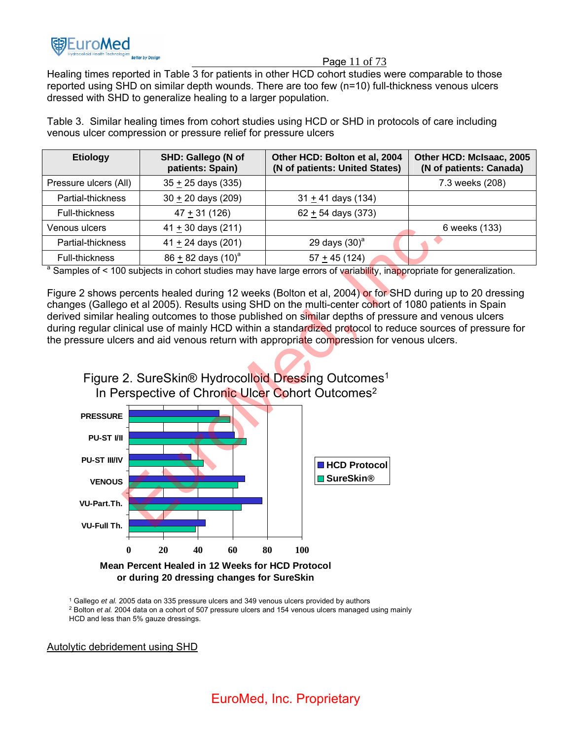Healing times reported in Table 3 for patients in other HCD cohort studies were comparable to those reported using SHD on similar depth wounds. There are too few (n=10) full-thickness venous ulcers dressed with SHD to generalize healing to a larger population.

Table 3. Similar healing times from cohort studies using HCD or SHD in protocols of care including venous ulcer compression or pressure relief for pressure ulcers

| Etiology | SHD: Gallego (N of patients: Spain) | Other HCD: Bolton et al, 2004 (N of patients: United States) | Other HCD: McIsaac, 2005 (N of patients: Canada) |
|---|---|---|---|
| Pressure ulcers (All) | 35 ± 25 days (335) | | 7.3 weeks (208) |
| Partial-thickness | 30 ± 20 days (209) | 31 ± 41 days (134) | |
| Full-thickness | 47 ± 31 (126) | 62 ± 54 days (373) | |
| Venous ulcers | 41 ± 30 days (211) | | 6 weeks (133) |
| Partial-thickness | 41 ± 24 days (201) | 29 days (30)[a] | |
| Full-thickness | 86 ± 82 days (10)[a] | 57 ± 45 (124) | |

[a] Samples of < 100 subjects in cohort studies may have large errors of variability, inappropriate for generalization.

Figure 2 shows percents healed during 12 weeks (Bolton et al, 2004) or for SHD during up to 20 dressing changes (Gallego et al 2005). Results using SHD on the multi-center cohort of 1080 patients in Spain derived similar healing outcomes to those published on similar depths of pressure and venous ulcers during regular clinical use of mainly HCD within a standardized protocol to reduce sources of pressure for the pressure ulcers and aid venous return with appropriate compression for venous ulcers.

Figure 2. SureSkin® Hydrocolloid Dressing Outcomes[1] In Perspective of Chronic Ulcer Cohort Outcomes[2]

Mean Percent Healed in 12 Weeks for HCD Protocol or during 20 dressing changes for SureSkin

[1] Gallego *et al.* 2005 data on 335 pressure ulcers and 349 venous ulcers provided by authors
[2] Bolton *et al.* 2004 data on a cohort of 507 pressure ulcers and 154 venous ulcers managed using mainly HCD and less than 5% gauze dressings.

Autolytic debridement using SHD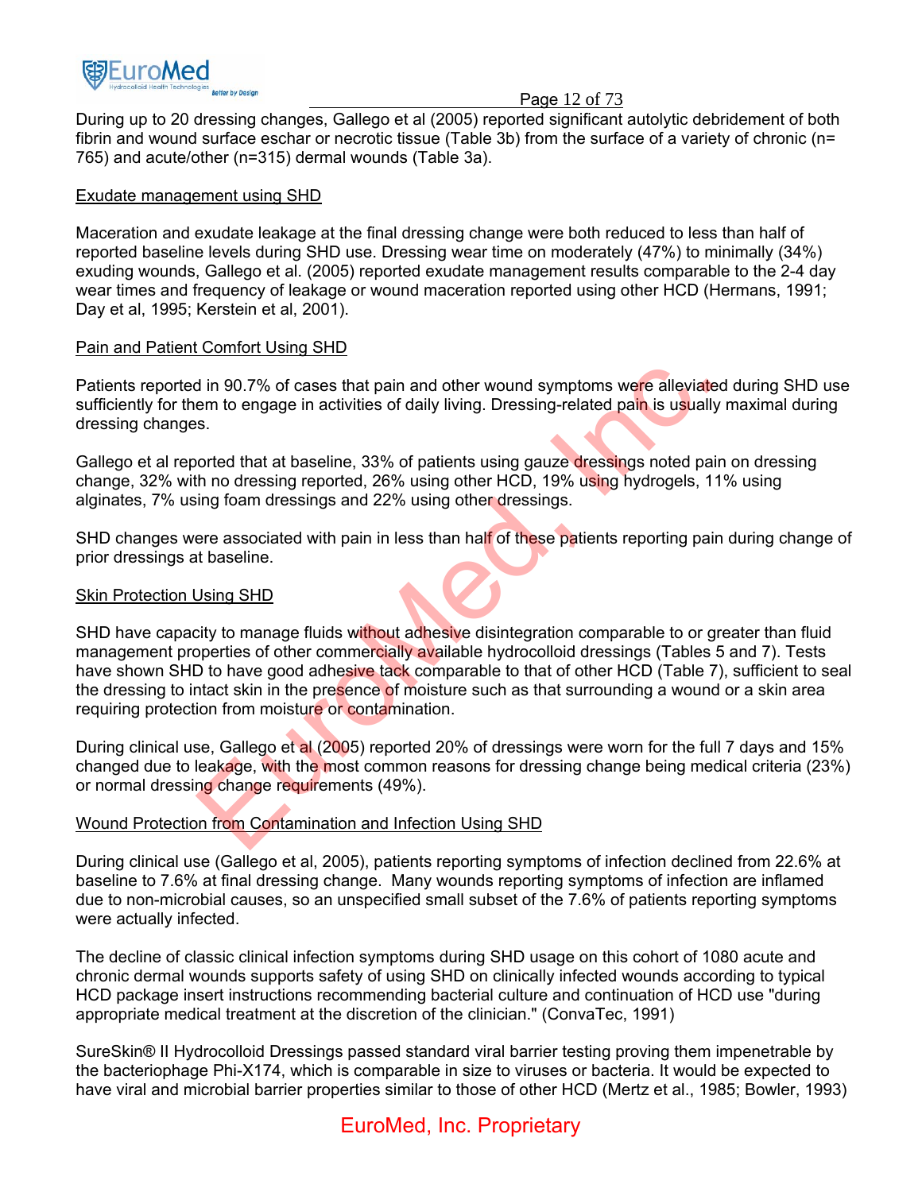During up to 20 dressing changes, Gallego et al (2005) reported significant autolytic debridement of both fibrin and wound surface eschar or necrotic tissue (Table 3b) from the surface of a variety of chronic (n= 765) and acute/other (n=315) dermal wounds (Table 3a).

Exudate management using SHD

Maceration and exudate leakage at the final dressing change were both reduced to less than half of reported baseline levels during SHD use. Dressing wear time on moderately (47%) to minimally (34%) exuding wounds, Gallego et al. (2005) reported exudate management results comparable to the 2-4 day wear times and frequency of leakage or wound maceration reported using other HCD (Hermans, 1991; Day et al, 1995; Kerstein et al, 2001).

Pain and Patient Comfort Using SHD

Patients reported in 90.7% of cases that pain and other wound symptoms were alleviated during SHD use sufficiently for them to engage in activities of daily living. Dressing-related pain is usually maximal during dressing changes.

Gallego et al reported that at baseline, 33% of patients using gauze dressings noted pain on dressing change, 32% with no dressing reported, 26% using other HCD, 19% using hydrogels, 11% using alginates, 7% using foam dressings and 22% using other dressings.

SHD changes were associated with pain in less than half of these patients reporting pain during change of prior dressings at baseline.

Skin Protection Using SHD

SHD have capacity to manage fluids without adhesive disintegration comparable to or greater than fluid management properties of other commercially available hydrocolloid dressings (Tables 5 and 7). Tests have shown SHD to have good adhesive tack comparable to that of other HCD (Table 7), sufficient to seal the dressing to intact skin in the presence of moisture such as that surrounding a wound or a skin area requiring protection from moisture or contamination.

During clinical use, Gallego et al (2005) reported 20% of dressings were worn for the full 7 days and 15% changed due to leakage, with the most common reasons for dressing change being medical criteria (23%) or normal dressing change requirements (49%).

Wound Protection from Contamination and Infection Using SHD

During clinical use (Gallego et al, 2005), patients reporting symptoms of infection declined from 22.6% at baseline to 7.6% at final dressing change. Many wounds reporting symptoms of infection are inflamed due to non-microbial causes, so an unspecified small subset of the 7.6% of patients reporting symptoms were actually infected.

The decline of classic clinical infection symptoms during SHD usage on this cohort of 1080 acute and chronic dermal wounds supports safety of using SHD on clinically infected wounds according to typical HCD package insert instructions recommending bacterial culture and continuation of HCD use "during appropriate medical treatment at the discretion of the clinician." (ConvaTec, 1991)

SureSkin® II Hydrocolloid Dressings passed standard viral barrier testing proving them impenetrable by the bacteriophage Phi-X174, which is comparable in size to viruses or bacteria. It would be expected to have viral and microbial barrier properties similar to those of other HCD (Mertz et al., 1985; Bowler, 1993)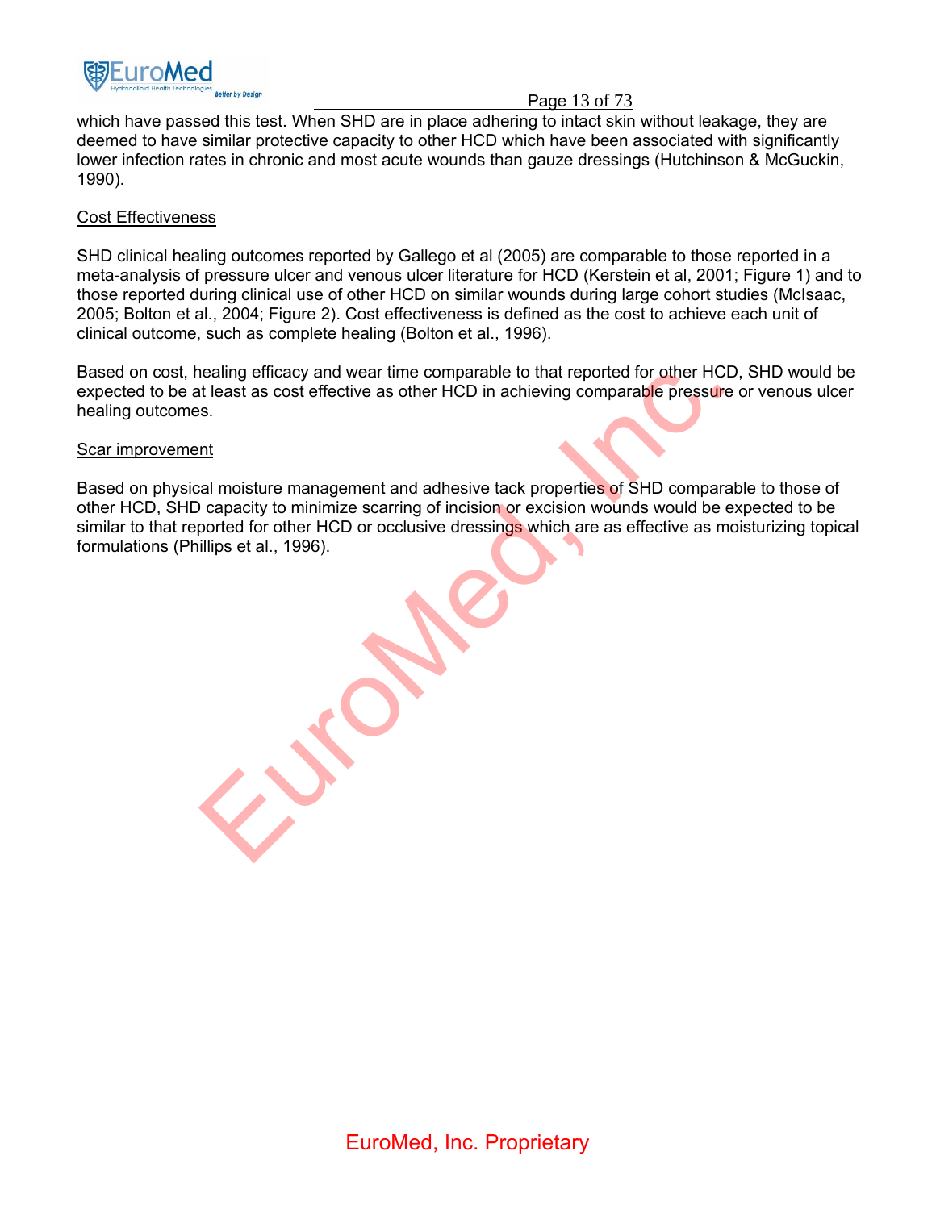which have passed this test. When SHD are in place adhering to intact skin without leakage, they are deemed to have similar protective capacity to other HCD which have been associated with significantly lower infection rates in chronic and most acute wounds than gauze dressings (Hutchinson & McGuckin, 1990).

Cost Effectiveness

SHD clinical healing outcomes reported by Gallego et al (2005) are comparable to those reported in a meta-analysis of pressure ulcer and venous ulcer literature for HCD (Kerstein et al, 2001; Figure 1) and to those reported during clinical use of other HCD on similar wounds during large cohort studies (McIsaac, 2005; Bolton et al., 2004; Figure 2). Cost effectiveness is defined as the cost to achieve each unit of clinical outcome, such as complete healing (Bolton et al., 1996).

Based on cost, healing efficacy and wear time comparable to that reported for other HCD, SHD would be expected to be at least as cost effective as other HCD in achieving comparable pressure or venous ulcer healing outcomes.

Scar improvement

Based on physical moisture management and adhesive tack properties of SHD comparable to those of other HCD, SHD capacity to minimize scarring of incision or excision wounds would be expected to be similar to that reported for other HCD or occlusive dressings which are as effective as moisturizing topical formulations (Phillips et al., 1996).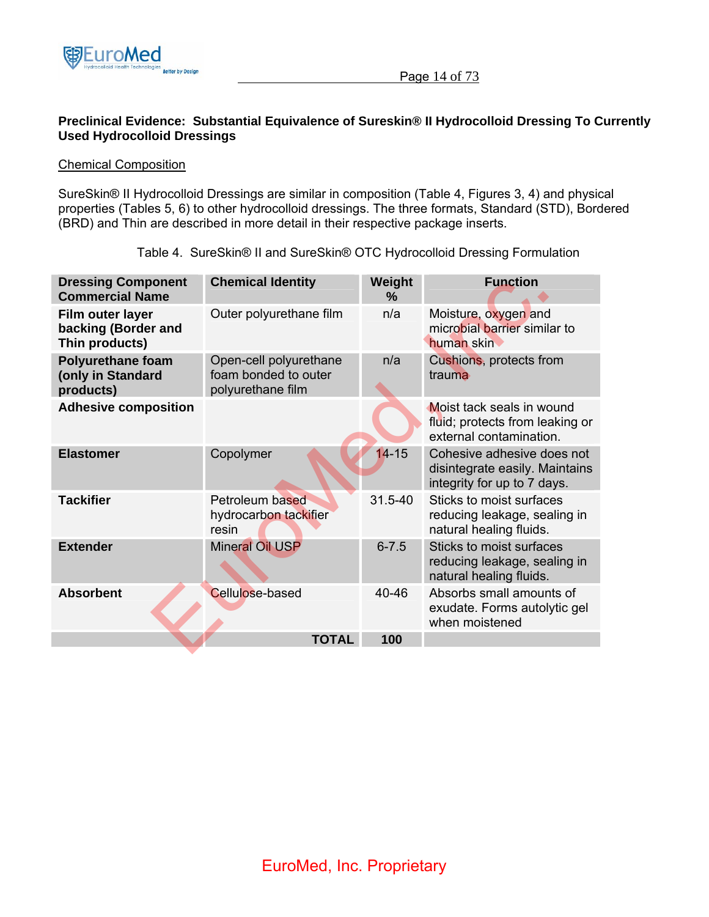**Preclinical Evidence: Substantial Equivalence of Sureskin® II Hydrocolloid Dressing To Currently Used Hydrocolloid Dressings**

Chemical Composition

SureSkin® II Hydrocolloid Dressings are similar in composition (Table 4, Figures 3, 4) and physical properties (Tables 5, 6) to other hydrocolloid dressings. The three formats, Standard (STD), Bordered (BRD) and Thin are described in more detail in their respective package inserts.

Table 4. SureSkin® II and SureSkin® OTC Hydrocolloid Dressing Formulation

| Dressing Component Commercial Name | Chemical Identity | Weight % | Function |
|---|---|---|---|
| **Film outer layer backing (Border and Thin products)** | Outer polyurethane film | n/a | Moisture, oxygen and microbial barrier similar to human skin |
| **Polyurethane foam (only in Standard products)** | Open-cell polyurethane foam bonded to outer polyurethane film | n/a | Cushions, protects from trauma |
| **Adhesive composition** | | | Moist tack seals in wound fluid; protects from leaking or external contamination. |
| **Elastomer** | Copolymer | 14-15 | Cohesive adhesive does not disintegrate easily. Maintains integrity for up to 7 days. |
| **Tackifier** | Petroleum based hydrocarbon tackifier resin | 31.5-40 | Sticks to moist surfaces reducing leakage, sealing in natural healing fluids. |
| **Extender** | Mineral Oil USP | 6-7.5 | Sticks to moist surfaces reducing leakage, sealing in natural healing fluids. |
| **Absorbent** | Cellulose-based | 40-46 | Absorbs small amounts of exudate. Forms autolytic gel when moistened |
| | **TOTAL** | **100** | |

EuroMed, Inc. Proprietary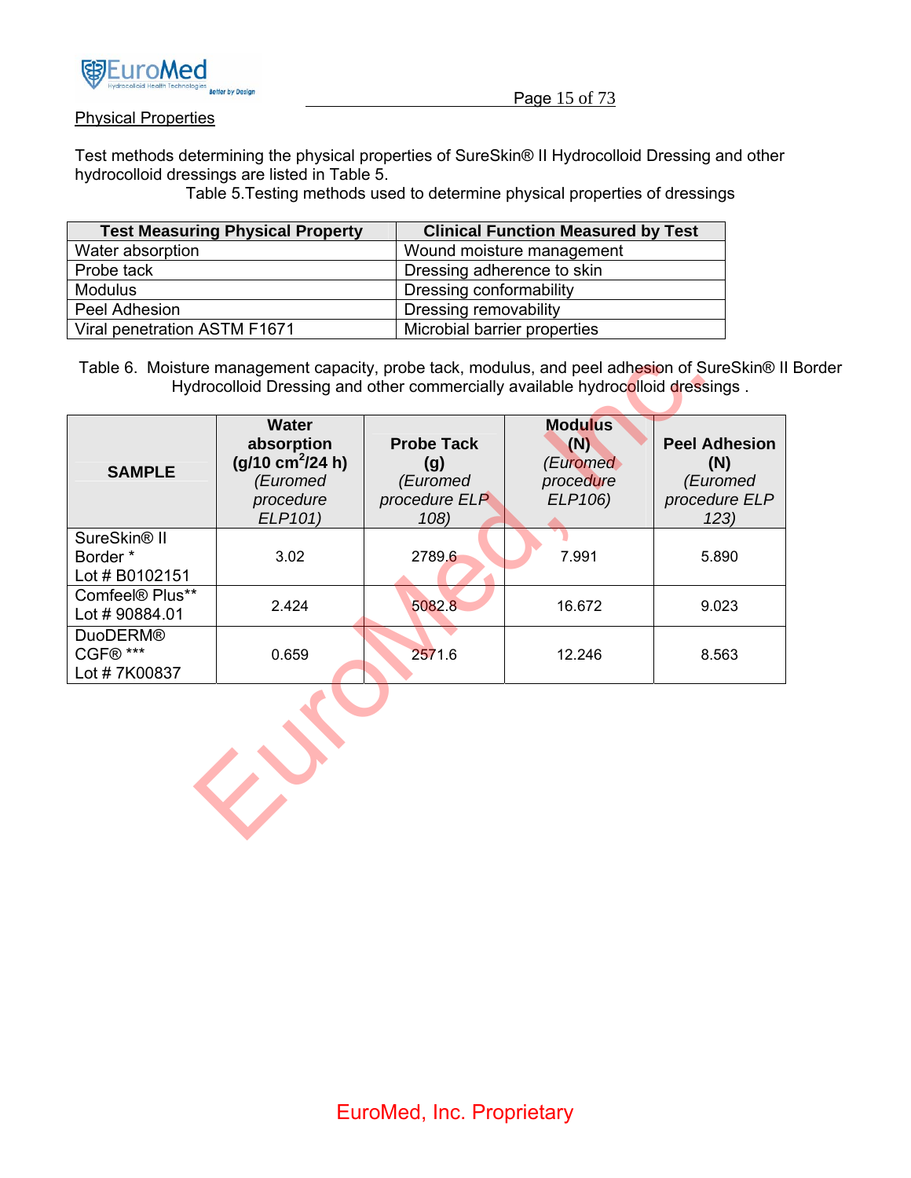## Physical Properties

Test methods determining the physical properties of SureSkin® II Hydrocolloid Dressing and other hydrocolloid dressings are listed in Table 5.

Table 5.Testing methods used to determine physical properties of dressings

| Test Measuring Physical Property | Clinical Function Measured by Test |
|---|---|
| Water absorption | Wound moisture management |
| Probe tack | Dressing adherence to skin |
| Modulus | Dressing conformability |
| Peel Adhesion | Dressing removability |
| Viral penetration ASTM F1671 | Microbial barrier properties |

Table 6. Moisture management capacity, probe tack, modulus, and peel adhesion of SureSkin® II Border Hydrocolloid Dressing and other commercially available hydrocolloid dressings .

| SAMPLE | **Water absorption ($g/10\ cm^2/24\ h$)** *(Euromed procedure ELP101)* | **Probe Tack (g)** *(Euromed procedure ELP 108)* | **Modulus (N)** *(Euromed procedure ELP106)* | **Peel Adhesion (N)** *(Euromed procedure ELP 123)* |
|---|---|---|---|---|
| SureSkin® II Border * Lot # B0102151 | 3.02 | 2789.6 | 7.991 | 5.890 |
| Comfeel® Plus** Lot # 90884.01 | 2.424 | 5082.8 | 16.672 | 9.023 |
| DuoDERM® CGF® *** Lot # 7K00837 | 0.659 | 2571.6 | 12.246 | 8.563 |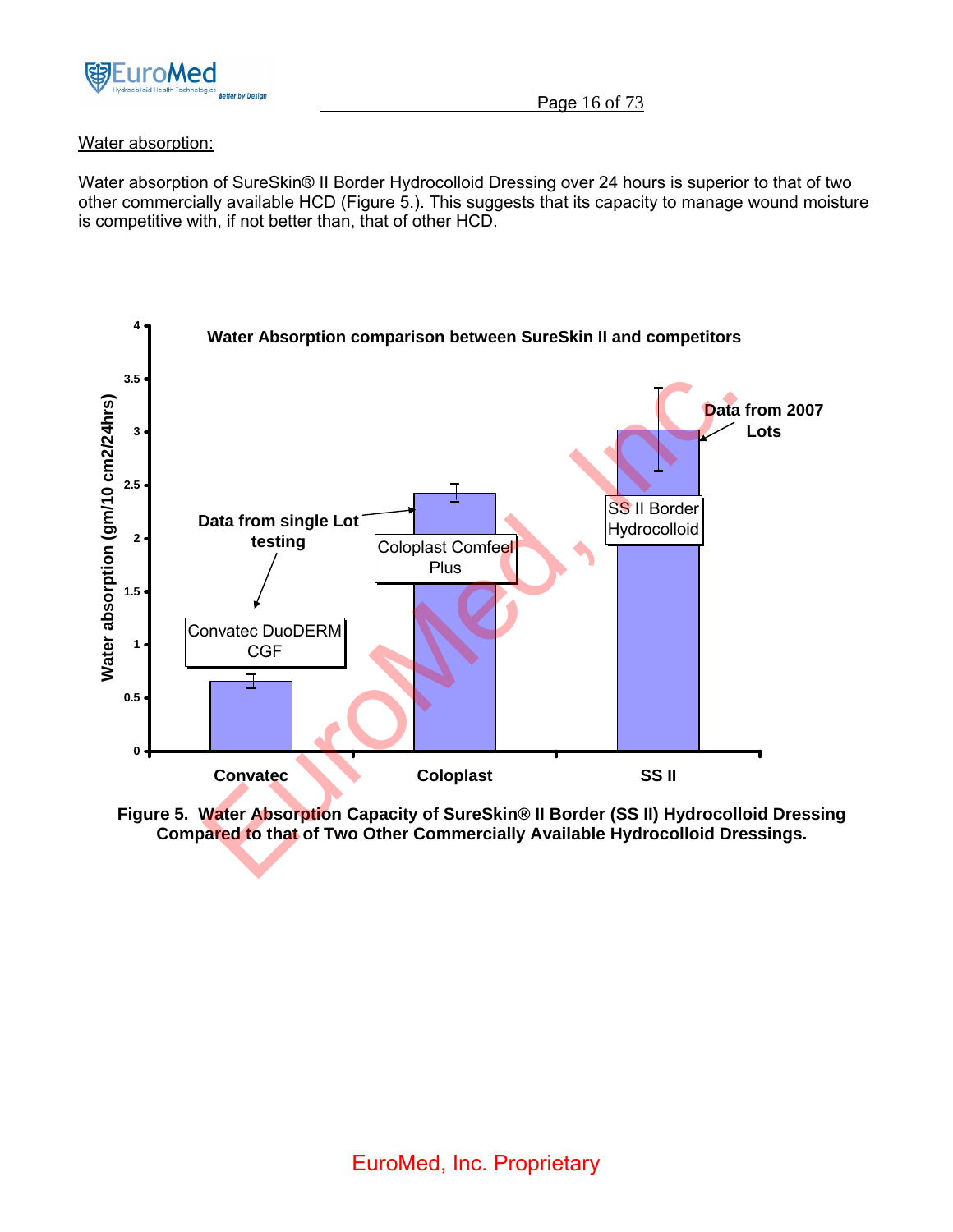Water absorption:

Water absorption of SureSkin® II Border Hydrocolloid Dressing over 24 hours is superior to that of two other commercially available HCD (Figure 5.). This suggests that its capacity to manage wound moisture is competitive with, if not better than, that of other HCD.

**Figure 5. Water Absorption Capacity of SureSkin® II Border (SS II) Hydrocolloid Dressing Compared to that of Two Other Commercially Available Hydrocolloid Dressings.**

EuroMed, Inc. Proprietary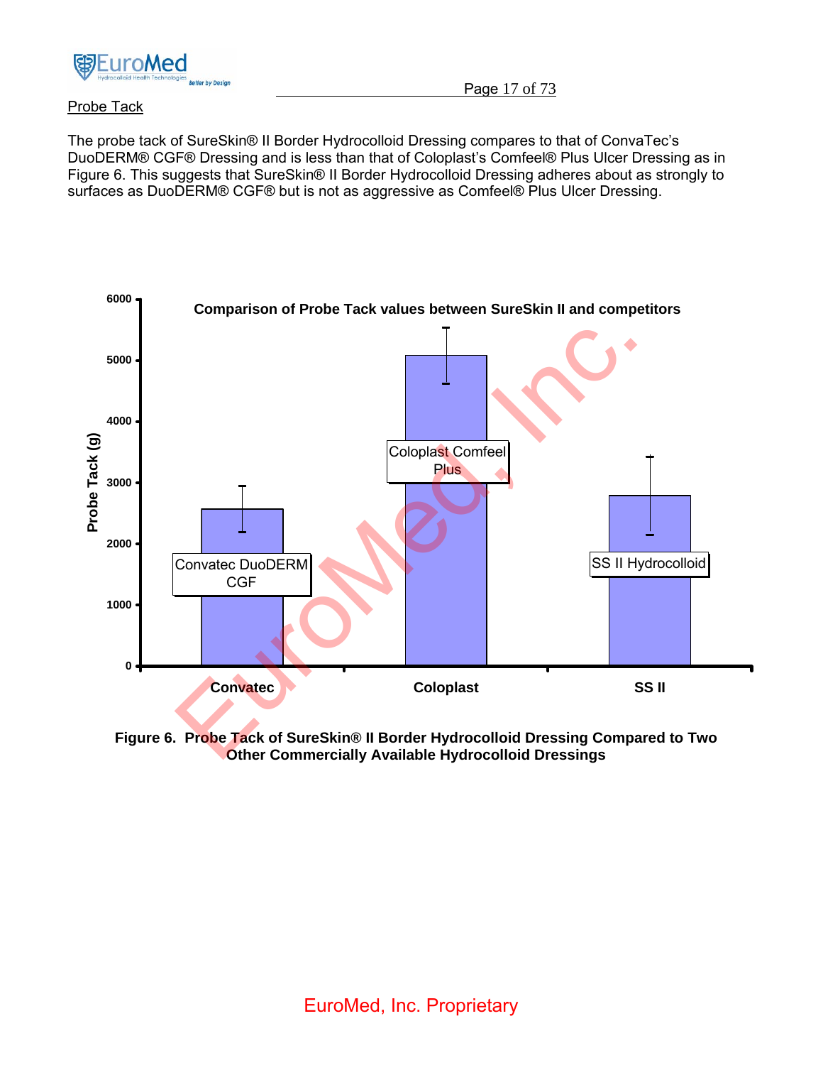Probe Tack

The probe tack of SureSkin® II Border Hydrocolloid Dressing compares to that of ConvaTec's DuoDERM® CGF® Dressing and is less than that of Coloplast's Comfeel® Plus Ulcer Dressing as in Figure 6. This suggests that SureSkin® II Border Hydrocolloid Dressing adheres about as strongly to surfaces as DuoDERM® CGF® but is not as aggressive as Comfeel® Plus Ulcer Dressing.

**Figure 6. Probe Tack of SureSkin® II Border Hydrocolloid Dressing Compared to Two Other Commercially Available Hydrocolloid Dressings**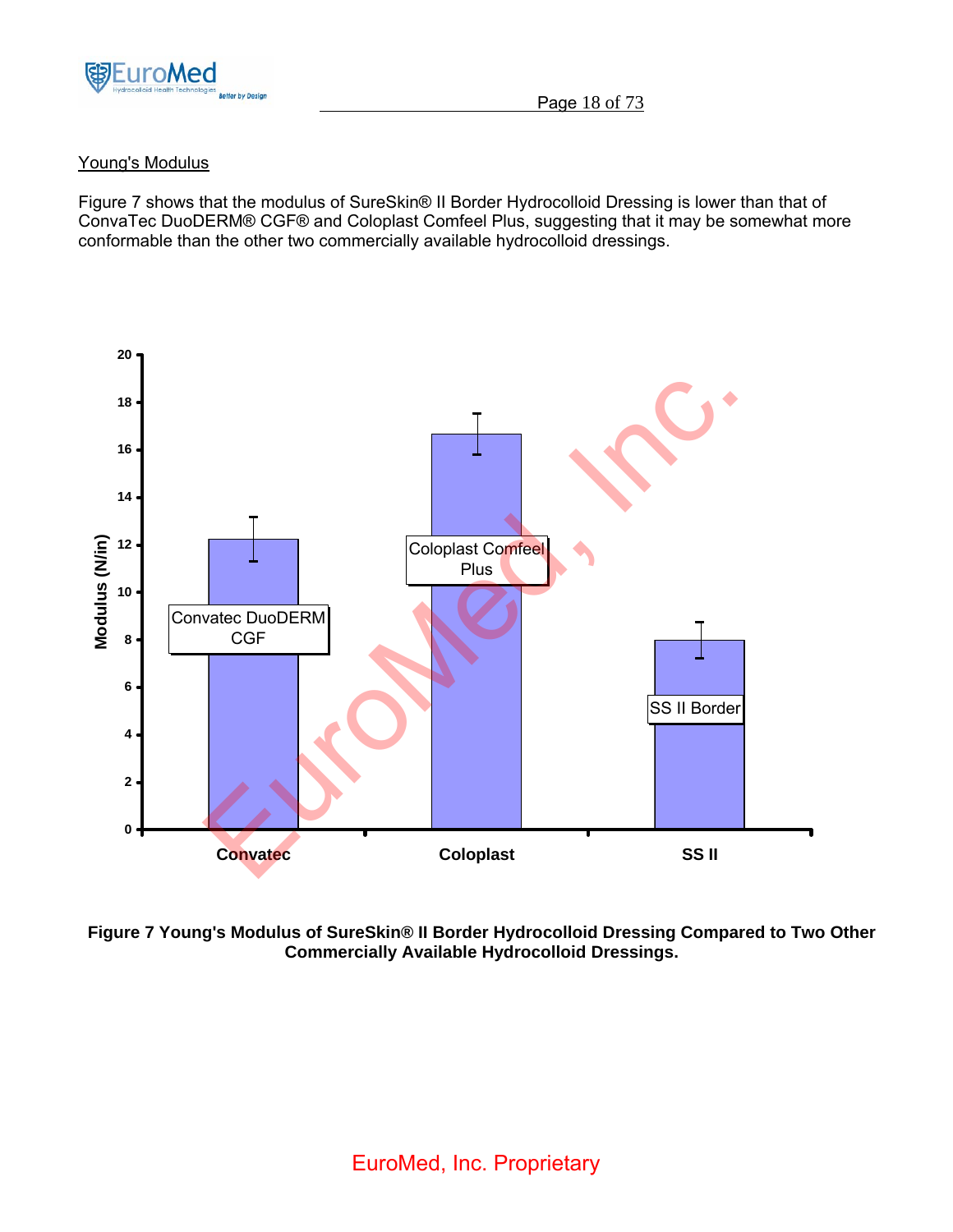## Young's Modulus

Figure 7 shows that the modulus of SureSkin® II Border Hydrocolloid Dressing is lower than that of ConvaTec DuoDERM® CGF® and Coloplast Comfeel Plus, suggesting that it may be somewhat more conformable than the other two commercially available hydrocolloid dressings.

**Figure 7 Young's Modulus of SureSkin® II Border Hydrocolloid Dressing Compared to Two Other Commercially Available Hydrocolloid Dressings.**

EuroMed, Inc. Proprietary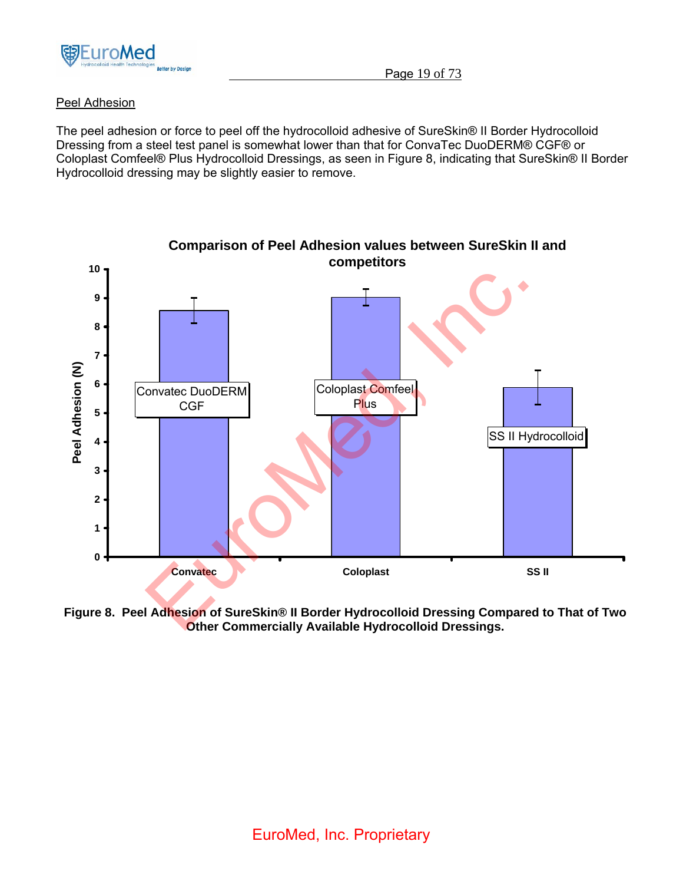Peel Adhesion

The peel adhesion or force to peel off the hydrocolloid adhesive of SureSkin® II Border Hydrocolloid Dressing from a steel test panel is somewhat lower than that for ConvaTec DuoDERM® CGF® or Coloplast Comfeel® Plus Hydrocolloid Dressings, as seen in Figure 8, indicating that SureSkin® II Border Hydrocolloid dressing may be slightly easier to remove.

**Figure 8. Peel Adhesion of SureSkin® II Border Hydrocolloid Dressing Compared to That of Two Other Commercially Available Hydrocolloid Dressings.**

EuroMed, Inc. Proprietary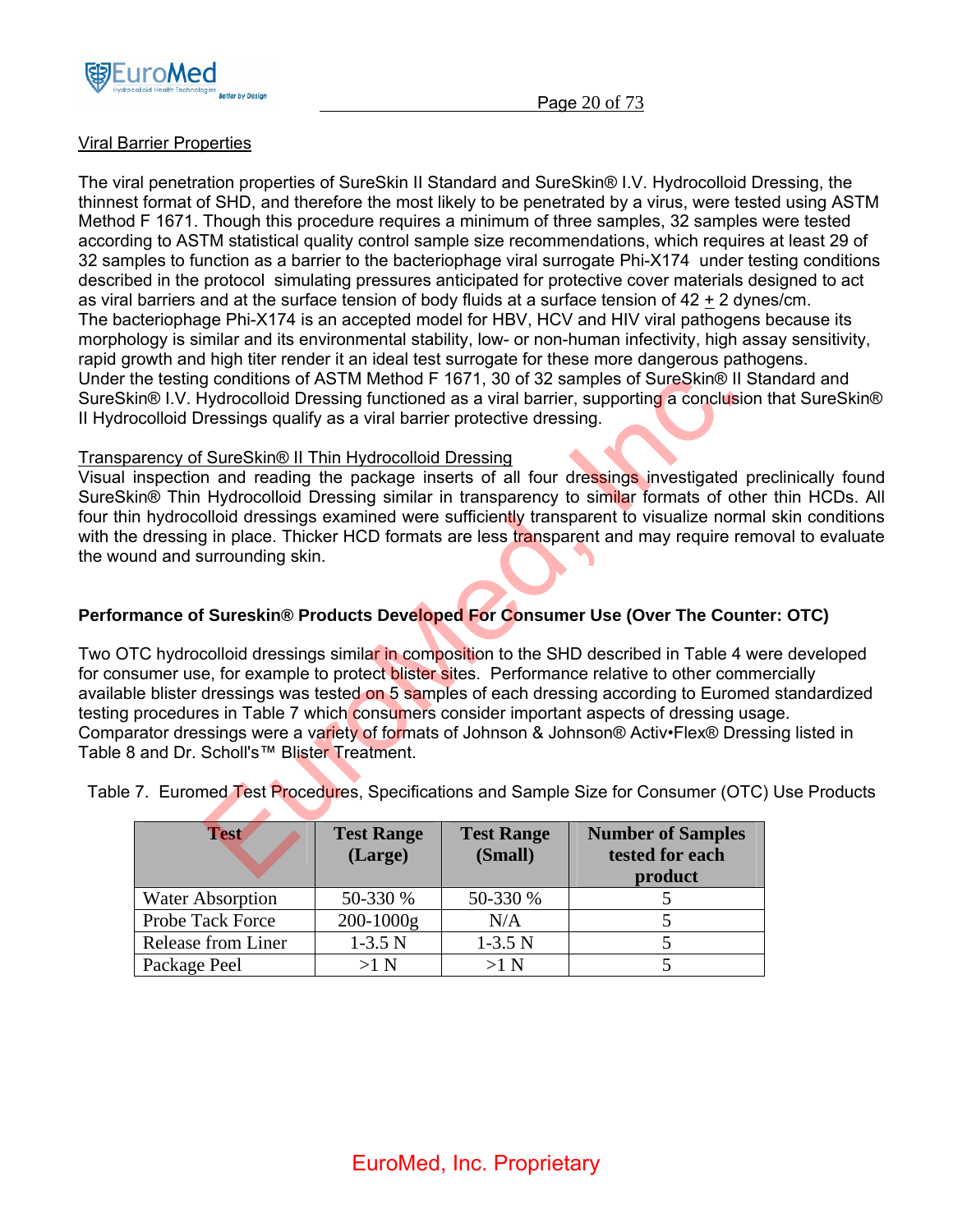Viral Barrier Properties

The viral penetration properties of SureSkin II Standard and SureSkin® I.V. Hydrocolloid Dressing, the thinnest format of SHD, and therefore the most likely to be penetrated by a virus, were tested using ASTM Method F 1671. Though this procedure requires a minimum of three samples, 32 samples were tested according to ASTM statistical quality control sample size recommendations, which requires at least 29 of 32 samples to function as a barrier to the bacteriophage viral surrogate Phi-X174 under testing conditions described in the protocol simulating pressures anticipated for protective cover materials designed to act as viral barriers and at the surface tension of body fluids at a surface tension of 42 $\pm$ 2 dynes/cm. The bacteriophage Phi-X174 is an accepted model for HBV, HCV and HIV viral pathogens because its morphology is similar and its environmental stability, low- or non-human infectivity, high assay sensitivity, rapid growth and high titer render it an ideal test surrogate for these more dangerous pathogens. Under the testing conditions of ASTM Method F 1671, 30 of 32 samples of SureSkin® II Standard and SureSkin® I.V. Hydrocolloid Dressing functioned as a viral barrier, supporting a conclusion that SureSkin® II Hydrocolloid Dressings qualify as a viral barrier protective dressing.

Transparency of SureSkin® II Thin Hydrocolloid Dressing

Visual inspection and reading the package inserts of all four dressings investigated preclinically found SureSkin® Thin Hydrocolloid Dressing similar in transparency to similar formats of other thin HCDs. All four thin hydrocolloid dressings examined were sufficiently transparent to visualize normal skin conditions with the dressing in place. Thicker HCD formats are less transparent and may require removal to evaluate the wound and surrounding skin.

**Performance of Sureskin® Products Developed For Consumer Use (Over The Counter: OTC)**

Two OTC hydrocolloid dressings similar in composition to the SHD described in Table 4 were developed for consumer use, for example to protect blister sites. Performance relative to other commercially available blister dressings was tested on 5 samples of each dressing according to Euromed standardized testing procedures in Table 7 which consumers consider important aspects of dressing usage. Comparator dressings were a variety of formats of Johnson & Johnson® Activ•Flex® Dressing listed in Table 8 and Dr. Scholl's™ Blister Treatment.

Table 7. Euromed Test Procedures, Specifications and Sample Size for Consumer (OTC) Use Products

| Test | Test Range (Large) | Test Range (Small) | Number of Samples tested for each product |
|---|---|---|---|
| Water Absorption | 50-330 % | 50-330 % | 5 |
| Probe Tack Force | 200-1000g | N/A | 5 |
| Release from Liner | 1-3.5 N | 1-3.5 N | 5 |
| Package Peel | >1 N | >1 N | 5 |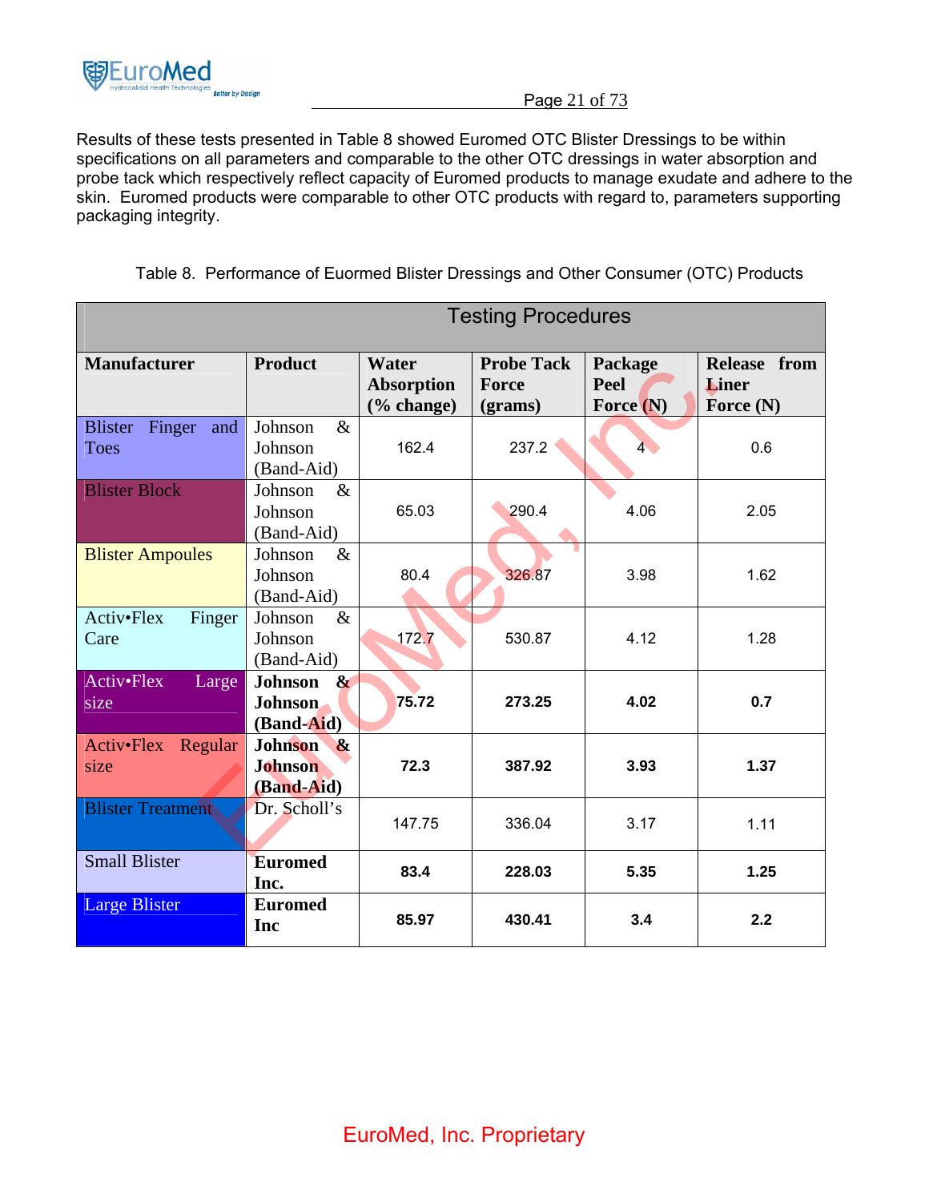Results of these tests presented in Table 8 showed Euromed OTC Blister Dressings to be within specifications on all parameters and comparable to the other OTC dressings in water absorption and probe tack which respectively reflect capacity of Euromed products to manage exudate and adhere to the skin. Euromed products were comparable to other OTC products with regard to, parameters supporting packaging integrity.

Table 8. Performance of Euormed Blister Dressings and Other Consumer (OTC) Products

| Testing Procedures | | | | | |
|---|---|---|---|---|---|
| **Manufacturer** | **Product** | **Water Absorption (% change)** | **Probe Tack Force (grams)** | **Package Peel Force (N)** | **Release from Liner Force (N)** |
| Blister Finger and Toes | Johnson & Johnson (Band-Aid) | 162.4 | 237.2 | 4 | 0.6 |
| Blister Block | Johnson & Johnson (Band-Aid) | 65.03 | 290.4 | 4.06 | 2.05 |
| Blister Ampoules | Johnson & Johnson (Band-Aid) | 80.4 | 326.87 | 3.98 | 1.62 |
| Activ•Flex Finger Care | Johnson & Johnson (Band-Aid) | 172.7 | 530.87 | 4.12 | 1.28 |
| Activ•Flex Large size | **Johnson & Johnson (Band-Aid)** | **75.72** | **273.25** | **4.02** | **0.7** |
| Activ•Flex Regular size | **Johnson & Johnson (Band-Aid)** | **72.3** | **387.92** | **3.93** | **1.37** |
| Blister Treatment | Dr. Scholl's | 147.75 | 336.04 | 3.17 | 1.11 |
| Small Blister | **Euromed Inc.** | **83.4** | **228.03** | **5.35** | **1.25** |
| Large Blister | **Euromed Inc** | **85.97** | **430.41** | **3.4** | **2.2** |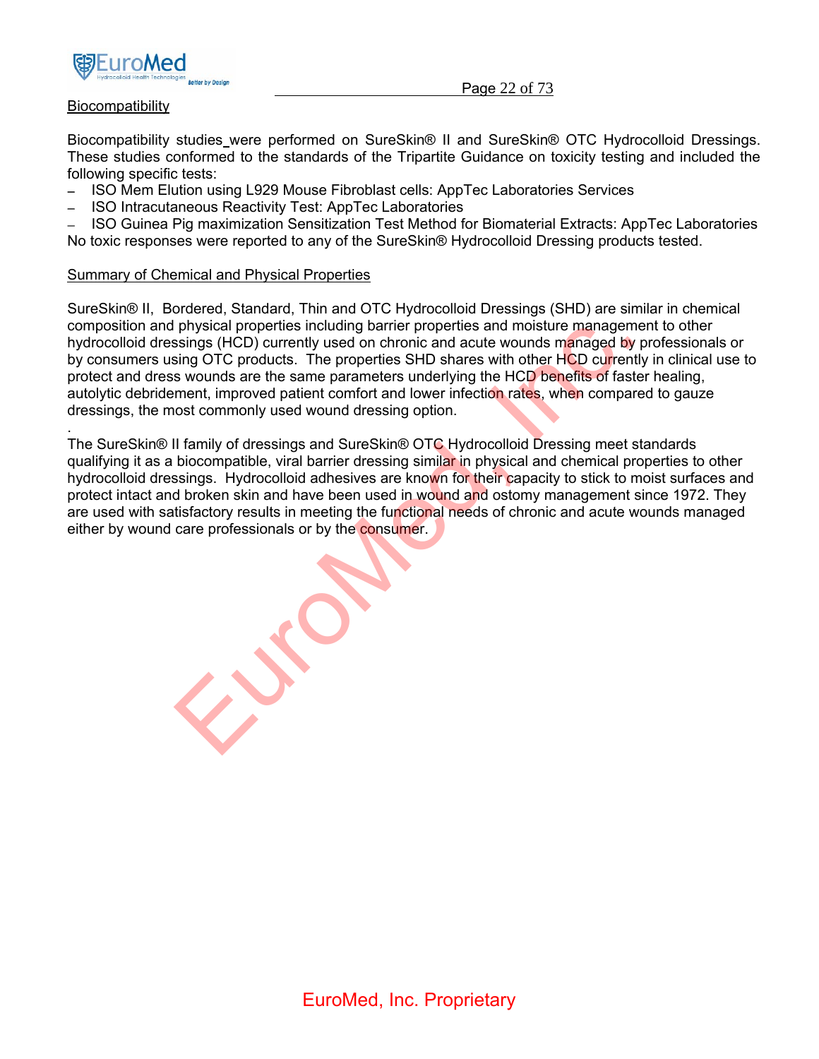## Biocompatibility

Biocompatibility studies_were performed on SureSkin® II and SureSkin® OTC Hydrocolloid Dressings. These studies conformed to the standards of the Tripartite Guidance on toxicity testing and included the following specific tests:

- ISO Mem Elution using L929 Mouse Fibroblast cells: AppTec Laboratories Services
- ISO Intracutaneous Reactivity Test: AppTec Laboratories
- ISO Guinea Pig maximization Sensitization Test Method for Biomaterial Extracts: AppTec Laboratories

No toxic responses were reported to any of the SureSkin® Hydrocolloid Dressing products tested.

## Summary of Chemical and Physical Properties

SureSkin® II, Bordered, Standard, Thin and OTC Hydrocolloid Dressings (SHD) are similar in chemical composition and physical properties including barrier properties and moisture management to other hydrocolloid dressings (HCD) currently used on chronic and acute wounds managed by professionals or by consumers using OTC products. The properties SHD shares with other HCD currently in clinical use to protect and dress wounds are the same parameters underlying the HCD benefits of faster healing, autolytic debridement, improved patient comfort and lower infection rates, when compared to gauze dressings, the most commonly used wound dressing option.

.

The SureSkin® II family of dressings and SureSkin® OTC Hydrocolloid Dressing meet standards qualifying it as a biocompatible, viral barrier dressing similar in physical and chemical properties to other hydrocolloid dressings. Hydrocolloid adhesives are known for their capacity to stick to moist surfaces and protect intact and broken skin and have been used in wound and ostomy management since 1972. They are used with satisfactory results in meeting the functional needs of chronic and acute wounds managed either by wound care professionals or by the consumer.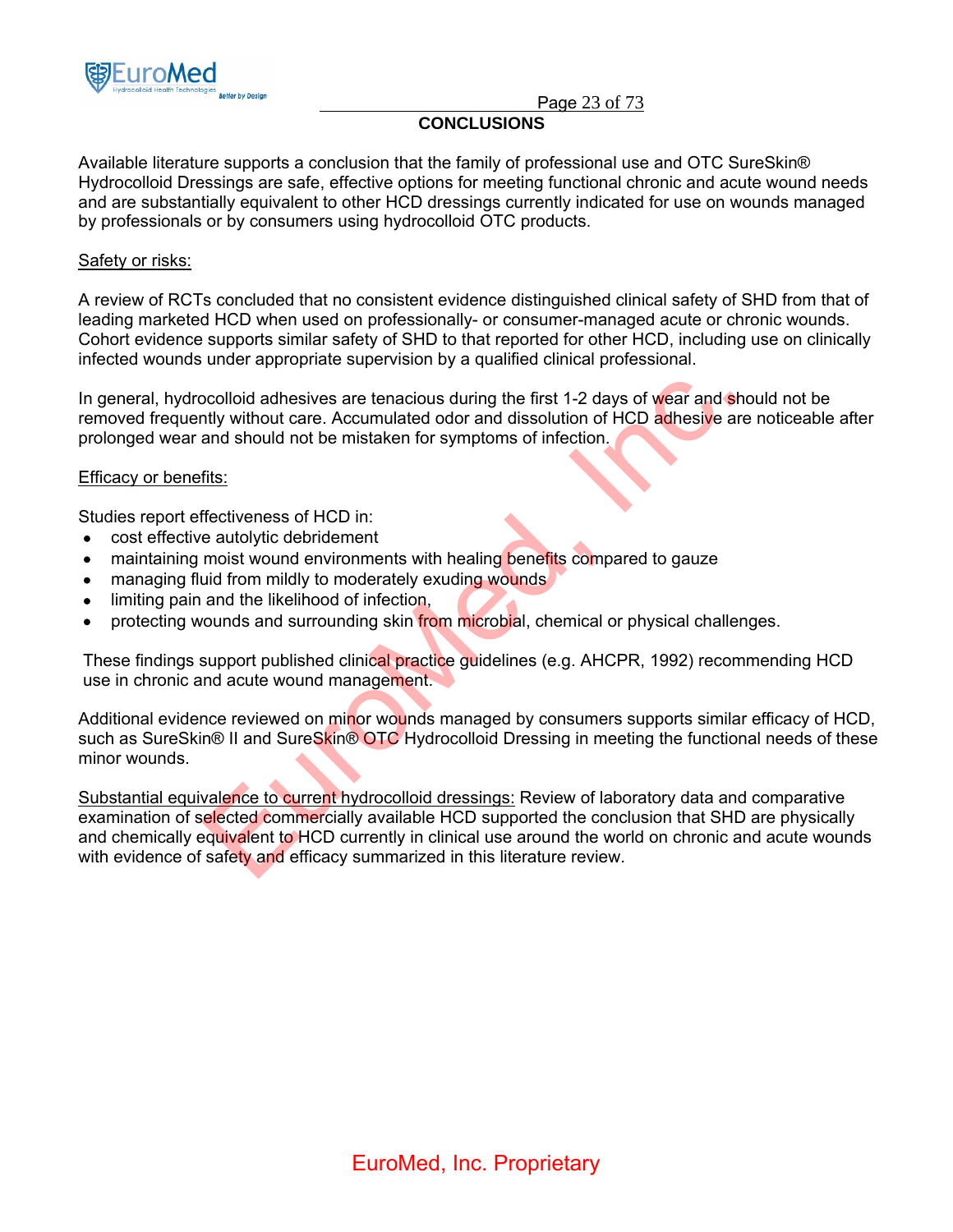## CONCLUSIONS

Available literature supports a conclusion that the family of professional use and OTC SureSkin® Hydrocolloid Dressings are safe, effective options for meeting functional chronic and acute wound needs and are substantially equivalent to other HCD dressings currently indicated for use on wounds managed by professionals or by consumers using hydrocolloid OTC products.

Safety or risks:

A review of RCTs concluded that no consistent evidence distinguished clinical safety of SHD from that of leading marketed HCD when used on professionally- or consumer-managed acute or chronic wounds. Cohort evidence supports similar safety of SHD to that reported for other HCD, including use on clinically infected wounds under appropriate supervision by a qualified clinical professional.

In general, hydrocolloid adhesives are tenacious during the first 1-2 days of wear and should not be removed frequently without care. Accumulated odor and dissolution of HCD adhesive are noticeable after prolonged wear and should not be mistaken for symptoms of infection.

Efficacy or benefits:

Studies report effectiveness of HCD in:

- cost effective autolytic debridement
- maintaining moist wound environments with healing benefits compared to gauze
- managing fluid from mildly to moderately exuding wounds
- limiting pain and the likelihood of infection,
- protecting wounds and surrounding skin from microbial, chemical or physical challenges.

These findings support published clinical practice guidelines (e.g. AHCPR, 1992) recommending HCD use in chronic and acute wound management.

Additional evidence reviewed on minor wounds managed by consumers supports similar efficacy of HCD, such as SureSkin® II and SureSkin® OTC Hydrocolloid Dressing in meeting the functional needs of these minor wounds.

Substantial equivalence to current hydrocolloid dressings: Review of laboratory data and comparative examination of selected commercially available HCD supported the conclusion that SHD are physically and chemically equivalent to HCD currently in clinical use around the world on chronic and acute wounds with evidence of safety and efficacy summarized in this literature review.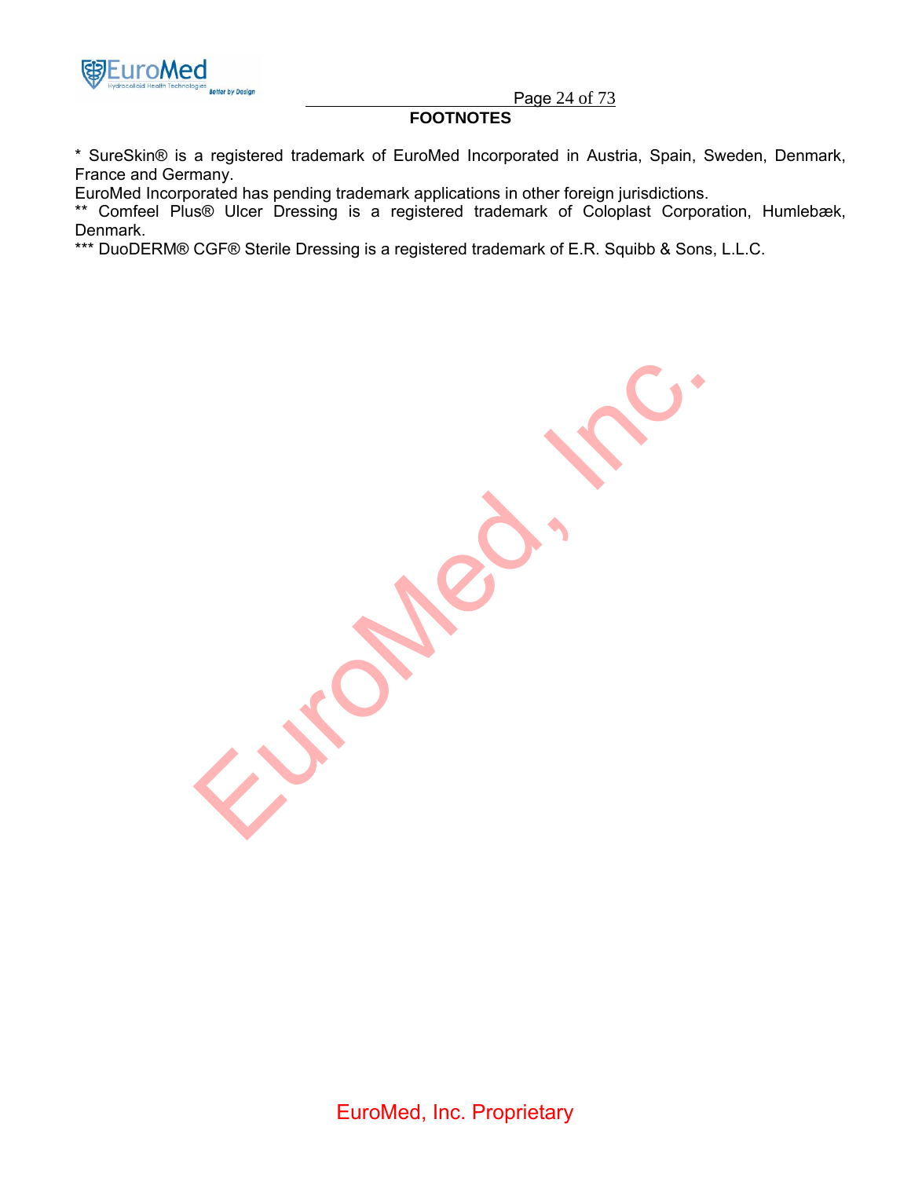## FOOTNOTES

* SureSkin® is a registered trademark of EuroMed Incorporated in Austria, Spain, Sweden, Denmark, France and Germany.
EuroMed Incorporated has pending trademark applications in other foreign jurisdictions.
** Comfeel Plus® Ulcer Dressing is a registered trademark of Coloplast Corporation, Humlebæk, Denmark.
*** DuoDERM® CGF® Sterile Dressing is a registered trademark of E.R. Squibb & Sons, L.L.C.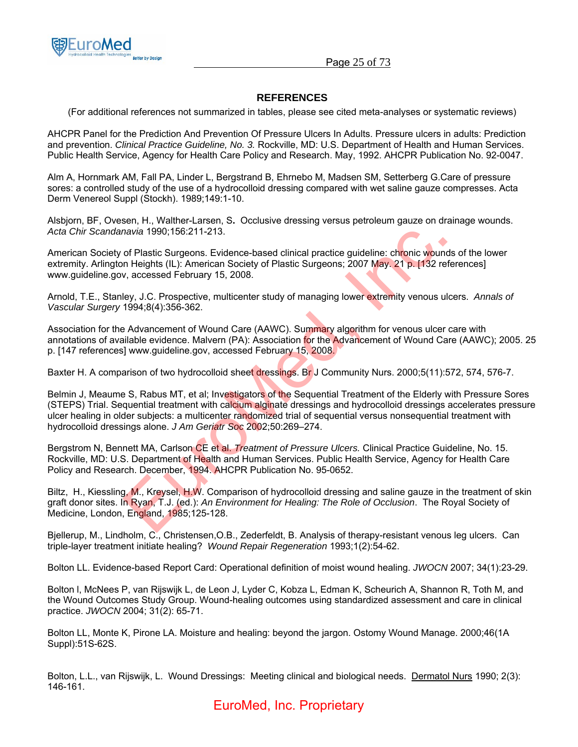## REFERENCES

(For additional references not summarized in tables, please see cited meta-analyses or systematic reviews)

AHCPR Panel for the Prediction And Prevention Of Pressure Ulcers In Adults. Pressure ulcers in adults: Prediction and prevention. *Clinical Practice Guideline, No. 3.* Rockville, MD: U.S. Department of Health and Human Services. Public Health Service, Agency for Health Care Policy and Research. May, 1992. AHCPR Publication No. 92-0047.

Alm A, Hornmark AM, Fall PA, Linder L, Bergstrand B, Ehrnebo M, Madsen SM, Setterberg G.Care of pressure sores: a controlled study of the use of a hydrocolloid dressing compared with wet saline gauze compresses. Acta Derm Venereol Suppl (Stockh). 1989;149:1-10.

Alsbjorn, BF, Ovesen, H., Walther-Larsen, S. Occlusive dressing versus petroleum gauze on drainage wounds. *Acta Chir Scandanavia* 1990;156:211-213.

American Society of Plastic Surgeons. Evidence-based clinical practice guideline: chronic wounds of the lower extremity. Arlington Heights (IL): American Society of Plastic Surgeons; 2007 May. 21 p. [132 references] www.guideline.gov, accessed February 15, 2008.

Arnold, T.E., Stanley, J.C. Prospective, multicenter study of managing lower extremity venous ulcers. *Annals of Vascular Surgery* 1994;8(4):356-362.

Association for the Advancement of Wound Care (AAWC). Summary algorithm for venous ulcer care with annotations of available evidence. Malvern (PA): Association for the Advancement of Wound Care (AAWC); 2005. 25 p. [147 references] www.guideline.gov, accessed February 15, 2008.

Baxter H. A comparison of two hydrocolloid sheet dressings. Br J Community Nurs. 2000;5(11):572, 574, 576-7.

Belmin J, Meaume S, Rabus MT, et al; Investigators of the Sequential Treatment of the Elderly with Pressure Sores (STEPS) Trial. Sequential treatment with calcium alginate dressings and hydrocolloid dressings accelerates pressure ulcer healing in older subjects: a multicenter randomized trial of sequential versus nonsequential treatment with hydrocolloid dressings alone. *J Am Geriatr Soc* 2002;50:269–274.

Bergstrom N, Bennett MA, Carlson CE et al. *Treatment of Pressure Ulcers.* Clinical Practice Guideline, No. 15. Rockville, MD: U.S. Department of Health and Human Services. Public Health Service, Agency for Health Care Policy and Research. December, 1994. AHCPR Publication No. 95-0652.

Biltz, H., Kiessling, M., Kreysel, H.W. Comparison of hydrocolloid dressing and saline gauze in the treatment of skin graft donor sites. In Ryan, T.J. (ed.): *An Environment for Healing: The Role of Occlusion*. The Royal Society of Medicine, London, England, 1985;125-128.

Bjellerup, M., Lindholm, C., Christensen,O.B., Zederfeldt, B. Analysis of therapy-resistant venous leg ulcers. Can triple-layer treatment initiate healing? *Wound Repair Regeneration* 1993;1(2):54-62.

Bolton LL. Evidence-based Report Card: Operational definition of moist wound healing. *JWOCN* 2007; 34(1):23-29.

Bolton l, McNees P, van Rijswijk L, de Leon J, Lyder C, Kobza L, Edman K, Scheurich A, Shannon R, Toth M, and the Wound Outcomes Study Group. Wound-healing outcomes using standardized assessment and care in clinical practice. *JWOCN* 2004; 31(2): 65-71.

Bolton LL, Monte K, Pirone LA. Moisture and healing: beyond the jargon. Ostomy Wound Manage. 2000;46(1A Suppl):51S-62S.

Bolton, L.L., van Rijswijk, L. Wound Dressings: Meeting clinical and biological needs. Dermatol Nurs 1990; 2(3): 146-161.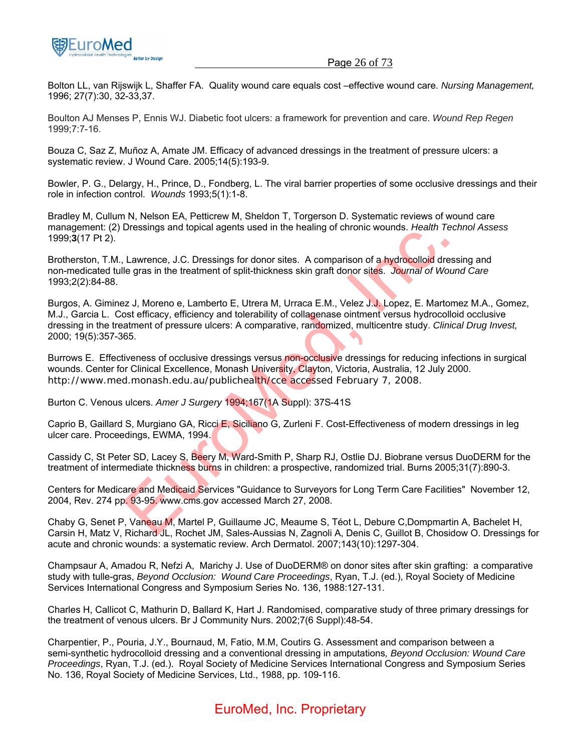Bolton LL, van Rijswijk L, Shaffer FA. Quality wound care equals cost –effective wound care. *Nursing Management,* 1996; 27(7):30, 32-33,37.

Boulton AJ Menses P, Ennis WJ. Diabetic foot ulcers: a framework for prevention and care. *Wound Rep Regen* 1999;7:7-16.

Bouza C, Saz Z, Muñoz A, Amate JM. Efficacy of advanced dressings in the treatment of pressure ulcers: a systematic review. J Wound Care. 2005;14(5):193-9.

Bowler, P. G., Delargy, H., Prince, D., Fondberg, L. The viral barrier properties of some occlusive dressings and their role in infection control. *Wounds* 1993;5(1):1-8.

Bradley M, Cullum N, Nelson EA, Petticrew M, Sheldon T, Torgerson D. Systematic reviews of wound care management: (2) Dressings and topical agents used in the healing of chronic wounds. *Health Technol Assess* 1999;**3**(17 Pt 2).

Brotherston, T.M., Lawrence, J.C. Dressings for donor sites. A comparison of a hydrocolloid dressing and non-medicated tulle gras in the treatment of split-thickness skin graft donor sites. *Journal of Wound Care* 1993;2(2):84-88.

Burgos, A. Giminez J, Moreno e, Lamberto E, Utrera M, Urraca E.M., Velez J.J. Lopez, E. Martomez M.A., Gomez, M.J., Garcia L. Cost efficacy, efficiency and tolerability of collagenase ointment versus hydrocolloid occlusive dressing in the treatment of pressure ulcers: A comparative, randomized, multicentre study. *Clinical Drug Invest,* 2000; 19(5):357-365.

Burrows E. Effectiveness of occlusive dressings versus non-occlusive dressings for reducing infections in surgical wounds. Center for Clinical Excellence, Monash University, Clayton, Victoria, Australia, 12 July 2000. http://www.med.monash.edu.au/publichealth/cce accessed February 7, 2008.

Burton C. Venous ulcers. *Amer J Surgery* 1994;167(1A Suppl): 37S-41S

Caprio B, Gaillard S, Murgiano GA, Ricci E, Siciliano G, Zurleni F. Cost-Effectiveness of modern dressings in leg ulcer care. Proceedings, EWMA, 1994.

Cassidy C, St Peter SD, Lacey S, Beery M, Ward-Smith P, Sharp RJ, Ostlie DJ. Biobrane versus DuoDERM for the treatment of intermediate thickness burns in children: a prospective, randomized trial. Burns 2005;31(7):890-3.

Centers for Medicare and Medicaid Services "Guidance to Surveyors for Long Term Care Facilities" November 12, 2004, Rev. 274 pp. 93-95. www.cms.gov accessed March 27, 2008.

Chaby G, Senet P, Vaneau M, Martel P, Guillaume JC, Meaume S, Téot L, Debure C,Dompmartin A, Bachelet H, Carsin H, Matz V, Richard JL, Rochet JM, Sales-Aussias N, Zagnoli A, Denis C, Guillot B, Chosidow O. Dressings for acute and chronic wounds: a systematic review. Arch Dermatol. 2007;143(10):1297-304.

Champsaur A, Amadou R, Nefzi A, Marichy J. Use of DuoDERM® on donor sites after skin grafting: a comparative study with tulle-gras, *Beyond Occlusion: Wound Care Proceedings*, Ryan, T.J. (ed.), Royal Society of Medicine Services International Congress and Symposium Series No. 136, 1988:127-131.

Charles H, Callicot C, Mathurin D, Ballard K, Hart J. Randomised, comparative study of three primary dressings for the treatment of venous ulcers. Br J Community Nurs. 2002;7(6 Suppl):48-54.

Charpentier, P., Pouria, J.Y., Bournaud, M, Fatio, M.M, Coutirs G. Assessment and comparison between a semi-synthetic hydrocolloid dressing and a conventional dressing in amputations*, Beyond Occlusion: Wound Care Proceedings*, Ryan, T.J. (ed.). Royal Society of Medicine Services International Congress and Symposium Series No. 136, Royal Society of Medicine Services, Ltd., 1988, pp. 109-116.

EuroMed, Inc. Proprietary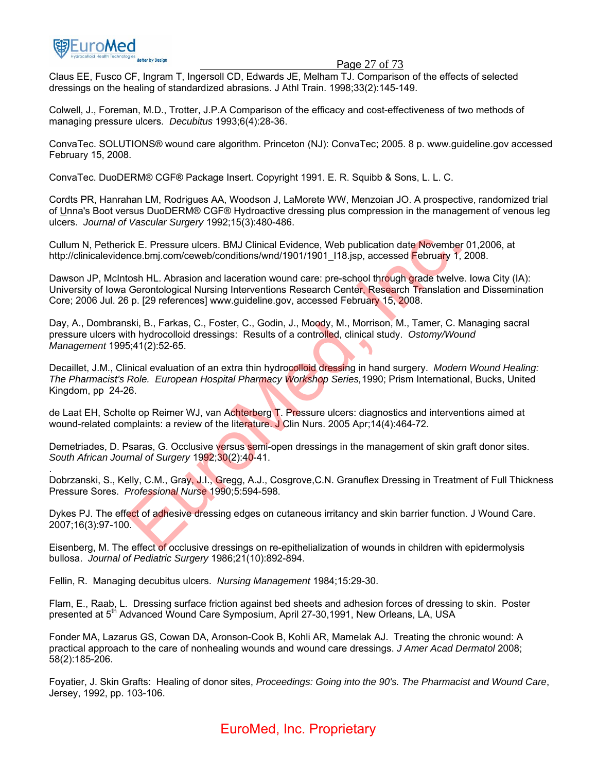Claus EE, Fusco CF, Ingram T, Ingersoll CD, Edwards JE, Melham TJ. Comparison of the effects of selected dressings on the healing of standardized abrasions. J Athl Train. 1998;33(2):145-149.

Colwell, J., Foreman, M.D., Trotter, J.P.A Comparison of the efficacy and cost-effectiveness of two methods of managing pressure ulcers. *Decubitus* 1993;6(4):28-36.

ConvaTec. SOLUTIONS® wound care algorithm. Princeton (NJ): ConvaTec; 2005. 8 p. www.guideline.gov accessed February 15, 2008.

ConvaTec. DuoDERM® CGF® Package Insert. Copyright 1991. E. R. Squibb & Sons, L. L. C.

Cordts PR, Hanrahan LM, Rodrigues AA, Woodson J, LaMorete WW, Menzoian JO. A prospective, randomized trial of Unna's Boot versus DuoDERM® CGF® Hydroactive dressing plus compression in the management of venous leg ulcers. *Journal of Vascular Surgery* 1992;15(3):480-486.

Cullum N, Petherick E. Pressure ulcers. BMJ Clinical Evidence, Web publication date November 01,2006, at http://clinicalevidence.bmj.com/ceweb/conditions/wnd/1901/1901_I18.jsp, accessed February 1, 2008.

Dawson JP, McIntosh HL. Abrasion and laceration wound care: pre-school through grade twelve. Iowa City (IA): University of Iowa Gerontological Nursing Interventions Research Center, Research Translation and Dissemination Core; 2006 Jul. 26 p. [29 references] www.guideline.gov, accessed February 15, 2008.

Day, A., Dombranski, B., Farkas, C., Foster, C., Godin, J., Moody, M., Morrison, M., Tamer, C. Managing sacral pressure ulcers with hydrocolloid dressings: Results of a controlled, clinical study. *Ostomy/Wound Management* 1995;41(2):52-65.

Decaillet, J.M., Clinical evaluation of an extra thin hydrocolloid dressing in hand surgery. *Modern Wound Healing: The Pharmacist's Role. European Hospital Pharmacy Workshop Series,* 1990; Prism International, Bucks, United Kingdom, pp 24-26.

de Laat EH, Scholte op Reimer WJ, van Achterberg T. Pressure ulcers: diagnostics and interventions aimed at wound-related complaints: a review of the literature. J Clin Nurs. 2005 Apr;14(4):464-72.

Demetriades, D. Psaras, G. Occlusive versus semi-open dressings in the management of skin graft donor sites. *South African Journal of Surgery* 1992;30(2):40-41.

Dobrzanski, S., Kelly, C.M., Gray, J.I., Gregg, A.J., Cosgrove,C.N. Granuflex Dressing in Treatment of Full Thickness Pressure Sores. *Professional Nurse* 1990;5:594-598.

Dykes PJ. The effect of adhesive dressing edges on cutaneous irritancy and skin barrier function. J Wound Care. 2007;16(3):97-100.

Eisenberg, M. The effect of occlusive dressings on re-epithelialization of wounds in children with epidermolysis bullosa. *Journal of Pediatric Surgery* 1986;21(10):892-894.

Fellin, R. Managing decubitus ulcers. *Nursing Management* 1984;15:29-30.

Flam, E., Raab, L. Dressing surface friction against bed sheets and adhesion forces of dressing to skin. Poster presented at 5th Advanced Wound Care Symposium, April 27-30,1991, New Orleans, LA, USA

Fonder MA, Lazarus GS, Cowan DA, Aronson-Cook B, Kohli AR, Mamelak AJ. Treating the chronic wound: A practical approach to the care of nonhealing wounds and wound care dressings. *J Amer Acad Dermatol* 2008; 58(2):185-206.

Foyatier, J. Skin Grafts: Healing of donor sites, *Proceedings: Going into the 90's. The Pharmacist and Wound Care*, Jersey, 1992, pp. 103-106.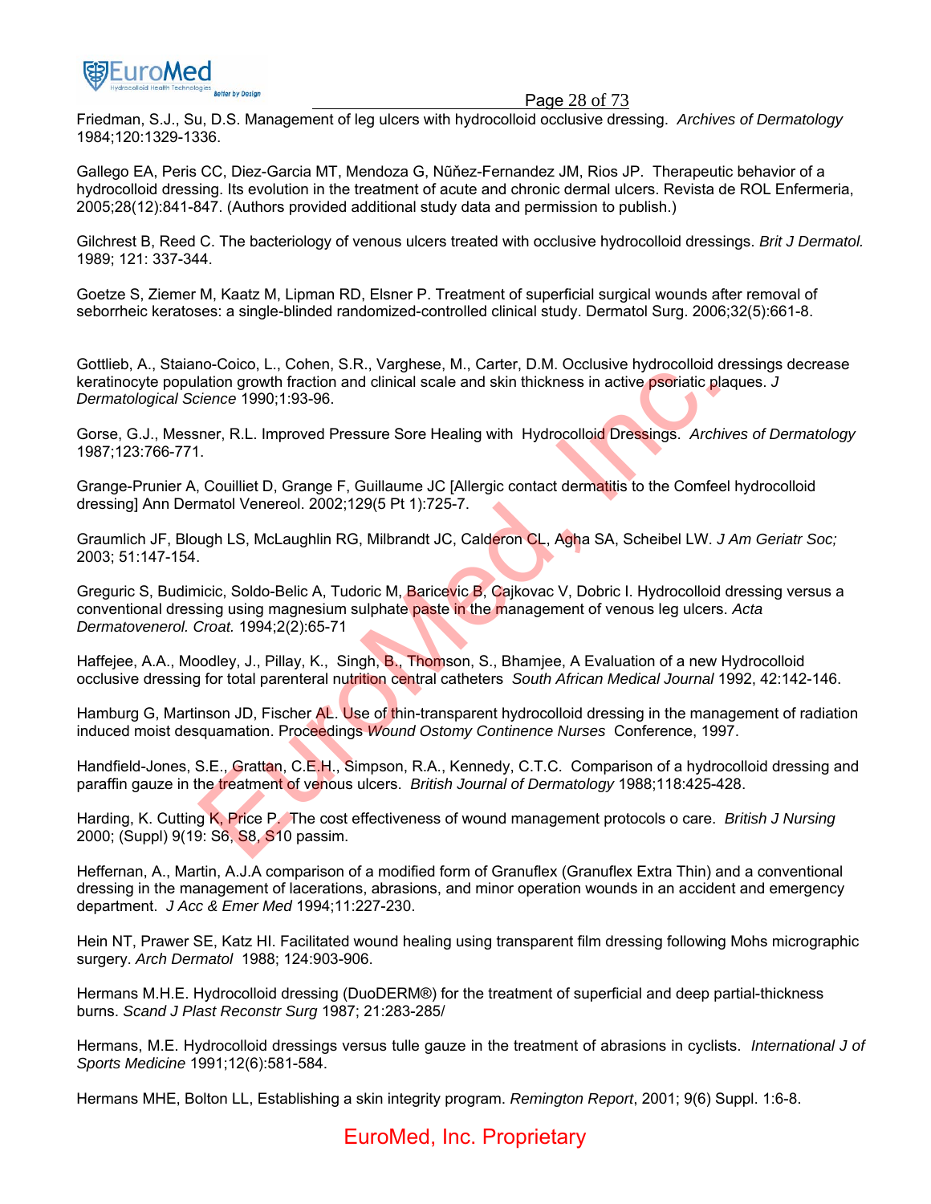Friedman, S.J., Su, D.S. Management of leg ulcers with hydrocolloid occlusive dressing. *Archives of Dermatology* 1984;120:1329-1336.

Gallego EA, Peris CC, Diez-Garcia MT, Mendoza G, Nũňez-Fernandez JM, Rios JP. Therapeutic behavior of a hydrocolloid dressing. Its evolution in the treatment of acute and chronic dermal ulcers. Revista de ROL Enfermeria, 2005;28(12):841-847. (Authors provided additional study data and permission to publish.)

Gilchrest B, Reed C. The bacteriology of venous ulcers treated with occlusive hydrocolloid dressings. *Brit J Dermatol.* 1989; 121: 337-344.

Goetze S, Ziemer M, Kaatz M, Lipman RD, Elsner P. Treatment of superficial surgical wounds after removal of seborrheic keratoses: a single-blinded randomized-controlled clinical study. Dermatol Surg. 2006;32(5):661-8.

Gottlieb, A., Staiano-Coico, L., Cohen, S.R., Varghese, M., Carter, D.M. Occlusive hydrocolloid dressings decrease keratinocyte population growth fraction and clinical scale and skin thickness in active psoriatic plaques. *J Dermatological Science* 1990;1:93-96.

Gorse, G.J., Messner, R.L. Improved Pressure Sore Healing with Hydrocolloid Dressings. *Archives of Dermatology* 1987;123:766-771.

Grange-Prunier A, Couilliet D, Grange F, Guillaume JC [Allergic contact dermatitis to the Comfeel hydrocolloid dressing] Ann Dermatol Venereol. 2002;129(5 Pt 1):725-7.

Graumlich JF, Blough LS, McLaughlin RG, Milbrandt JC, Calderon CL, Agha SA, Scheibel LW. *J Am Geriatr Soc;* 2003; 51:147-154.

Greguric S, Budimicic, Soldo-Belic A, Tudoric M, Baricevic B, Cajkovac V, Dobric I. Hydrocolloid dressing versus a conventional dressing using magnesium sulphate paste in the management of venous leg ulcers. *Acta Dermatovenerol. Croat.* 1994;2(2):65-71

Haffejee, A.A., Moodley, J., Pillay, K., Singh, B., Thomson, S., Bhamjee, A Evaluation of a new Hydrocolloid occlusive dressing for total parenteral nutrition central catheters *South African Medical Journal* 1992, 42:142-146.

Hamburg G, Martinson JD, Fischer AL. Use of thin-transparent hydrocolloid dressing in the management of radiation induced moist desquamation. Proceedings *Wound Ostomy Continence Nurses* Conference, 1997.

Handfield-Jones, S.E., Grattan, C.E.H., Simpson, R.A., Kennedy, C.T.C. Comparison of a hydrocolloid dressing and paraffin gauze in the treatment of venous ulcers. *British Journal of Dermatology* 1988;118:425-428.

Harding, K. Cutting K, Price P. The cost effectiveness of wound management protocols o care. *British J Nursing* 2000; (Suppl) 9(19: S6, S8, S10 passim.

Heffernan, A., Martin, A.J.A comparison of a modified form of Granuflex (Granuflex Extra Thin) and a conventional dressing in the management of lacerations, abrasions, and minor operation wounds in an accident and emergency department. *J Acc & Emer Med* 1994;11:227-230.

Hein NT, Prawer SE, Katz HI. Facilitated wound healing using transparent film dressing following Mohs micrographic surgery. *Arch Dermatol* 1988; 124:903-906.

Hermans M.H.E. Hydrocolloid dressing (DuoDERM®) for the treatment of superficial and deep partial-thickness burns. *Scand J Plast Reconstr Surg* 1987; 21:283-285/

Hermans, M.E. Hydrocolloid dressings versus tulle gauze in the treatment of abrasions in cyclists. *International J of Sports Medicine* 1991;12(6):581-584.

Hermans MHE, Bolton LL, Establishing a skin integrity program. *Remington Report*, 2001; 9(6) Suppl. 1:6-8.

EuroMed, Inc. Proprietary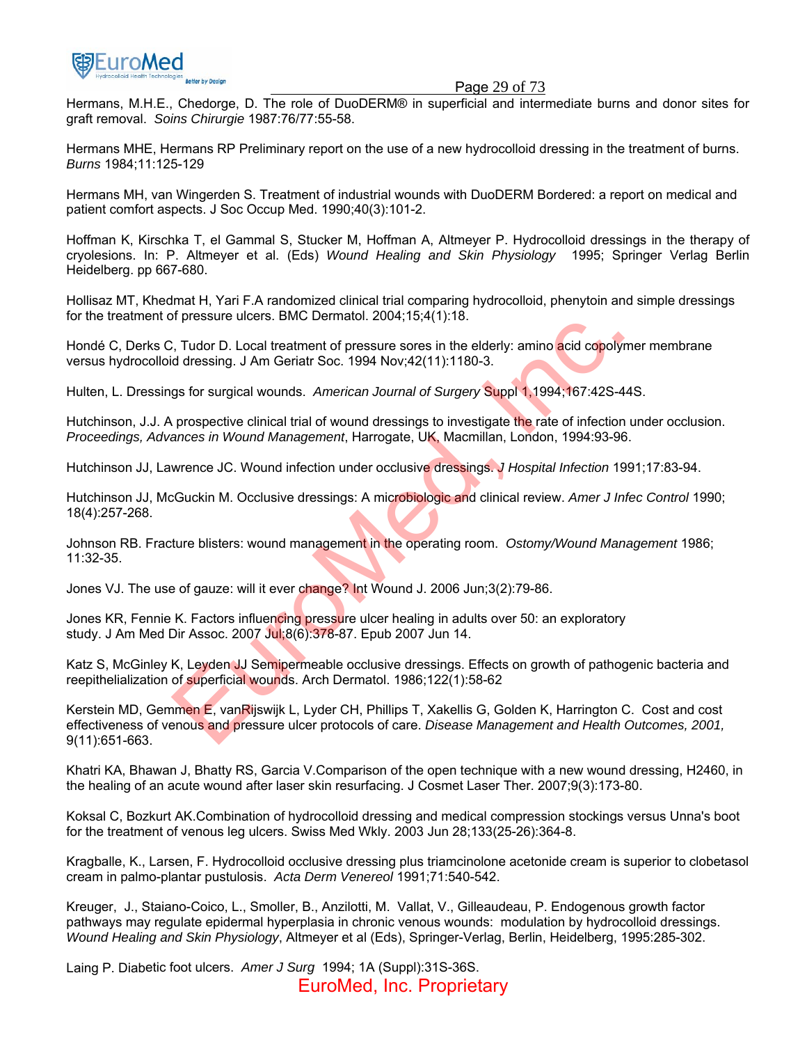Hermans, M.H.E., Chedorge, D. The role of DuoDERM® in superficial and intermediate burns and donor sites for graft removal. *Soins Chirurgie* 1987:76/77:55-58.

Hermans MHE, Hermans RP Preliminary report on the use of a new hydrocolloid dressing in the treatment of burns. *Burns* 1984;11:125-129

Hermans MH, van Wingerden S. Treatment of industrial wounds with DuoDERM Bordered: a report on medical and patient comfort aspects. J Soc Occup Med. 1990;40(3):101-2.

Hoffman K, Kirschka T, el Gammal S, Stucker M, Hoffman A, Altmeyer P. Hydrocolloid dressings in the therapy of cryolesions. In: P. Altmeyer et al. (Eds) *Wound Healing and Skin Physiology* 1995; Springer Verlag Berlin Heidelberg. pp 667-680.

Hollisaz MT, Khedmat H, Yari F.A randomized clinical trial comparing hydrocolloid, phenytoin and simple dressings for the treatment of pressure ulcers. BMC Dermatol. 2004;15;4(1):18.

Hondé C, Derks C, Tudor D. Local treatment of pressure sores in the elderly: amino acid copolymer membrane versus hydrocolloid dressing. J Am Geriatr Soc. 1994 Nov;42(11):1180-3.

Hulten, L. Dressings for surgical wounds. *American Journal of Surgery* Suppl 1,1994;167:42S-44S.

Hutchinson, J.J. A prospective clinical trial of wound dressings to investigate the rate of infection under occlusion. *Proceedings, Advances in Wound Management*, Harrogate, UK, Macmillan, London, 1994:93-96.

Hutchinson JJ, Lawrence JC. Wound infection under occlusive dressings. *J Hospital Infection* 1991;17:83-94.

Hutchinson JJ, McGuckin M. Occlusive dressings: A microbiologic and clinical review. *Amer J Infec Control* 1990; 18(4):257-268.

Johnson RB. Fracture blisters: wound management in the operating room. *Ostomy/Wound Management* 1986; 11:32-35.

Jones VJ. The use of gauze: will it ever change? Int Wound J. 2006 Jun;3(2):79-86.

Jones KR, Fennie K. Factors influencing pressure ulcer healing in adults over 50: an exploratory study. J Am Med Dir Assoc. 2007 Jul;8(6):378-87. Epub 2007 Jun 14.

Katz S, McGinley K, Leyden JJ Semipermeable occlusive dressings. Effects on growth of pathogenic bacteria and reepithelialization of superficial wounds. Arch Dermatol. 1986;122(1):58-62

Kerstein MD, Gemmen E, vanRijswijk L, Lyder CH, Phillips T, Xakellis G, Golden K, Harrington C. Cost and cost effectiveness of venous and pressure ulcer protocols of care. *Disease Management and Health Outcomes, 2001,* 9(11):651-663.

Khatri KA, Bhawan J, Bhatty RS, Garcia V.Comparison of the open technique with a new wound dressing, H2460, in the healing of an acute wound after laser skin resurfacing. J Cosmet Laser Ther. 2007;9(3):173-80.

Koksal C, Bozkurt AK.Combination of hydrocolloid dressing and medical compression stockings versus Unna's boot for the treatment of venous leg ulcers. Swiss Med Wkly. 2003 Jun 28;133(25-26):364-8.

Kragballe, K., Larsen, F. Hydrocolloid occlusive dressing plus triamcinolone acetonide cream is superior to clobetasol cream in palmo-plantar pustulosis. *Acta Derm Venereol* 1991;71:540-542.

Kreuger, J., Staiano-Coico, L., Smoller, B., Anzilotti, M. Vallat, V., Gilleaudeau, P. Endogenous growth factor pathways may regulate epidermal hyperplasia in chronic venous wounds: modulation by hydrocolloid dressings. *Wound Healing and Skin Physiology*, Altmeyer et al (Eds), Springer-Verlag, Berlin, Heidelberg, 1995:285-302.

Laing P. Diabetic foot ulcers. *Amer J Surg* 1994; 1A (Suppl):31S-36S.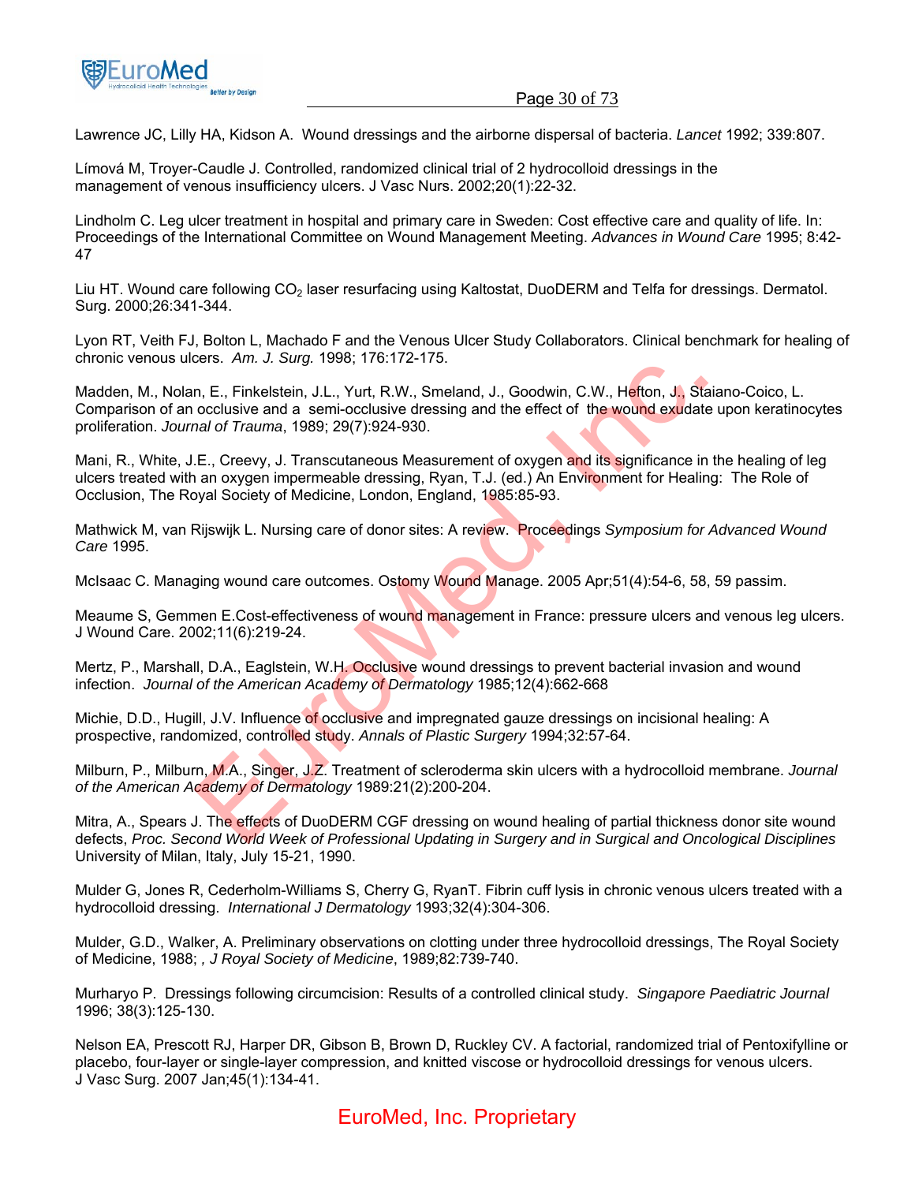Lawrence JC, Lilly HA, Kidson A. Wound dressings and the airborne dispersal of bacteria. *Lancet* 1992; 339:807.

Límová M, Troyer-Caudle J. Controlled, randomized clinical trial of 2 hydrocolloid dressings in the management of venous insufficiency ulcers. J Vasc Nurs. 2002;20(1):22-32.

Lindholm C. Leg ulcer treatment in hospital and primary care in Sweden: Cost effective care and quality of life. In: Proceedings of the International Committee on Wound Management Meeting. *Advances in Wound Care* 1995; 8:42-47

Liu HT. Wound care following $CO_2$ laser resurfacing using Kaltostat, DuoDERM and Telfa for dressings. Dermatol. Surg. 2000;26:341-344.

Lyon RT, Veith FJ, Bolton L, Machado F and the Venous Ulcer Study Collaborators. Clinical benchmark for healing of chronic venous ulcers. *Am. J. Surg.* 1998; 176:172-175.

Madden, M., Nolan, E., Finkelstein, J.L., Yurt, R.W., Smeland, J., Goodwin, C.W., Hefton, J., Staiano-Coico, L. Comparison of an occlusive and a semi-occlusive dressing and the effect of the wound exudate upon keratinocytes proliferation. *Journal of Trauma*, 1989; 29(7):924-930.

Mani, R., White, J.E., Creevy, J. Transcutaneous Measurement of oxygen and its significance in the healing of leg ulcers treated with an oxygen impermeable dressing, Ryan, T.J. (ed.) An Environment for Healing: The Role of Occlusion, The Royal Society of Medicine, London, England, 1985:85-93.

Mathwick M, van Rijswijk L. Nursing care of donor sites: A review. Proceedings *Symposium for Advanced Wound Care* 1995.

McIsaac C. Managing wound care outcomes. Ostomy Wound Manage. 2005 Apr;51(4):54-6, 58, 59 passim.

Meaume S, Gemmen E.Cost-effectiveness of wound management in France: pressure ulcers and venous leg ulcers. J Wound Care. 2002;11(6):219-24.

Mertz, P., Marshall, D.A., Eaglstein, W.H. Occlusive wound dressings to prevent bacterial invasion and wound infection. *Journal of the American Academy of Dermatology* 1985;12(4):662-668

Michie, D.D., Hugill, J.V. Influence of occlusive and impregnated gauze dressings on incisional healing: A prospective, randomized, controlled study. *Annals of Plastic Surgery* 1994;32:57-64.

Milburn, P., Milburn, M.A., Singer, J.Z. Treatment of scleroderma skin ulcers with a hydrocolloid membrane. *Journal of the American Academy of Dermatology* 1989:21(2):200-204.

Mitra, A., Spears J. The effects of DuoDERM CGF dressing on wound healing of partial thickness donor site wound defects, *Proc. Second World Week of Professional Updating in Surgery and in Surgical and Oncological Disciplines* University of Milan, Italy, July 15-21, 1990.

Mulder G, Jones R, Cederholm-Williams S, Cherry G, RyanT. Fibrin cuff lysis in chronic venous ulcers treated with a hydrocolloid dressing. *International J Dermatology* 1993;32(4):304-306.

Mulder, G.D., Walker, A. Preliminary observations on clotting under three hydrocolloid dressings, The Royal Society of Medicine, 1988; *, J Royal Society of Medicine*, 1989;82:739-740.

Murharyo P. Dressings following circumcision: Results of a controlled clinical study. *Singapore Paediatric Journal* 1996; 38(3):125-130.

Nelson EA, Prescott RJ, Harper DR, Gibson B, Brown D, Ruckley CV. A factorial, randomized trial of Pentoxifylline or placebo, four-layer or single-layer compression, and knitted viscose or hydrocolloid dressings for venous ulcers. J Vasc Surg. 2007 Jan;45(1):134-41.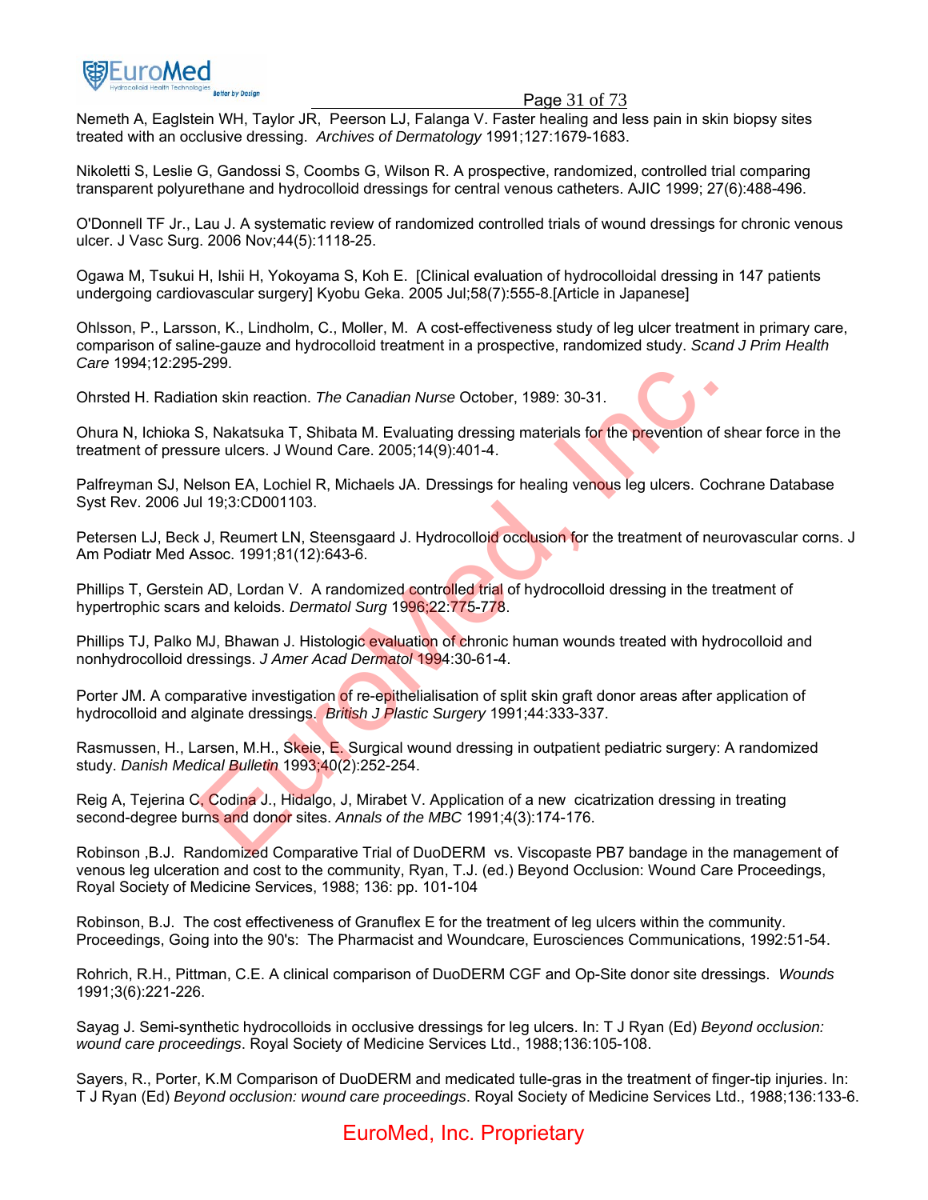Nemeth A, Eaglstein WH, Taylor JR, Peerson LJ, Falanga V. Faster healing and less pain in skin biopsy sites treated with an occlusive dressing. *Archives of Dermatology* 1991;127:1679-1683.

Nikoletti S, Leslie G, Gandossi S, Coombs G, Wilson R. A prospective, randomized, controlled trial comparing transparent polyurethane and hydrocolloid dressings for central venous catheters. AJIC 1999; 27(6):488-496.

O'Donnell TF Jr., Lau J. A systematic review of randomized controlled trials of wound dressings for chronic venous ulcer. J Vasc Surg. 2006 Nov;44(5):1118-25.

Ogawa M, Tsukui H, Ishii H, Yokoyama S, Koh E. [Clinical evaluation of hydrocolloidal dressing in 147 patients undergoing cardiovascular surgery] Kyobu Geka. 2005 Jul;58(7):555-8.[Article in Japanese]

Ohlsson, P., Larsson, K., Lindholm, C., Moller, M. A cost-effectiveness study of leg ulcer treatment in primary care, comparison of saline-gauze and hydrocolloid treatment in a prospective, randomized study. *Scand J Prim Health Care* 1994;12:295-299.

Ohrsted H. Radiation skin reaction. *The Canadian Nurse* October, 1989: 30-31.

Ohura N, Ichioka S, Nakatsuka T, Shibata M. Evaluating dressing materials for the prevention of shear force in the treatment of pressure ulcers. J Wound Care. 2005;14(9):401-4.

Palfreyman SJ, Nelson EA, Lochiel R, Michaels JA. Dressings for healing venous leg ulcers. Cochrane Database Syst Rev. 2006 Jul 19;3:CD001103.

Petersen LJ, Beck J, Reumert LN, Steensgaard J. Hydrocolloid occlusion for the treatment of neurovascular corns. J Am Podiatr Med Assoc. 1991;81(12):643-6.

Phillips T, Gerstein AD, Lordan V. A randomized controlled trial of hydrocolloid dressing in the treatment of hypertrophic scars and keloids. *Dermatol Surg* 1996;22:775-778.

Phillips TJ, Palko MJ, Bhawan J. Histologic evaluation of chronic human wounds treated with hydrocolloid and nonhydrocolloid dressings. *J Amer Acad Dermatol* 1994:30-61-4.

Porter JM. A comparative investigation of re-epithelialisation of split skin graft donor areas after application of hydrocolloid and alginate dressings. *British J Plastic Surgery* 1991;44:333-337.

Rasmussen, H., Larsen, M.H., Skeie, E. Surgical wound dressing in outpatient pediatric surgery: A randomized study. *Danish Medical Bulletin* 1993;40(2):252-254.

Reig A, Tejerina C, Codina J., Hidalgo, J, Mirabet V. Application of a new cicatrization dressing in treating second-degree burns and donor sites. *Annals of the MBC* 1991;4(3):174-176.

Robinson ,B.J. Randomized Comparative Trial of DuoDERM vs. Viscopaste PB7 bandage in the management of venous leg ulceration and cost to the community, Ryan, T.J. (ed.) Beyond Occlusion: Wound Care Proceedings, Royal Society of Medicine Services, 1988; 136: pp. 101-104

Robinson, B.J. The cost effectiveness of Granuflex E for the treatment of leg ulcers within the community. Proceedings, Going into the 90's: The Pharmacist and Woundcare, Eurosciences Communications, 1992:51-54.

Rohrich, R.H., Pittman, C.E. A clinical comparison of DuoDERM CGF and Op-Site donor site dressings. *Wounds* 1991;3(6):221-226.

Sayag J. Semi-synthetic hydrocolloids in occlusive dressings for leg ulcers. In: T J Ryan (Ed) *Beyond occlusion: wound care proceedings*. Royal Society of Medicine Services Ltd., 1988;136:105-108.

Sayers, R., Porter, K.M Comparison of DuoDERM and medicated tulle-gras in the treatment of finger-tip injuries. In: T J Ryan (Ed) *Beyond occlusion: wound care proceedings*. Royal Society of Medicine Services Ltd., 1988;136:133-6.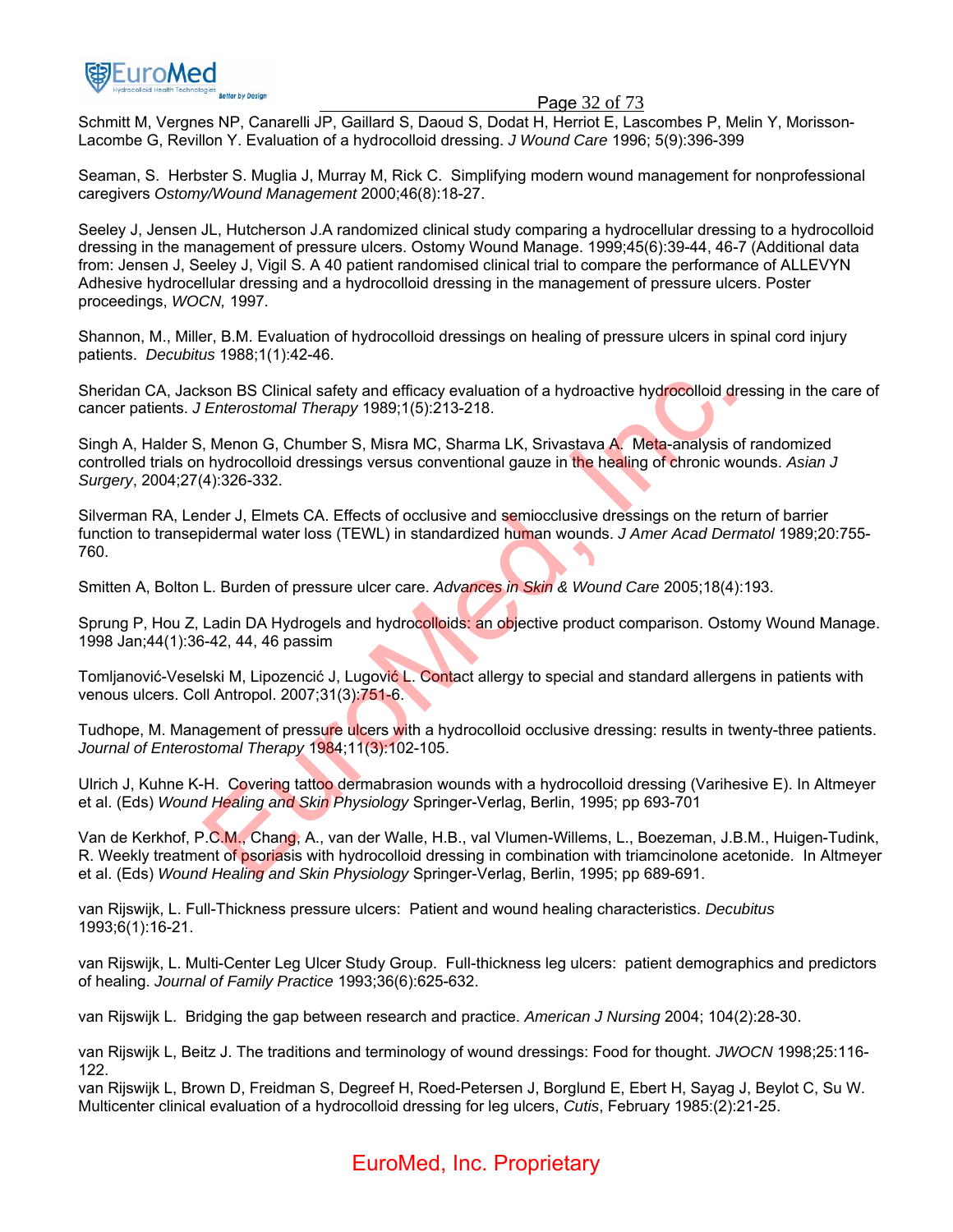Schmitt M, Vergnes NP, Canarelli JP, Gaillard S, Daoud S, Dodat H, Herriot E, Lascombes P, Melin Y, Morisson-Lacombe G, Revillon Y. Evaluation of a hydrocolloid dressing. *J Wound Care* 1996; 5(9):396-399

Seaman, S. Herbster S. Muglia J, Murray M, Rick C. Simplifying modern wound management for nonprofessional caregivers *Ostomy/Wound Management* 2000;46(8):18-27.

Seeley J, Jensen JL, Hutcherson J.A randomized clinical study comparing a hydrocellular dressing to a hydrocolloid dressing in the management of pressure ulcers. Ostomy Wound Manage. 1999;45(6):39-44, 46-7 (Additional data from: Jensen J, Seeley J, Vigil S. A 40 patient randomised clinical trial to compare the performance of ALLEVYN Adhesive hydrocellular dressing and a hydrocolloid dressing in the management of pressure ulcers. Poster proceedings, *WOCN,* 1997.

Shannon, M., Miller, B.M. Evaluation of hydrocolloid dressings on healing of pressure ulcers in spinal cord injury patients. *Decubitus* 1988;1(1):42-46.

Sheridan CA, Jackson BS Clinical safety and efficacy evaluation of a hydroactive hydrocolloid dressing in the care of cancer patients. *J Enterostomal Therapy* 1989;1(5):213-218.

Singh A, Halder S, Menon G, Chumber S, Misra MC, Sharma LK, Srivastava A. Meta-analysis of randomized controlled trials on hydrocolloid dressings versus conventional gauze in the healing of chronic wounds. *Asian J Surgery*, 2004;27(4):326-332.

Silverman RA, Lender J, Elmets CA. Effects of occlusive and semiocclusive dressings on the return of barrier function to transepidermal water loss (TEWL) in standardized human wounds. *J Amer Acad Dermatol* 1989;20:755-760.

Smitten A, Bolton L. Burden of pressure ulcer care. *Advances in Skin & Wound Care* 2005;18(4):193.

Sprung P, Hou Z, Ladin DA Hydrogels and hydrocolloids: an objective product comparison. Ostomy Wound Manage. 1998 Jan;44(1):36-42, 44, 46 passim

Tomljanović-Veselski M, Lipozenčić J, Lugović L. Contact allergy to special and standard allergens in patients with venous ulcers. Coll Antropol. 2007;31(3):751-6.

Tudhope, M. Management of pressure ulcers with a hydrocolloid occlusive dressing: results in twenty-three patients. *Journal of Enterostomal Therapy* 1984;11(3):102-105.

Ulrich J, Kuhne K-H. Covering tattoo dermabrasion wounds with a hydrocolloid dressing (Varihesive E). In Altmeyer et al. (Eds) *Wound Healing and Skin Physiology* Springer-Verlag, Berlin, 1995; pp 693-701

Van de Kerkhof, P.C.M., Chang, A., van der Walle, H.B., val Vlumen-Willems, L., Boezeman, J.B.M., Huigen-Tudink, R. Weekly treatment of psoriasis with hydrocolloid dressing in combination with triamcinolone acetonide. In Altmeyer et al. (Eds) *Wound Healing and Skin Physiology* Springer-Verlag, Berlin, 1995; pp 689-691.

van Rijswijk, L. Full-Thickness pressure ulcers: Patient and wound healing characteristics. *Decubitus* 1993;6(1):16-21.

van Rijswijk, L. Multi-Center Leg Ulcer Study Group. Full-thickness leg ulcers: patient demographics and predictors of healing. *Journal of Family Practice* 1993;36(6):625-632.

van Rijswijk L. Bridging the gap between research and practice. *American J Nursing* 2004; 104(2):28-30.

van Rijswijk L, Beitz J. The traditions and terminology of wound dressings: Food for thought. *JWOCN* 1998;25:116-122.

van Rijswijk L, Brown D, Freidman S, Degreef H, Roed-Petersen J, Borglund E, Ebert H, Sayag J, Beylot C, Su W. Multicenter clinical evaluation of a hydrocolloid dressing for leg ulcers, *Cutis*, February 1985:(2):21-25.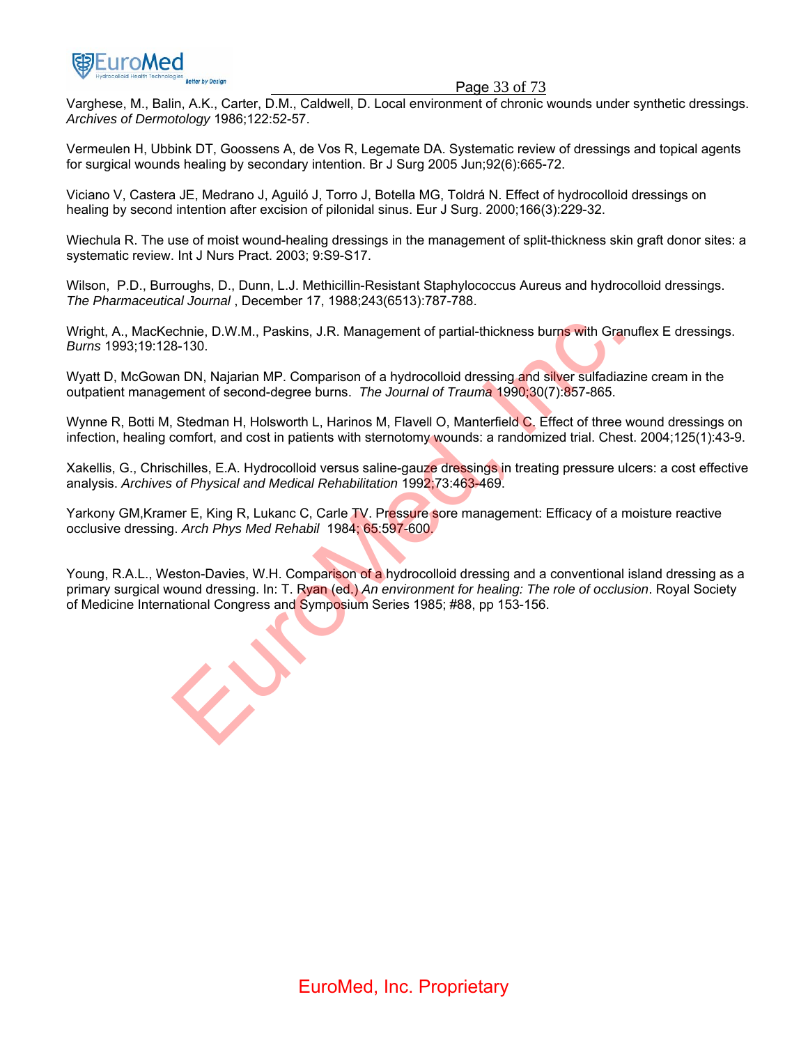Varghese, M., Balin, A.K., Carter, D.M., Caldwell, D. Local environment of chronic wounds under synthetic dressings. *Archives of Dermotology* 1986;122:52-57.

Vermeulen H, Ubbink DT, Goossens A, de Vos R, Legemate DA. Systematic review of dressings and topical agents for surgical wounds healing by secondary intention. Br J Surg 2005 Jun;92(6):665-72.

Viciano V, Castera JE, Medrano J, Aguiló J, Torro J, Botella MG, Toldrá N. Effect of hydrocolloid dressings on healing by second intention after excision of pilonidal sinus. Eur J Surg. 2000;166(3):229-32.

Wiechula R. The use of moist wound-healing dressings in the management of split-thickness skin graft donor sites: a systematic review. Int J Nurs Pract. 2003; 9:S9-S17.

Wilson, P.D., Burroughs, D., Dunn, L.J. Methicillin-Resistant Staphylococcus Aureus and hydrocolloid dressings. *The Pharmaceutical Journal* , December 17, 1988;243(6513):787-788.

Wright, A., MacKechnie, D.W.M., Paskins, J.R. Management of partial-thickness burns with Granuflex E dressings. *Burns* 1993;19:128-130.

Wyatt D, McGowan DN, Najarian MP. Comparison of a hydrocolloid dressing and silver sulfadiazine cream in the outpatient management of second-degree burns. *The Journal of Trauma* 1990;30(7):857-865.

Wynne R, Botti M, Stedman H, Holsworth L, Harinos M, Flavell O, Manterfield C. Effect of three wound dressings on infection, healing comfort, and cost in patients with sternotomy wounds: a randomized trial. Chest. 2004;125(1):43-9.

Xakellis, G., Chrischilles, E.A. Hydrocolloid versus saline-gauze dressings in treating pressure ulcers: a cost effective analysis. *Archives of Physical and Medical Rehabilitation* 1992;73:463-469.

Yarkony GM,Kramer E, King R, Lukanc C, Carle TV. Pressure sore management: Efficacy of a moisture reactive occlusive dressing. *Arch Phys Med Rehabil* 1984; 65:597-600.

Young, R.A.L., Weston-Davies, W.H. Comparison of a hydrocolloid dressing and a conventional island dressing as a primary surgical wound dressing. In: T. Ryan (ed.) *An environment for healing: The role of occlusion*. Royal Society of Medicine International Congress and Symposium Series 1985; #88, pp 153-156.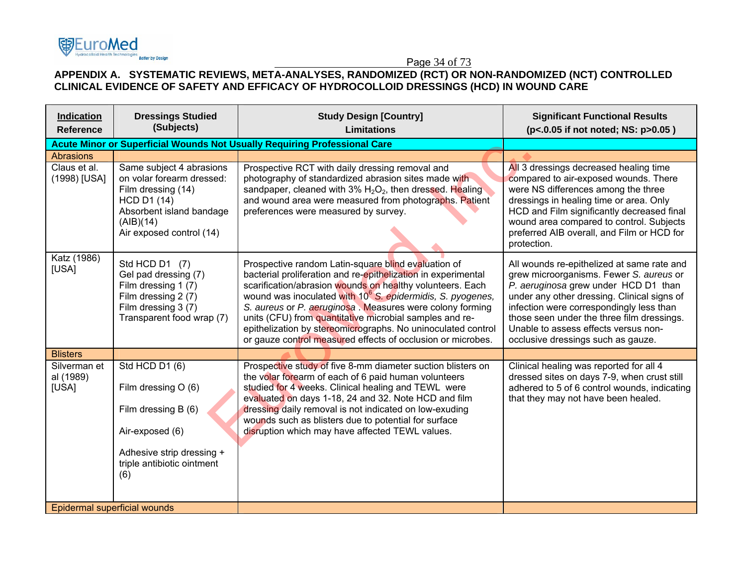## APPENDIX A. SYSTEMATIC REVIEWS, META-ANALYSES, RANDOMIZED (RCT) OR NON-RANDOMIZED (NCT) CONTROLLED CLINICAL EVIDENCE OF SAFETY AND EFFICACY OF HYDROCOLLOID DRESSINGS (HCD) IN WOUND CARE

| Indication<br>Reference | Dressings Studied (Subjects) | Study Design [Country]<br>Limitations | Significant Functional Results (p<.0.05 if not noted; NS: p>0.05 ) |
|---|---|---|---|
| **Acute Minor or Superficial Wounds Not Usually Requiring Professional Care** | | | |
| Abrasions | | | |
| Claus et al. (1998) [USA] | Same subject 4 abrasions on volar forearm dressed:<br>Film dressing (14)<br>HCD D1 (14)<br>Absorbent island bandage (AIB)(14)<br>Air exposed control (14) | Prospective RCT with daily dressing removal and photography of standardized abrasion sites made with sandpaper, cleaned with 3% $H_2O_2$, then dressed. Healing and wound area were measured from photographs. Patient preferences were measured by survey. | All 3 dressings decreased healing time compared to air-exposed wounds. There were NS differences among the three dressings in healing time or area. Only HCD and Film significantly decreased final wound area compared to control. Subjects preferred AIB overall, and Film or HCD for protection. |
| Katz (1986) [USA] | Std HCD D1 (7)<br>Gel pad dressing (7)<br>Film dressing 1 (7)<br>Film dressing 2 (7)<br>Film dressing 3 (7)<br>Transparent food wrap (7) | Prospective random Latin-square blind evaluation of bacterial proliferation and re-epithelization in experimental scarification/abrasion wounds on healthy volunteers. Each wound was inoculated with $10^6$ *S. epidermidis, S. pyogenes, S. aureus* or *P. aeruginosa* . Measures were colony forming units (CFU) from quantitative microbial samples and re-epithelization by stereomicrographs. No uninoculated control or gauze control measured effects of occlusion or microbes. | All wounds re-epithelized at same rate and grew microorganisms. Fewer *S. aureus* or *P. aeruginosa* grew under HCD D1 than under any other dressing. Clinical signs of infection were correspondingly less than those seen under the three film dressings. Unable to assess effects versus non-occlusive dressings such as gauze. |
| Blisters | | | |
| Silverman et al (1989) [USA] | Std HCD D1 (6)<br><br>Film dressing O (6)<br><br>Film dressing B (6)<br><br>Air-exposed (6)<br><br>Adhesive strip dressing + triple antibiotic ointment (6) | Prospective study of five 8-mm diameter suction blisters on the volar forearm of each of 6 paid human volunteers studied for 4 weeks. Clinical healing and TEWL were evaluated on days 1-18, 24 and 32. Note HCD and film dressing daily removal is not indicated on low-exuding wounds such as blisters due to potential for surface disruption which may have affected TEWL values. | Clinical healing was reported for all 4 dressed sites on days 7-9, when crust still adhered to 5 of 6 control wounds, indicating that they may not have been healed. |
| Epidermal superficial wounds | | | |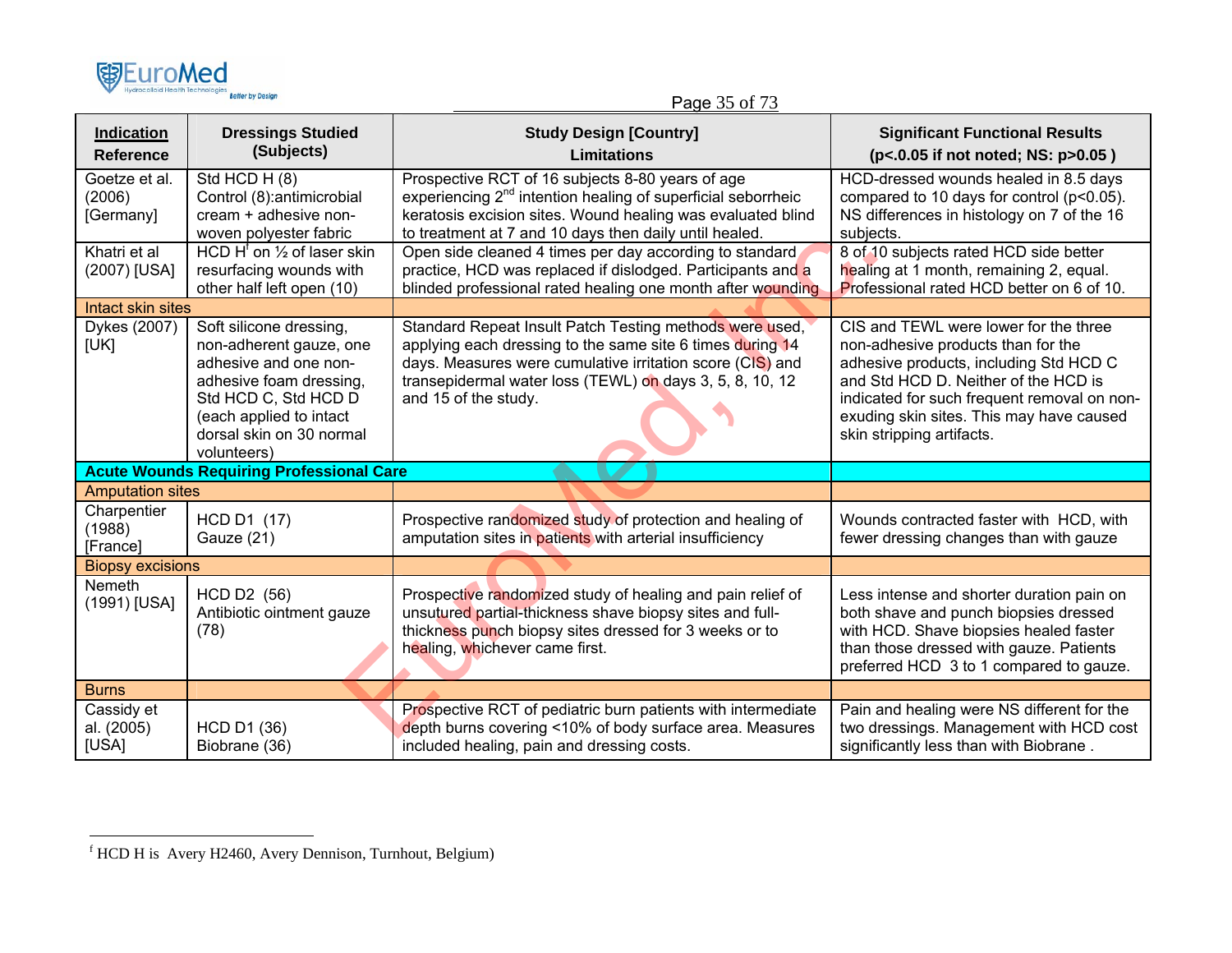| **Indication** Reference | **Dressings Studied (Subjects)** | **Study Design [Country]** Limitations | **Significant Functional Results** (p<.0.05 if not noted; NS: p>0.05 ) |
|---|---|---|---|
| Goetze et al. (2006) [Germany] | Std HCD H (8) Control (8):antimicrobial cream + adhesive non-woven polyester fabric | Prospective RCT of 16 subjects 8-80 years of age experiencing 2[nd] intention healing of superficial seborrheic keratosis excision sites. Wound healing was evaluated blind to treatment at 7 and 10 days then daily until healed. | HCD-dressed wounds healed in 8.5 days compared to 10 days for control (p<0.05). NS differences in histology on 7 of the 16 subjects. |
| Khatri et al (2007) [USA] | HCD H[f] on ½ of laser skin resurfacing wounds with other half left open (10) | Open side cleaned 4 times per day according to standard practice, HCD was replaced if dislodged. Participants and a blinded professional rated healing one month after wounding | 8 of 10 subjects rated HCD side better healing at 1 month, remaining 2, equal. Professional rated HCD better on 6 of 10. |
| Intact skin sites | | | |
| Dykes (2007) [UK] | Soft silicone dressing, non-adherent gauze, one adhesive and one non-adhesive foam dressing, Std HCD C, Std HCD D (each applied to intact dorsal skin on 30 normal volunteers) | Standard Repeat Insult Patch Testing methods were used, applying each dressing to the same site 6 times during 14 days. Measures were cumulative irritation score (CIS) and transepidermal water loss (TEWL) on days 3, 5, 8, 10, 12 and 15 of the study. | CIS and TEWL were lower for the three non-adhesive products than for the adhesive products, including Std HCD C and Std HCD D. Neither of the HCD is indicated for such frequent removal on non-exuding skin sites. This may have caused skin stripping artifacts. |
| **Acute Wounds Requiring Professional Care** | | | |
| Amputation sites | | | |
| Charpentier (1988) [France] | HCD D1 (17) Gauze (21) | Prospective randomized study of protection and healing of amputation sites in patients with arterial insufficiency | Wounds contracted faster with HCD, with fewer dressing changes than with gauze |
| Biopsy excisions | | | |
| Nemeth (1991) [USA] | HCD D2 (56) Antibiotic ointment gauze (78) | Prospective randomized study of healing and pain relief of unsutured partial-thickness shave biopsy sites and full-thickness punch biopsy sites dressed for 3 weeks or to healing, whichever came first. | Less intense and shorter duration pain on both shave and punch biopsies dressed with HCD. Shave biopsies healed faster than those dressed with gauze. Patients preferred HCD 3 to 1 compared to gauze. |
| Burns | | | |
| Cassidy et al. (2005) [USA] | HCD D1 (36) Biobrane (36) | Prospective RCT of pediatric burn patients with intermediate depth burns covering <10% of body surface area. Measures included healing, pain and dressing costs. | Pain and healing were NS different for the two dressings. Management with HCD cost significantly less than with Biobrane . |

[f] HCD H is Avery H2460, Avery Dennison, Turnhout, Belgium)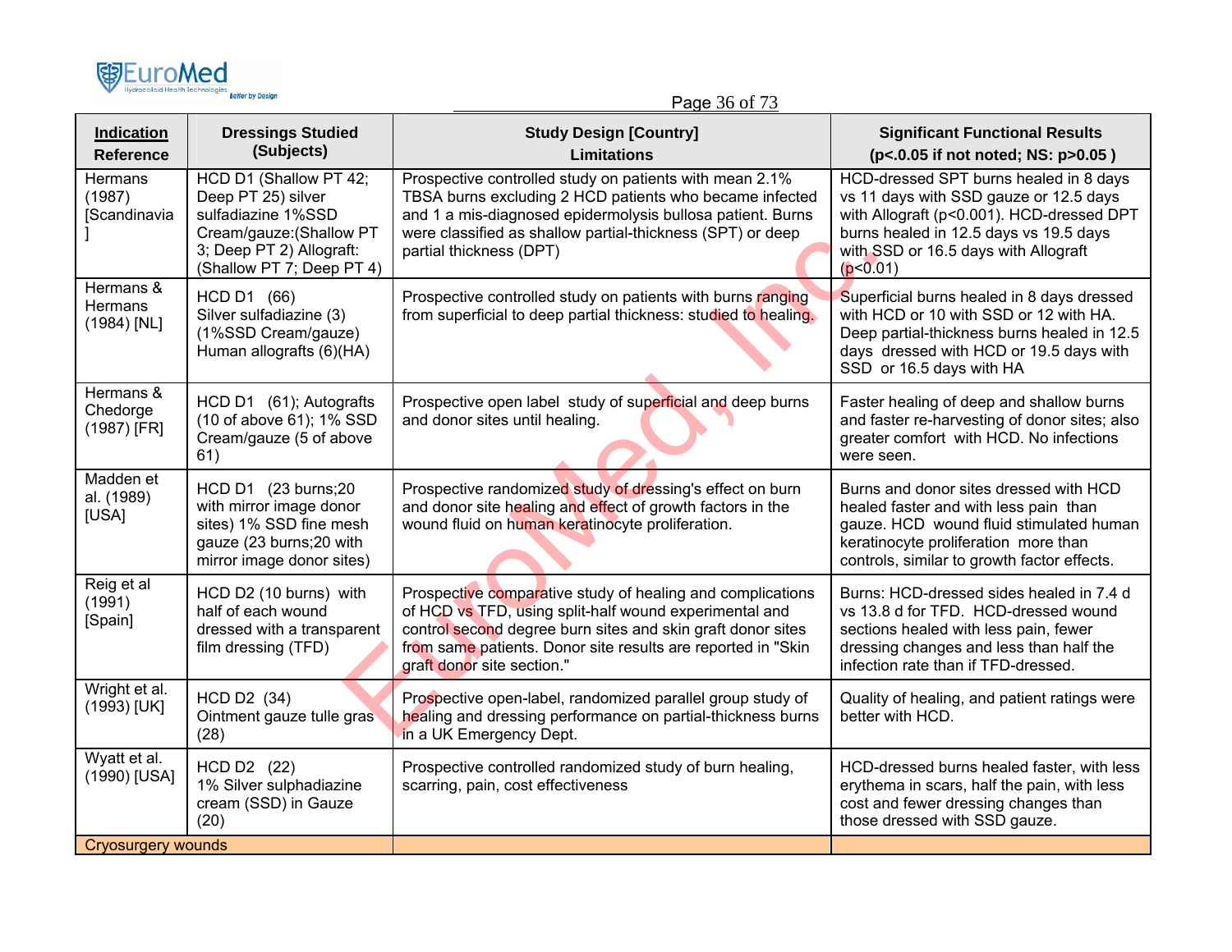| **Indication Reference** | **Dressings Studied (Subjects)** | **Study Design [Country] Limitations** | **Significant Functional Results ($p<.0.05$ if not noted; NS: $p>0.05$ )** |
|---|---|---|---|
| Hermans (1987) [Scandinavia] | HCD D1 (Shallow PT 42; Deep PT 25) silver sulfadiazine 1%SSD Cream/gauze:(Shallow PT 3; Deep PT 2) Allograft: (Shallow PT 7; Deep PT 4) | Prospective controlled study on patients with mean 2.1% TBSA burns excluding 2 HCD patients who became infected and 1 a mis-diagnosed epidermolysis bullosa patient. Burns were classified as shallow partial-thickness (SPT) or deep partial thickness (DPT) | HCD-dressed SPT burns healed in 8 days vs 11 days with SSD gauze or 12.5 days with Allograft ($p<0.001$). HCD-dressed DPT burns healed in 12.5 days vs 19.5 days with SSD or 16.5 days with Allograft ($p<0.01$) |
| Hermans & Hermans (1984) [NL] | HCD D1 (66) Silver sulfadiazine (3) (1%SSD Cream/gauze) Human allografts (6)(HA) | Prospective controlled study on patients with burns ranging from superficial to deep partial thickness: studied to healing. | Superficial burns healed in 8 days dressed with HCD or 10 with SSD or 12 with HA. Deep partial-thickness burns healed in 12.5 days dressed with HCD or 19.5 days with SSD or 16.5 days with HA |
| Hermans & Chedorge (1987) [FR] | HCD D1 (61); Autografts (10 of above 61); 1% SSD Cream/gauze (5 of above 61) | Prospective open label study of superficial and deep burns and donor sites until healing. | Faster healing of deep and shallow burns and faster re-harvesting of donor sites; also greater comfort with HCD. No infections were seen. |
| Madden et al. (1989) [USA] | HCD D1 (23 burns;20 with mirror image donor sites) 1% SSD fine mesh gauze (23 burns;20 with mirror image donor sites) | Prospective randomized study of dressing's effect on burn and donor site healing and effect of growth factors in the wound fluid on human keratinocyte proliferation. | Burns and donor sites dressed with HCD healed faster and with less pain than gauze. HCD wound fluid stimulated human keratinocyte proliferation more than controls, similar to growth factor effects. |
| Reig et al (1991) [Spain] | HCD D2 (10 burns) with half of each wound dressed with a transparent film dressing (TFD) | Prospective comparative study of healing and complications of HCD vs TFD, using split-half wound experimental and control second degree burn sites and skin graft donor sites from same patients. Donor site results are reported in "Skin graft donor site section." | Burns: HCD-dressed sides healed in 7.4 d vs 13.8 d for TFD. HCD-dressed wound sections healed with less pain, fewer dressing changes and less than half the infection rate than if TFD-dressed. |
| Wright et al. (1993) [UK] | HCD D2 (34) Ointment gauze tulle gras (28) | Prospective open-label, randomized parallel group study of healing and dressing performance on partial-thickness burns in a UK Emergency Dept. | Quality of healing, and patient ratings were better with HCD. |
| Wyatt et al. (1990) [USA] | HCD D2 (22) 1% Silver sulphadiazine cream (SSD) in Gauze (20) | Prospective controlled randomized study of burn healing, scarring, pain, cost effectiveness | HCD-dressed burns healed faster, with less erythema in scars, half the pain, with less cost and fewer dressing changes than those dressed with SSD gauze. |
| Cryosurgery wounds | | | |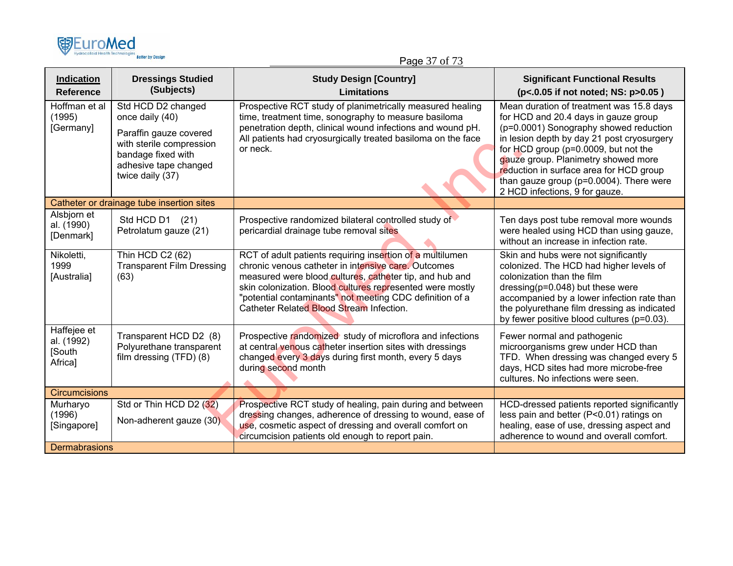| Indication<br>Reference | Dressings Studied<br>(Subjects) | Study Design [Country]<br>Limitations | Significant Functional Results<br>(p<.0.05 if not noted; NS: p>0.05 ) |
|---|---|---|---|
| Hoffman et al (1995) [Germany] | Std HCD D2 changed once daily (40)<br>Paraffin gauze covered with sterile compression bandage fixed with adhesive tape changed twice daily (37) | Prospective RCT study of planimetrically measured healing time, treatment time, sonography to measure basiloma penetration depth, clinical wound infections and wound pH. All patients had cryosurgically treated basiloma on the face or neck. | Mean duration of treatment was 15.8 days for HCD and 20.4 days in gauze group (p=0.0001) Sonography showed reduction in lesion depth by day 21 post cryosurgery for HCD group (p=0.0009, but not the gauze group. Planimetry showed more reduction in surface area for HCD group than gauze group (p=0.0004). There were 2 HCD infections, 9 for gauze. |
| Catheter or drainage tube insertion sites | | | |
| Alsbjorn et al. (1990) [Denmark] | Std HCD D1 (21)<br>Petrolatum gauze (21) | Prospective randomized bilateral controlled study of pericardial drainage tube removal sites | Ten days post tube removal more wounds were healed using HCD than using gauze, without an increase in infection rate. |
| Nikoletti, 1999 [Australia] | Thin HCD C2 (62)<br>Transparent Film Dressing (63) | RCT of adult patients requiring insertion of a multilumen chronic venous catheter in intensive care. Outcomes measured were blood cultures, catheter tip, and hub and skin colonization. Blood cultures represented were mostly "potential contaminants" not meeting CDC definition of a Catheter Related Blood Stream Infection. | Skin and hubs were not significantly colonized. The HCD had higher levels of colonization than the film dressing(p=0.048) but these were accompanied by a lower infection rate than the polyurethane film dressing as indicated by fewer positive blood cultures (p=0.03). |
| Haffejee et al. (1992) [South Africa] | Transparent HCD D2 (8)<br>Polyurethane transparent film dressing (TFD) (8) | Prospective randomized study of microflora and infections at central venous catheter insertion sites with dressings changed every 3 days during first month, every 5 days during second month | Fewer normal and pathogenic microorganisms grew under HCD than TFD. When dressing was changed every 5 days, HCD sites had more microbe-free cultures. No infections were seen. |
| Circumcisions | | | |
| Murharyo (1996) [Singapore] | Std or Thin HCD D2 (32)<br>Non-adherent gauze (30) | Prospective RCT study of healing, pain during and between dressing changes, adherence of dressing to wound, ease of use, cosmetic aspect of dressing and overall comfort on circumcision patients old enough to report pain. | HCD-dressed patients reported significantly less pain and better (P<0.01) ratings on healing, ease of use, dressing aspect and adherence to wound and overall comfort. |
| Dermabrasions | | | |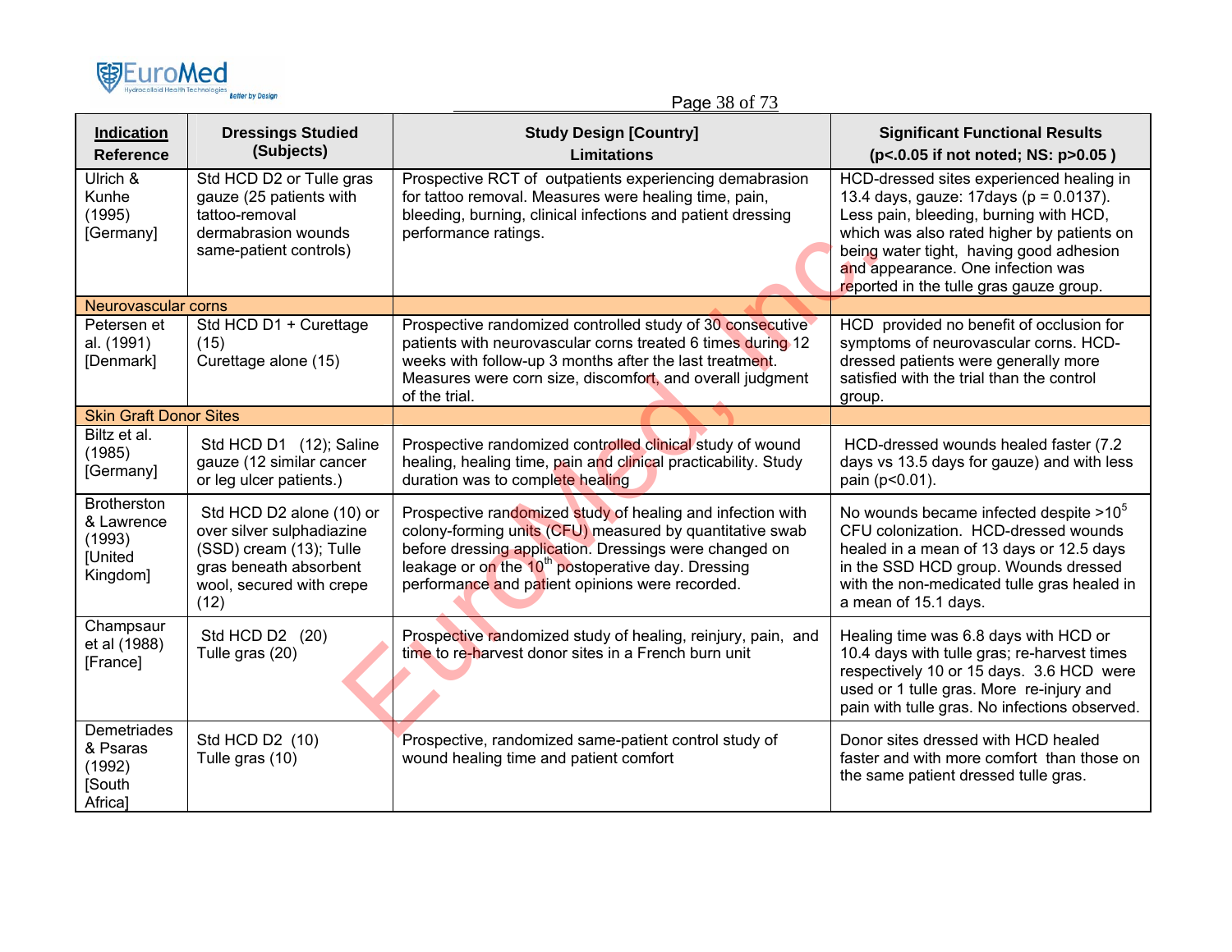| Indication<br>Reference | Dressings Studied<br>(Subjects) | Study Design [Country]<br>Limitations | Significant Functional Results<br>($p<.0.05$ if not noted; NS: $p>0.05$ ) |
|---|---|---|---|
| Ulrich & Kunhe (1995) [Germany] | Std HCD D2 or Tulle gras gauze (25 patients with tattoo-removal dermabrasion wounds same-patient controls) | Prospective RCT of outpatients experiencing demabrasion for tattoo removal. Measures were healing time, pain, bleeding, burning, clinical infections and patient dressing performance ratings. | HCD-dressed sites experienced healing in 13.4 days, gauze: 17days ($p = 0.0137$). Less pain, bleeding, burning with HCD, which was also rated higher by patients on being water tight, having good adhesion and appearance. One infection was reported in the tulle gras gauze group. |
| Neurovascular corns | | | |
| Petersen et al. (1991) [Denmark] | Std HCD D1 + Curettage (15)<br>Curettage alone (15) | Prospective randomized controlled study of 30 consecutive patients with neurovascular corns treated 6 times during 12 weeks with follow-up 3 months after the last treatment. Measures were corn size, discomfort, and overall judgment of the trial. | HCD provided no benefit of occlusion for symptoms of neurovascular corns. HCD-dressed patients were generally more satisfied with the trial than the control group. |
| Skin Graft Donor Sites | | | |
| Biltz et al. (1985) [Germany] | Std HCD D1 (12); Saline gauze (12 similar cancer or leg ulcer patients.) | Prospective randomized controlled clinical study of wound healing, healing time, pain and clinical practicability. Study duration was to complete healing | HCD-dressed wounds healed faster (7.2 days vs 13.5 days for gauze) and with less pain ($p<0.01$). |
| Brotherston & Lawrence (1993) [United Kingdom] | Std HCD D2 alone (10) or over silver sulphadiazine (SSD) cream (13); Tulle gras beneath absorbent wool, secured with crepe (12) | Prospective randomized study of healing and infection with colony-forming units (CFU) measured by quantitative swab before dressing application. Dressings were changed on leakage or on the 10th postoperative day. Dressing performance and patient opinions were recorded. | No wounds became infected despite $>10^5$ CFU colonization. HCD-dressed wounds healed in a mean of 13 days or 12.5 days in the SSD HCD group. Wounds dressed with the non-medicated tulle gras healed in a mean of 15.1 days. |
| Champsaur et al (1988) [France] | Std HCD D2 (20)<br>Tulle gras (20) | Prospective randomized study of healing, reinjury, pain, and time to re-harvest donor sites in a French burn unit | Healing time was 6.8 days with HCD or 10.4 days with tulle gras; re-harvest times respectively 10 or 15 days. 3.6 HCD were used or 1 tulle gras. More re-injury and pain with tulle gras. No infections observed. |
| Demetriades & Psaras (1992) [South Africa] | Std HCD D2 (10)<br>Tulle gras (10) | Prospective, randomized same-patient control study of wound healing time and patient comfort | Donor sites dressed with HCD healed faster and with more comfort than those on the same patient dressed tulle gras. |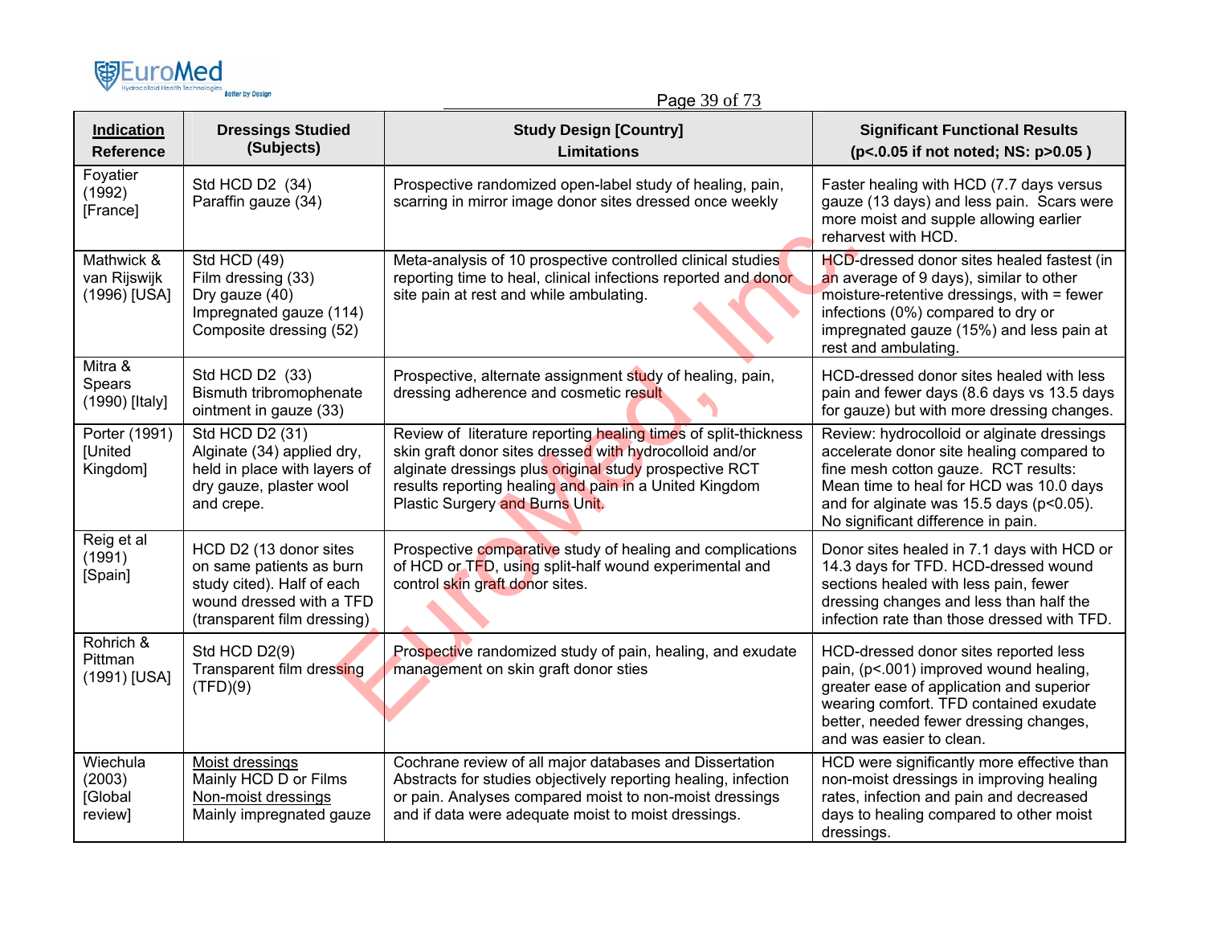| <u>Indication</u> Reference | Dressings Studied (Subjects) | Study Design [Country] Limitations | Significant Functional Results ($p<.0.05$ if not noted; NS: $p>0.05$ ) |
|---|---|---|---|
| Foyatier (1992) [France] | Std HCD D2 (34)<br>Paraffin gauze (34) | Prospective randomized open-label study of healing, pain, scarring in mirror image donor sites dressed once weekly | Faster healing with HCD (7.7 days versus gauze (13 days) and less pain. Scars were more moist and supple allowing earlier reharvest with HCD. |
| Mathwick & van Rijswijk (1996) [USA] | Std HCD (49)<br>Film dressing (33)<br>Dry gauze (40)<br>Impregnated gauze (114)<br>Composite dressing (52) | Meta-analysis of 10 prospective controlled clinical studies reporting time to heal, clinical infections reported and donor site pain at rest and while ambulating. | HCD-dressed donor sites healed fastest (in an average of 9 days), similar to other moisture-retentive dressings, with = fewer infections (0%) compared to dry or impregnated gauze (15%) and less pain at rest and ambulating. |
| Mitra & Spears (1990) [Italy] | Std HCD D2 (33)<br>Bismuth tribromophenate ointment in gauze (33) | Prospective, alternate assignment study of healing, pain, dressing adherence and cosmetic result | HCD-dressed donor sites healed with less pain and fewer days (8.6 days vs 13.5 days for gauze) but with more dressing changes. |
| Porter (1991) [United Kingdom] | Std HCD D2 (31)<br>Alginate (34) applied dry, held in place with layers of dry gauze, plaster wool and crepe. | Review of literature reporting healing times of split-thickness skin graft donor sites dressed with hydrocolloid and/or alginate dressings plus original study prospective RCT results reporting healing and pain in a United Kingdom Plastic Surgery and Burns Unit. | Review: hydrocolloid or alginate dressings accelerate donor site healing compared to fine mesh cotton gauze. RCT results: Mean time to heal for HCD was 10.0 days and for alginate was 15.5 days ($p<0.05$). No significant difference in pain. |
| Reig et al (1991) [Spain] | HCD D2 (13 donor sites on same patients as burn study cited). Half of each wound dressed with a TFD (transparent film dressing) | Prospective comparative study of healing and complications of HCD or TFD, using split-half wound experimental and control skin graft donor sites. | Donor sites healed in 7.1 days with HCD or 14.3 days for TFD. HCD-dressed wound sections healed with less pain, fewer dressing changes and less than half the infection rate than those dressed with TFD. |
| Rohrich & Pittman (1991) [USA] | Std HCD D2(9)<br>Transparent film dressing (TFD)(9) | Prospective randomized study of pain, healing, and exudate management on skin graft donor sties | HCD-dressed donor sites reported less pain, ($p<.001$) improved wound healing, greater ease of application and superior wearing comfort. TFD contained exudate better, needed fewer dressing changes, and was easier to clean. |
| Wiechula (2003) [Global review] | <u>Moist dressings</u><br>Mainly HCD D or Films<br><u>Non-moist dressings</u><br>Mainly impregnated gauze | Cochrane review of all major databases and Dissertation Abstracts for studies objectively reporting healing, infection or pain. Analyses compared moist to non-moist dressings and if data were adequate moist to moist dressings. | HCD were significantly more effective than non-moist dressings in improving healing rates, infection and pain and decreased days to healing compared to other moist dressings. |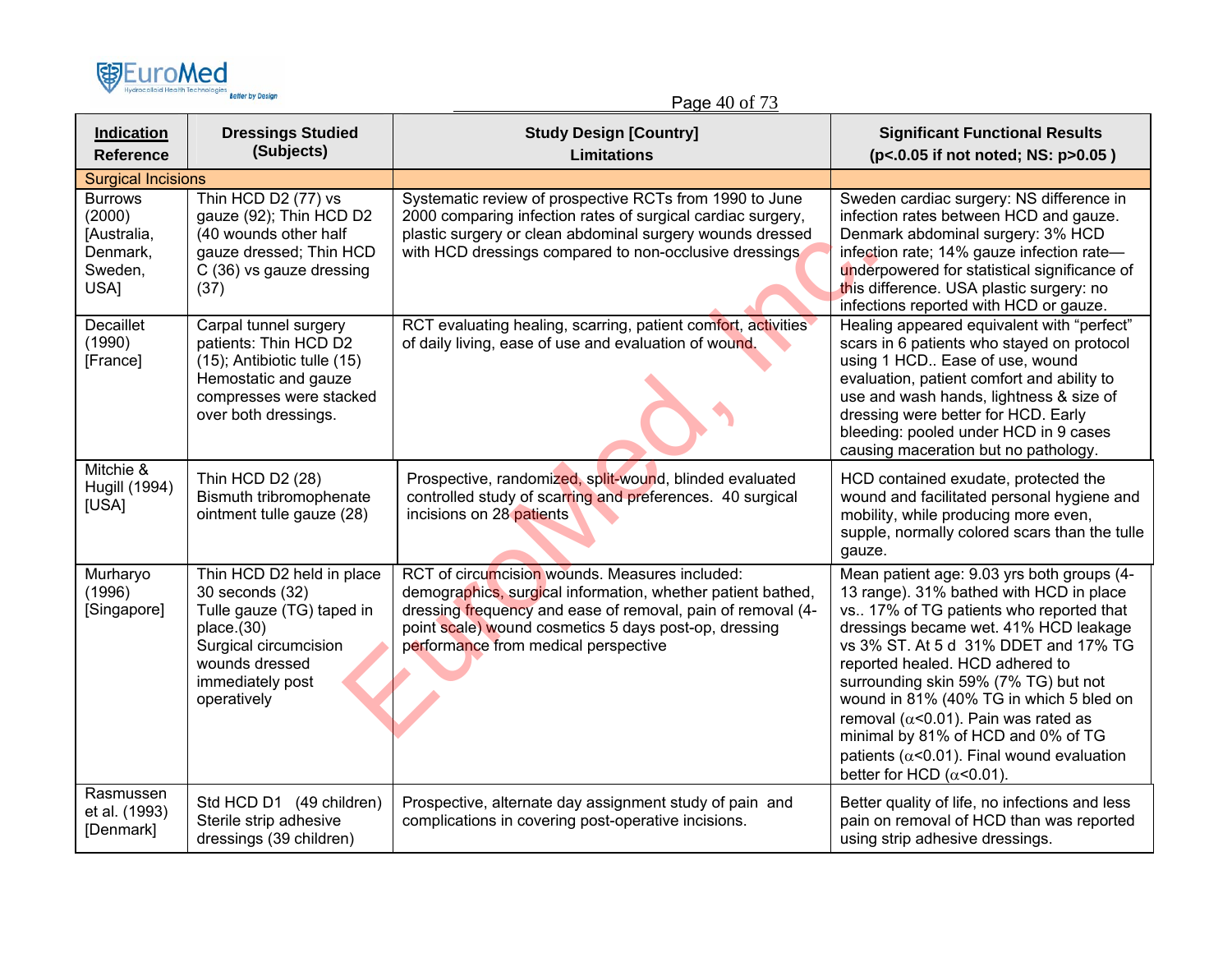| Indication Reference | Dressings Studied (Subjects) | Study Design [Country] Limitations | Significant Functional Results (p<.0.05 if not noted; NS: p>0.05 ) |
|---|---|---|---|
| Surgical Incisions | | | |
| Burrows (2000) [Australia, Denmark, Sweden, USA] | Thin HCD D2 (77) vs gauze (92); Thin HCD D2 (40 wounds other half gauze dressed; Thin HCD C (36) vs gauze dressing (37) | Systematic review of prospective RCTs from 1990 to June 2000 comparing infection rates of surgical cardiac surgery, plastic surgery or clean abdominal surgery wounds dressed with HCD dressings compared to non-occlusive dressings | Sweden cardiac surgery: NS difference in infection rates between HCD and gauze. Denmark abdominal surgery: 3% HCD infection rate; 14% gauze infection rate—underpowered for statistical significance of this difference. USA plastic surgery: no infections reported with HCD or gauze. |
| Decaillet (1990) [France] | Carpal tunnel surgery patients: Thin HCD D2 (15); Antibiotic tulle (15) Hemostatic and gauze compresses were stacked over both dressings. | RCT evaluating healing, scarring, patient comfort, activities of daily living, ease of use and evaluation of wound. | Healing appeared equivalent with "perfect" scars in 6 patients who stayed on protocol using 1 HCD.. Ease of use, wound evaluation, patient comfort and ability to use and wash hands, lightness & size of dressing were better for HCD. Early bleeding: pooled under HCD in 9 cases causing maceration but no pathology. |
| Mitchie & Hugill (1994) [USA] | Thin HCD D2 (28) Bismuth tribromophenate ointment tulle gauze (28) | Prospective, randomized, split-wound, blinded evaluated controlled study of scarring and preferences. 40 surgical incisions on 28 patients | HCD contained exudate, protected the wound and facilitated personal hygiene and mobility, while producing more even, supple, normally colored scars than the tulle gauze. |
| Murharyo (1996) [Singapore] | Thin HCD D2 held in place 30 seconds (32) Tulle gauze (TG) taped in place.(30) Surgical circumcision wounds dressed immediately post operatively | RCT of circumcision wounds. Measures included: demographics, surgical information, whether patient bathed, dressing frequency and ease of removal, pain of removal (4-point scale) wound cosmetics 5 days post-op, dressing performance from medical perspective | Mean patient age: 9.03 yrs both groups (4-13 range). 31% bathed with HCD in place vs.. 17% of TG patients who reported that dressings became wet. 41% HCD leakage vs 3% ST. At 5 d 31% DDET and 17% TG reported healed. HCD adhered to surrounding skin 59% (7% TG) but not wound in 81% (40% TG in which 5 bled on removal ($\alpha$<0.01). Pain was rated as minimal by 81% of HCD and 0% of TG patients ($\alpha$<0.01). Final wound evaluation better for HCD ($\alpha$<0.01). |
| Rasmussen et al. (1993) [Denmark] | Std HCD D1 (49 children) Sterile strip adhesive dressings (39 children) | Prospective, alternate day assignment study of pain and complications in covering post-operative incisions. | Better quality of life, no infections and less pain on removal of HCD than was reported using strip adhesive dressings. |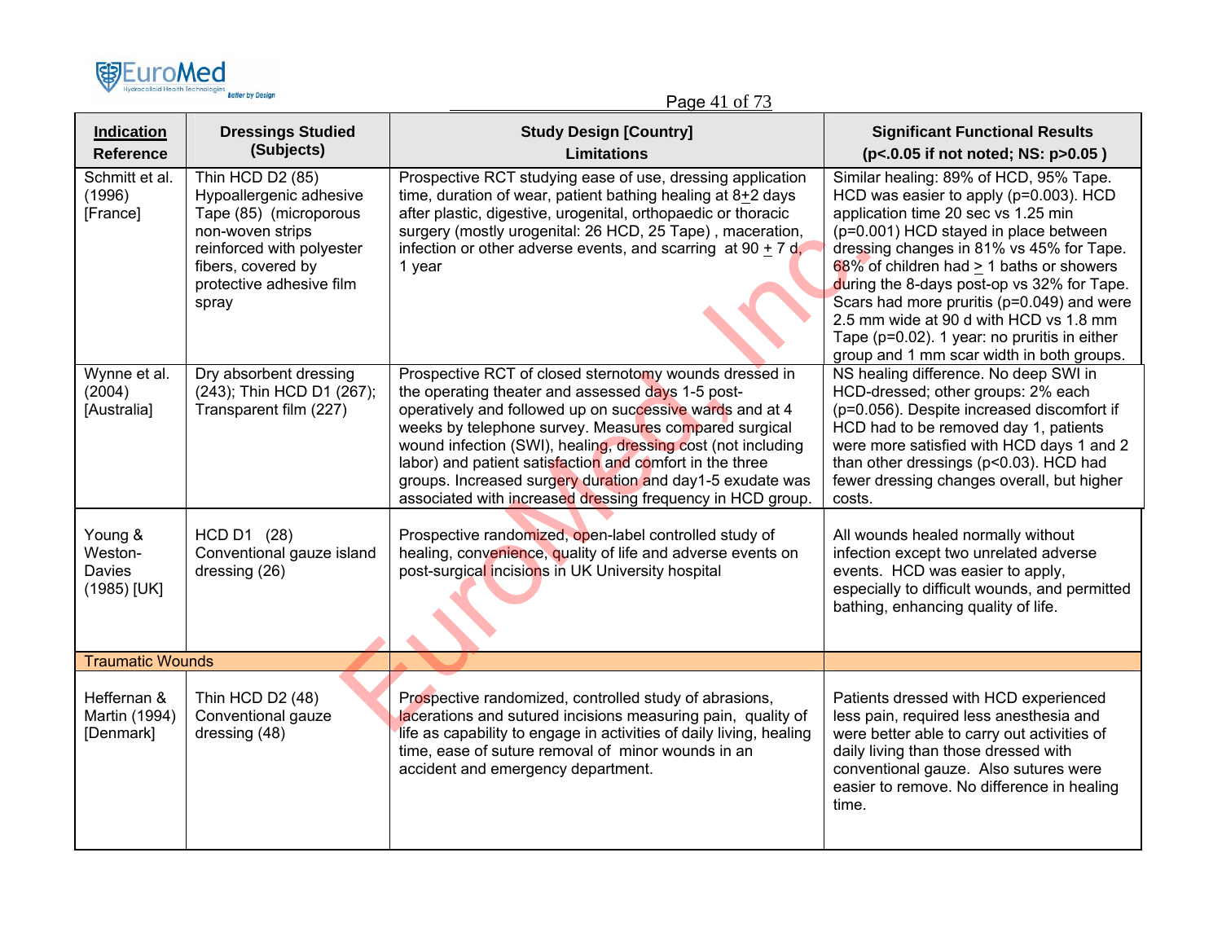| Indication Reference | Dressings Studied (Subjects) | Study Design [Country] Limitations | Significant Functional Results (p<.0.05 if not noted; NS: p>0.05 ) |
|---|---|---|---|
| Schmitt et al. (1996) [France] | Thin HCD D2 (85) Hypoallergenic adhesive Tape (85) (microporous non-woven strips reinforced with polyester fibers, covered by protective adhesive film spray | Prospective RCT studying ease of use, dressing application time, duration of wear, patient bathing healing at 8±2 days after plastic, digestive, urogenital, orthopaedic or thoracic surgery (mostly urogenital: 26 HCD, 25 Tape) , maceration, infection or other adverse events, and scarring at 90 ± 7 d, 1 year | Similar healing: 89% of HCD, 95% Tape. HCD was easier to apply (p=0.003). HCD application time 20 sec vs 1.25 min (p=0.001) HCD stayed in place between dressing changes in 81% vs 45% for Tape. 68% of children had ≥ 1 baths or showers during the 8-days post-op vs 32% for Tape. Scars had more pruritis (p=0.049) and were 2.5 mm wide at 90 d with HCD vs 1.8 mm Tape (p=0.02). 1 year: no pruritis in either group and 1 mm scar width in both groups. |
| Wynne et al. (2004) [Australia] | Dry absorbent dressing (243); Thin HCD D1 (267); Transparent film (227) | Prospective RCT of closed sternotomy wounds dressed in the operating theater and assessed days 1-5 post-operatively and followed up on successive wards and at 4 weeks by telephone survey. Measures compared surgical wound infection (SWI), healing, dressing cost (not including labor) and patient satisfaction and comfort in the three groups. Increased surgery duration and day1-5 exudate was associated with increased dressing frequency in HCD group. | NS healing difference. No deep SWI in HCD-dressed; other groups: 2% each (p=0.056). Despite increased discomfort if HCD had to be removed day 1, patients were more satisfied with HCD days 1 and 2 than other dressings (p<0.03). HCD had fewer dressing changes overall, but higher costs. |
| Young & Weston-Davies (1985) [UK] | HCD D1 (28) Conventional gauze island dressing (26) | Prospective randomized, open-label controlled study of healing, convenience, quality of life and adverse events on post-surgical incisions in UK University hospital | All wounds healed normally without infection except two unrelated adverse events. HCD was easier to apply, especially to difficult wounds, and permitted bathing, enhancing quality of life. |
| Traumatic Wounds | | | |
| Heffernan & Martin (1994) [Denmark] | Thin HCD D2 (48) Conventional gauze dressing (48) | Prospective randomized, controlled study of abrasions, lacerations and sutured incisions measuring pain, quality of life as capability to engage in activities of daily living, healing time, ease of suture removal of minor wounds in an accident and emergency department. | Patients dressed with HCD experienced less pain, required less anesthesia and were better able to carry out activities of daily living than those dressed with conventional gauze. Also sutures were easier to remove. No difference in healing time. |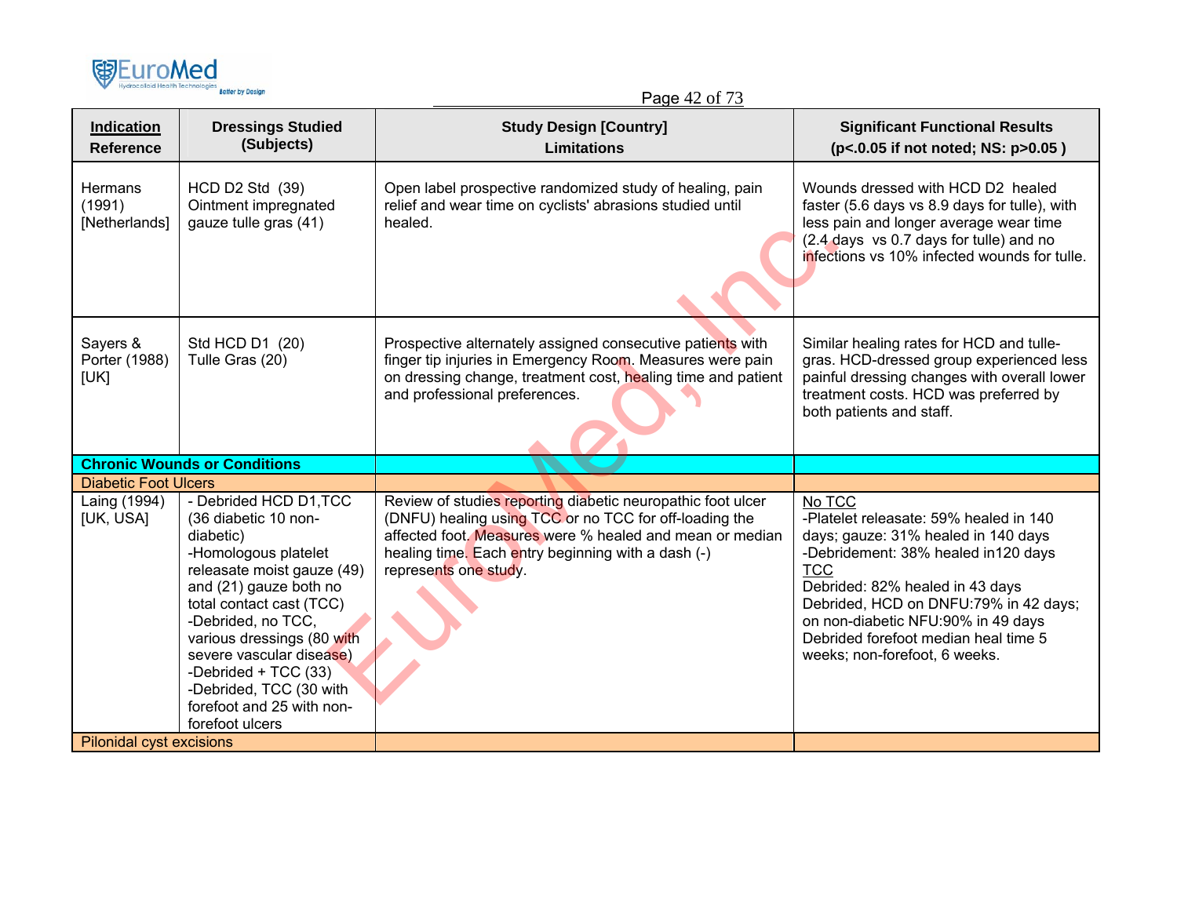| **Indication** Reference | **Dressings Studied (Subjects)** | **Study Design [Country] Limitations** | **Significant Functional Results (p<.0.05 if not noted; NS: p>0.05 )** |
|---|---|---|---|
| Hermans (1991) [Netherlands] | HCD D2 Std (39) Ointment impregnated gauze tulle gras (41) | Open label prospective randomized study of healing, pain relief and wear time on cyclists' abrasions studied until healed. | Wounds dressed with HCD D2 healed faster (5.6 days vs 8.9 days for tulle), with less pain and longer average wear time (2.4 days vs 0.7 days for tulle) and no infections vs 10% infected wounds for tulle. |
| Sayers & Porter (1988) [UK] | Std HCD D1 (20) Tulle Gras (20) | Prospective alternately assigned consecutive patients with finger tip injuries in Emergency Room. Measures were pain on dressing change, treatment cost, healing time and patient and professional preferences. | Similar healing rates for HCD and tulle-gras. HCD-dressed group experienced less painful dressing changes with overall lower treatment costs. HCD was preferred by both patients and staff. |
| **Chronic Wounds or Conditions** | | | |
| Diabetic Foot Ulcers | | | |
| Laing (1994) [UK, USA] | - Debrided HCD D1,TCC (36 diabetic 10 non-diabetic)<br>-Homologous platelet releasate moist gauze (49) and (21) gauze both no total contact cast (TCC)<br>-Debrided, no TCC, various dressings (80 with severe vascular disease)<br>-Debrided + TCC (33)<br>-Debrided, TCC (30 with forefoot and 25 with non-forefoot ulcers | Review of studies reporting diabetic neuropathic foot ulcer (DNFU) healing using TCC or no TCC for off-loading the affected foot. Measures were % healed and mean or median healing time. Each entry beginning with a dash (-) represents one study. | No TCC<br>-Platelet releasate: 59% healed in 140 days; gauze: 31% healed in 140 days<br>-Debridement: 38% healed in120 days<br>TCC<br>Debrided: 82% healed in 43 days<br>Debrided, HCD on DNFU:79% in 42 days; on non-diabetic NFU:90% in 49 days<br>Debrided forefoot median heal time 5 weeks; non-forefoot, 6 weeks. |
| Pilonidal cyst excisions | | | |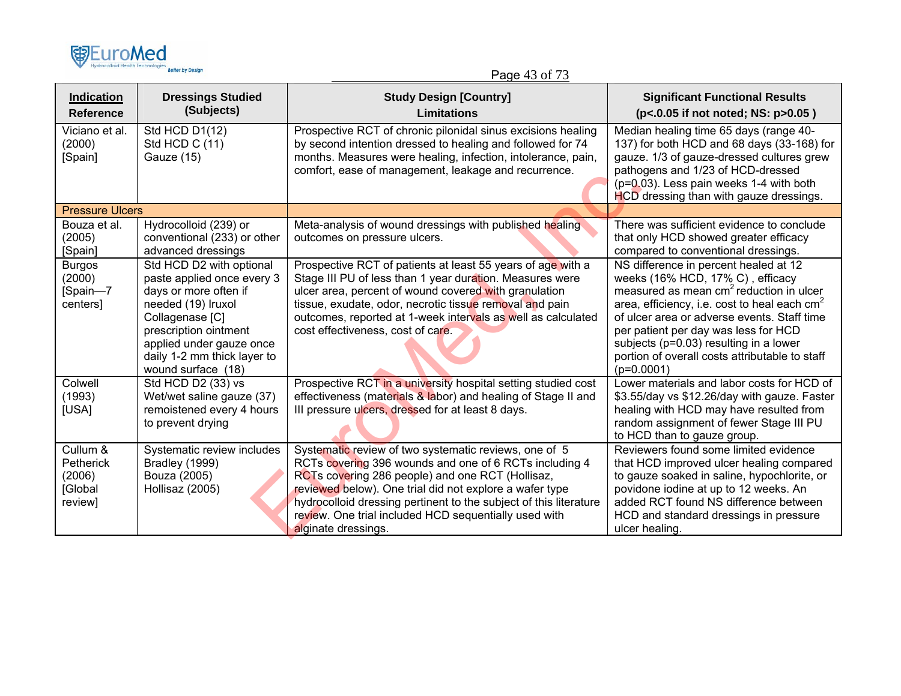| Indication<br>Reference | Dressings Studied<br>(Subjects) | Study Design [Country]<br>Limitations | Significant Functional Results<br>(p<.0.05 if not noted; NS: p>0.05 ) |
|---|---|---|---|
| Viciano et al. (2000) [Spain] | Std HCD D1(12)<br>Std HCD C (11)<br>Gauze (15) | Prospective RCT of chronic pilonidal sinus excisions healing by second intention dressed to healing and followed for 74 months. Measures were healing, infection, intolerance, pain, comfort, ease of management, leakage and recurrence. | Median healing time 65 days (range 40-137) for both HCD and 68 days (33-168) for gauze. 1/3 of gauze-dressed cultures grew pathogens and 1/23 of HCD-dressed (p=0.03). Less pain weeks 1-4 with both HCD dressing than with gauze dressings. |
| Pressure Ulcers | | | |
| Bouza et al. (2005) [Spain] | Hydrocolloid (239) or conventional (233) or other advanced dressings | Meta-analysis of wound dressings with published healing outcomes on pressure ulcers. | There was sufficient evidence to conclude that only HCD showed greater efficacy compared to conventional dressings. |
| Burgos (2000) [Spain—7 centers] | Std HCD D2 with optional paste applied once every 3 days or more often if needed (19) Iruxol Collagenase [C] prescription ointment applied under gauze once daily 1-2 mm thick layer to wound surface (18) | Prospective RCT of patients at least 55 years of age with a Stage III PU of less than 1 year duration. Measures were ulcer area, percent of wound covered with granulation tissue, exudate, odor, necrotic tissue removal and pain outcomes, reported at 1-week intervals as well as calculated cost effectiveness, cost of care. | NS difference in percent healed at 12 weeks (16% HCD, 17% C) , efficacy measured as mean $cm^2$ reduction in ulcer area, efficiency, i.e. cost to heal each $cm^2$ of ulcer area or adverse events. Staff time per patient per day was less for HCD subjects (p=0.03) resulting in a lower portion of overall costs attributable to staff (p=0.0001) |
| Colwell (1993) [USA] | Std HCD D2 (33) vs Wet/wet saline gauze (37) remoistened every 4 hours to prevent drying | Prospective RCT in a university hospital setting studied cost effectiveness (materials & labor) and healing of Stage II and III pressure ulcers, dressed for at least 8 days. | Lower materials and labor costs for HCD of $3.55/day vs $12.26/day with gauze. Faster healing with HCD may have resulted from random assignment of fewer Stage III PU to HCD than to gauze group. |
| Cullum & Petherick (2006) [Global review] | Systematic review includes Bradley (1999) Bouza (2005) Hollisaz (2005) | Systematic review of two systematic reviews, one of 5 RCTs covering 396 wounds and one of 6 RCTs including 4 RCTs covering 286 people) and one RCT (Hollisaz, reviewed below). One trial did not explore a wafer type hydrocolloid dressing pertinent to the subject of this literature review. One trial included HCD sequentially used with alginate dressings. | Reviewers found some limited evidence that HCD improved ulcer healing compared to gauze soaked in saline, hypochlorite, or povidone iodine at up to 12 weeks. An added RCT found NS difference between HCD and standard dressings in pressure ulcer healing. |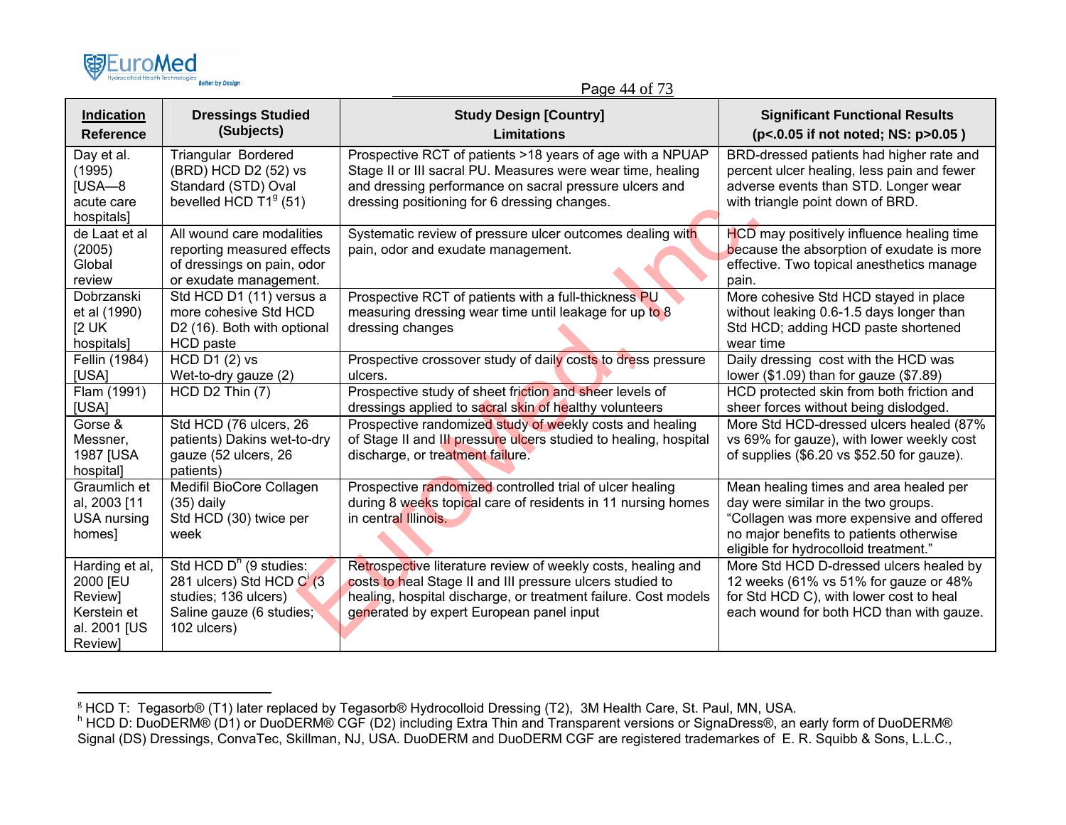| Indication Reference | Dressings Studied (Subjects) | Study Design [Country] Limitations | Significant Functional Results (p<.0.05 if not noted; NS: p>0.05 ) |
|---|---|---|---|
| Day et al. (1995) [USA—8 acute care hospitals] | Triangular Bordered (BRD) HCD D2 (52) vs Standard (STD) Oval bevelled HCD T1[g] (51) | Prospective RCT of patients >18 years of age with a NPUAP Stage II or III sacral PU. Measures were wear time, healing and dressing performance on sacral pressure ulcers and dressing positioning for 6 dressing changes. | BRD-dressed patients had higher rate and percent ulcer healing, less pain and fewer adverse events than STD. Longer wear with triangle point down of BRD. |
| de Laat et al (2005) Global review | All wound care modalities reporting measured effects of dressings on pain, odor or exudate management. | Systematic review of pressure ulcer outcomes dealing with pain, odor and exudate management. | HCD may positively influence healing time because the absorption of exudate is more effective. Two topical anesthetics manage pain. |
| Dobrzanski et al (1990) [2 UK hospitals] | Std HCD D1 (11) versus a more cohesive Std HCD D2 (16). Both with optional HCD paste | Prospective RCT of patients with a full-thickness PU measuring dressing wear time until leakage for up to 8 dressing changes | More cohesive Std HCD stayed in place without leaking 0.6-1.5 days longer than Std HCD; adding HCD paste shortened wear time |
| Fellin (1984) [USA] | HCD D1 (2) vs Wet-to-dry gauze (2) | Prospective crossover study of daily costs to dress pressure ulcers. | Daily dressing cost with the HCD was lower ($1.09) than for gauze ($7.89) |
| Flam (1991) [USA] | HCD D2 Thin (7) | Prospective study of sheet friction and sheer levels of dressings applied to sacral skin of healthy volunteers | HCD protected skin from both friction and sheer forces without being dislodged. |
| Gorse & Messner, 1987 [USA hospital] | Std HCD (76 ulcers, 26 patients) Dakins wet-to-dry gauze (52 ulcers, 26 patients) | Prospective randomized study of weekly costs and healing of Stage II and III pressure ulcers studied to healing, hospital discharge, or treatment failure. | More Std HCD-dressed ulcers healed (87% vs 69% for gauze), with lower weekly cost of supplies ($6.20 vs $52.50 for gauze). |
| Graumlich et al, 2003 [11 USA nursing homes] | Medifil BioCore Collagen (35) daily Std HCD (30) twice per week | Prospective randomized controlled trial of ulcer healing during 8 weeks topical care of residents in 11 nursing homes in central Illinois. | Mean healing times and area healed per day were similar in the two groups. "Collagen was more expensive and offered no major benefits to patients otherwise eligible for hydrocolloid treatment." |
| Harding et al, 2000 [EU Review] Kerstein et al. 2001 [US Review] | Std HCD D[h] (9 studies: 281 ulcers) Std HCD C[i] (3 studies; 136 ulcers) Saline gauze (6 studies; 102 ulcers) | Retrospective literature review of weekly costs, healing and costs to heal Stage II and III pressure ulcers studied to healing, hospital discharge, or treatment failure. Cost models generated by expert European panel input | More Std HCD D-dressed ulcers healed by 12 weeks (61% vs 51% for gauze or 48% for Std HCD C), with lower cost to heal each wound for both HCD than with gauze. |

[g] HCD T: Tegasorb® (T1) later replaced by Tegasorb® Hydrocolloid Dressing (T2), 3M Health Care, St. Paul, MN, USA.

[h] HCD D: DuoDERM® (D1) or DuoDERM® CGF (D2) including Extra Thin and Transparent versions or SignaDress®, an early form of DuoDERM® Signal (DS) Dressings, ConvaTec, Skillman, NJ, USA. DuoDERM and DuoDERM CGF are registered trademarkes of E. R. Squibb & Sons, L.L.C.,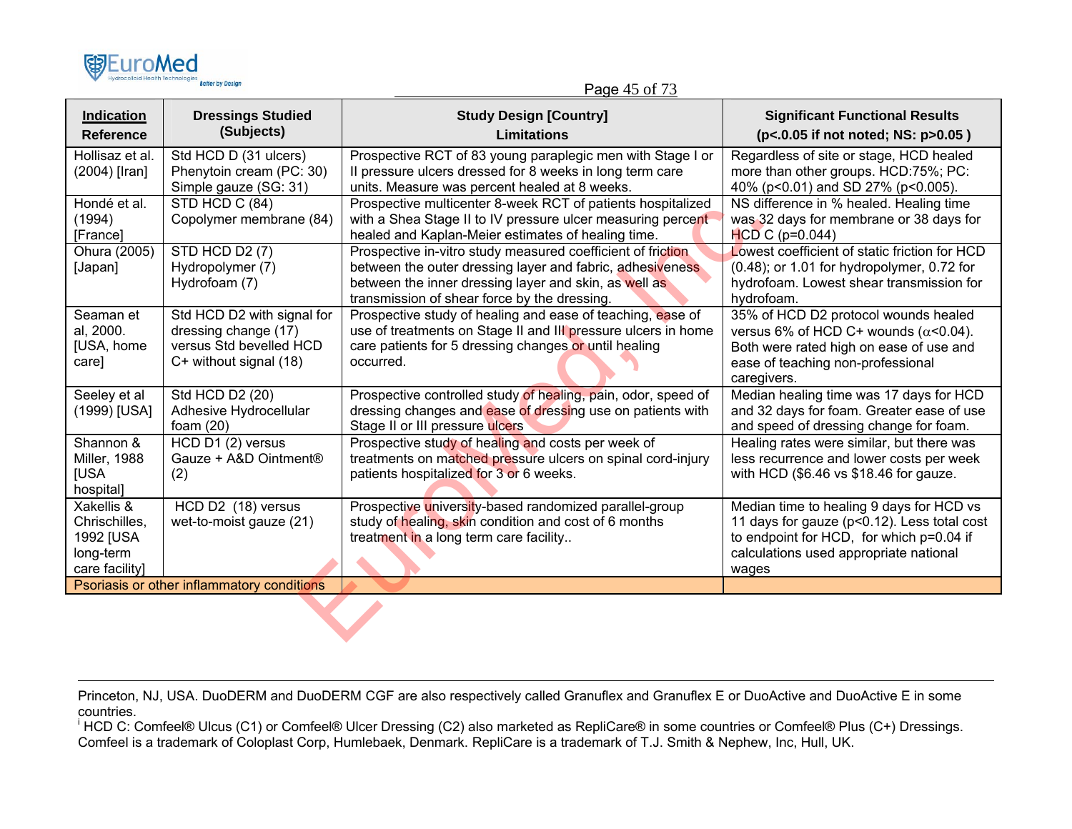| Indication<br>Reference | Dressings Studied (Subjects) | Study Design [Country]<br>Limitations | Significant Functional Results<br>($p<.0.05$ if not noted; NS: $p>0.05$ ) |
|---|---|---|---|
| Hollisaz et al. (2004) [Iran] | Std HCD D (31 ulcers)<br>Phenytoin cream (PC: 30)<br>Simple gauze (SG: 31) | Prospective RCT of 83 young paraplegic men with Stage I or II pressure ulcers dressed for 8 weeks in long term care units. Measure was percent healed at 8 weeks. | Regardless of site or stage, HCD healed more than other groups. HCD:75%; PC: 40% ($p<0.01$) and SD 27% ($p<0.005$). |
| Hondé et al. (1994) [France] | STD HCD C (84)<br>Copolymer membrane (84) | Prospective multicenter 8-week RCT of patients hospitalized with a Shea Stage II to IV pressure ulcer measuring percent healed and Kaplan-Meier estimates of healing time. | NS difference in % healed. Healing time was 32 days for membrane or 38 days for HCD C ($p=0.044$) |
| Ohura (2005) [Japan] | STD HCD D2 (7)<br>Hydropolymer (7)<br>Hydrofoam (7) | Prospective in-vitro study measured coefficient of friction between the outer dressing layer and fabric, adhesiveness between the inner dressing layer and skin, as well as transmission of shear force by the dressing. | Lowest coefficient of static friction for HCD (0.48); or 1.01 for hydropolymer, 0.72 for hydrofoam. Lowest shear transmission for hydrofoam. |
| Seaman et al, 2000. [USA, home care] | Std HCD D2 with signal for dressing change (17) versus Std bevelled HCD C+ without signal (18) | Prospective study of healing and ease of teaching, ease of use of treatments on Stage II and III pressure ulcers in home care patients for 5 dressing changes or until healing occurred. | 35% of HCD D2 protocol wounds healed versus 6% of HCD C+ wounds ($\alpha<0.04$). Both were rated high on ease of use and ease of teaching non-professional caregivers. |
| Seeley et al (1999) [USA] | Std HCD D2 (20)<br>Adhesive Hydrocellular foam (20) | Prospective controlled study of healing, pain, odor, speed of dressing changes and ease of dressing use on patients with Stage II or III pressure ulcers | Median healing time was 17 days for HCD and 32 days for foam. Greater ease of use and speed of dressing change for foam. |
| Shannon & Miller, 1988 [USA hospital] | HCD D1 (2) versus Gauze + A&D Ointment® (2) | Prospective study of healing and costs per week of treatments on matched pressure ulcers on spinal cord-injury patients hospitalized for 3 or 6 weeks. | Healing rates were similar, but there was less recurrence and lower costs per week with HCD ($6.46 vs $18.46 for gauze. |
| Xakellis & Chrischilles, 1992 [USA long-term care facility] | HCD D2 (18) versus wet-to-moist gauze (21) | Prospective university-based randomized parallel-group study of healing, skin condition and cost of 6 months treatment in a long term care facility.. | Median time to healing 9 days for HCD vs 11 days for gauze ($p<0.12$). Less total cost to endpoint for HCD, for which $p=0.04$ if calculations used appropriate national wages |
| Psoriasis or other inflammatory conditions | | | |

Princeton, NJ, USA. DuoDERM and DuoDERM CGF are also respectively called Granuflex and Granuflex E or DuoActive and DuoActive E in some countries.

[i] HCD C: Comfeel® Ulcus (C1) or Comfeel® Ulcer Dressing (C2) also marketed as RepliCare® in some countries or Comfeel® Plus (C+) Dressings. Comfeel is a trademark of Coloplast Corp, Humlebaek, Denmark. RepliCare is a trademark of T.J. Smith & Nephew, Inc, Hull, UK.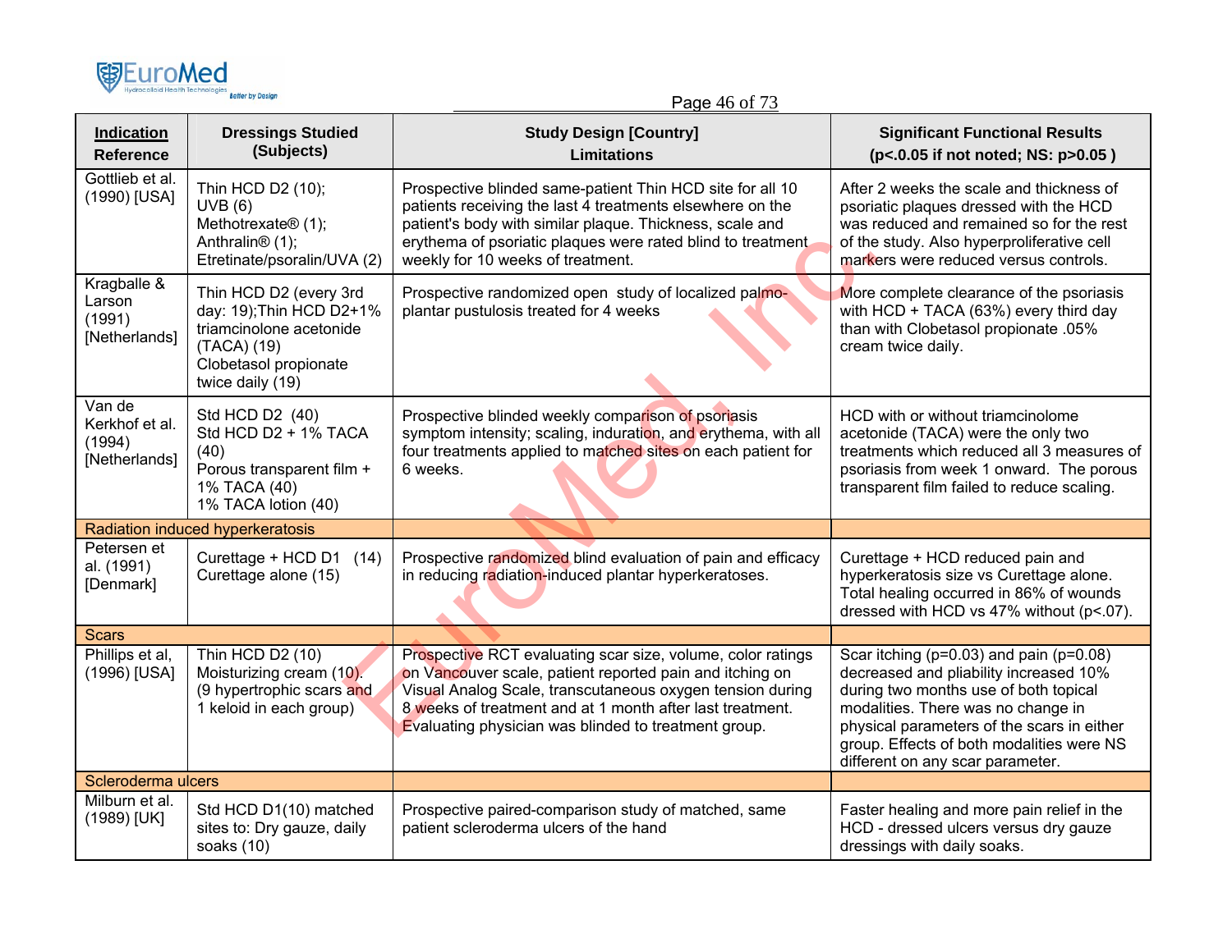| Indication<br>Reference | Dressings Studied (Subjects) | Study Design [Country]<br>Limitations | Significant Functional Results<br>(p<.0.05 if not noted; NS: p>0.05 ) |
|---|---|---|---|
| Gottlieb et al. (1990) [USA] | Thin HCD D2 (10);<br>UVB (6)<br>Methotrexate® (1);<br>Anthralin® (1);<br>Etretinate/psoralin/UVA (2) | Prospective blinded same-patient Thin HCD site for all 10 patients receiving the last 4 treatments elsewhere on the patient's body with similar plaque. Thickness, scale and erythema of psoriatic plaques were rated blind to treatment weekly for 10 weeks of treatment. | After 2 weeks the scale and thickness of psoriatic plaques dressed with the HCD was reduced and remained so for the rest of the study. Also hyperproliferative cell markers were reduced versus controls. |
| Kragballe & Larson (1991) [Netherlands] | Thin HCD D2 (every 3rd day: 19);Thin HCD D2+1% triamcinolone acetonide (TACA) (19)<br>Clobetasol propionate twice daily (19) | Prospective randomized open study of localized palmo-plantar pustulosis treated for 4 weeks | More complete clearance of the psoriasis with HCD + TACA (63%) every third day than with Clobetasol propionate .05% cream twice daily. |
| Van de Kerkhof et al. (1994) [Netherlands] | Std HCD D2 (40)<br>Std HCD D2 + 1% TACA (40)<br>Porous transparent film + 1% TACA (40)<br>1% TACA lotion (40) | Prospective blinded weekly comparison of psoriasis symptom intensity; scaling, induration, and erythema, with all four treatments applied to matched sites on each patient for 6 weeks. | HCD with or without triamcinolome acetonide (TACA) were the only two treatments which reduced all 3 measures of psoriasis from week 1 onward. The porous transparent film failed to reduce scaling. |
| Radiation induced hyperkeratosis | | | |
| Petersen et al. (1991) [Denmark] | Curettage + HCD D1 (14)<br>Curettage alone (15) | Prospective randomized blind evaluation of pain and efficacy in reducing radiation-induced plantar hyperkeratoses. | Curettage + HCD reduced pain and hyperkeratosis size vs Curettage alone. Total healing occurred in 86% of wounds dressed with HCD vs 47% without (p<.07). |
| Scars | | | |
| Phillips et al, (1996) [USA] | Thin HCD D2 (10)<br>Moisturizing cream (10).<br>(9 hypertrophic scars and 1 keloid in each group) | Prospective RCT evaluating scar size, volume, color ratings on Vancouver scale, patient reported pain and itching on Visual Analog Scale, transcutaneous oxygen tension during 8 weeks of treatment and at 1 month after last treatment. Evaluating physician was blinded to treatment group. | Scar itching (p=0.03) and pain (p=0.08) decreased and pliability increased 10% during two months use of both topical modalities. There was no change in physical parameters of the scars in either group. Effects of both modalities were NS different on any scar parameter. |
| Scleroderma ulcers | | | |
| Milburn et al. (1989) [UK] | Std HCD D1(10) matched sites to: Dry gauze, daily soaks (10) | Prospective paired-comparison study of matched, same patient scleroderma ulcers of the hand | Faster healing and more pain relief in the HCD - dressed ulcers versus dry gauze dressings with daily soaks. |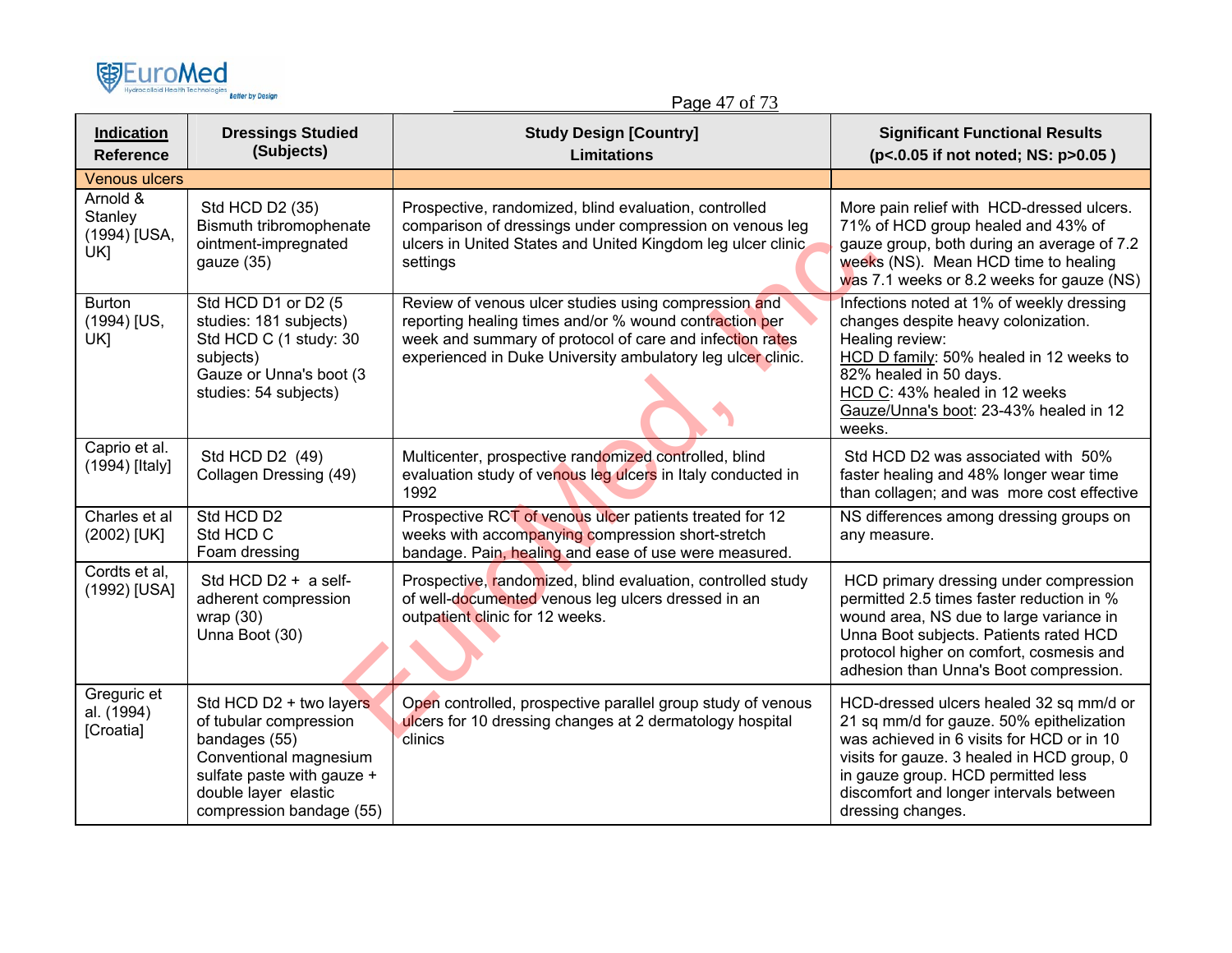| Indication<br>Reference | Dressings Studied (Subjects) | Study Design [Country]<br>Limitations | Significant Functional Results (p<.0.05 if not noted; NS: p>0.05 ) |
|---|---|---|---|
| Venous ulcers | | | |
| Arnold & Stanley (1994) [USA, UK] | Std HCD D2 (35)<br>Bismuth tribromophenate ointment-impregnated gauze (35) | Prospective, randomized, blind evaluation, controlled comparison of dressings under compression on venous leg ulcers in United States and United Kingdom leg ulcer clinic settings | More pain relief with HCD-dressed ulcers. 71% of HCD group healed and 43% of gauze group, both during an average of 7.2 weeks (NS). Mean HCD time to healing was 7.1 weeks or 8.2 weeks for gauze (NS) |
| Burton (1994) [US, UK] | Std HCD D1 or D2 (5 studies: 181 subjects)<br>Std HCD C (1 study: 30 subjects)<br>Gauze or Unna's boot (3 studies: 54 subjects) | Review of venous ulcer studies using compression and reporting healing times and/or % wound contraction per week and summary of protocol of care and infection rates experienced in Duke University ambulatory leg ulcer clinic. | Infections noted at 1% of weekly dressing changes despite heavy colonization.<br>Healing review:<br>HCD D family: 50% healed in 12 weeks to 82% healed in 50 days.<br>HCD C: 43% healed in 12 weeks<br>Gauze/Unna's boot: 23-43% healed in 12 weeks. |
| Caprio et al. (1994) [Italy] | Std HCD D2 (49)<br>Collagen Dressing (49) | Multicenter, prospective randomized controlled, blind evaluation study of venous leg ulcers in Italy conducted in 1992 | Std HCD D2 was associated with 50% faster healing and 48% longer wear time than collagen; and was more cost effective |
| Charles et al (2002) [UK] | Std HCD D2<br>Std HCD C<br>Foam dressing | Prospective RCT of venous ulcer patients treated for 12 weeks with accompanying compression short-stretch bandage. Pain, healing and ease of use were measured. | NS differences among dressing groups on any measure. |
| Cordts et al, (1992) [USA] | Std HCD D2 + a self-adherent compression wrap (30)<br>Unna Boot (30) | Prospective, randomized, blind evaluation, controlled study of well-documented venous leg ulcers dressed in an outpatient clinic for 12 weeks. | HCD primary dressing under compression permitted 2.5 times faster reduction in % wound area, NS due to large variance in Unna Boot subjects. Patients rated HCD protocol higher on comfort, cosmesis and adhesion than Unna's Boot compression. |
| Greguric et al. (1994) [Croatia] | Std HCD D2 + two layers of tubular compression bandages (55)<br>Conventional magnesium sulfate paste with gauze + double layer elastic compression bandage (55) | Open controlled, prospective parallel group study of venous ulcers for 10 dressing changes at 2 dermatology hospital clinics | HCD-dressed ulcers healed 32 sq mm/d or 21 sq mm/d for gauze. 50% epithelization was achieved in 6 visits for HCD or in 10 visits for gauze. 3 healed in HCD group, 0 in gauze group. HCD permitted less discomfort and longer intervals between dressing changes. |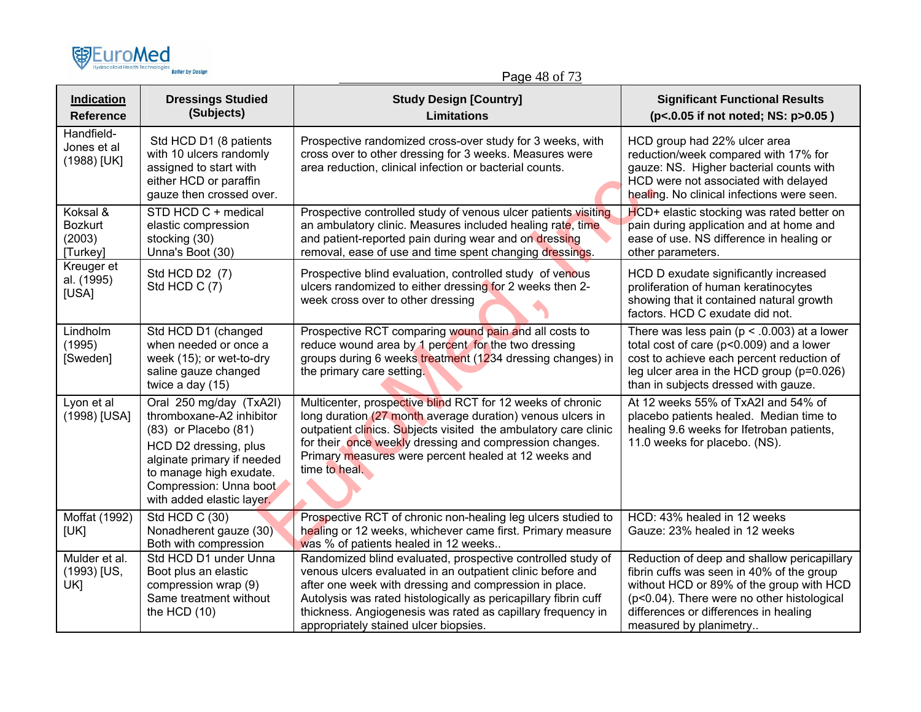| Indication Reference | Dressings Studied (Subjects) | Study Design [Country] Limitations | Significant Functional Results ($p<.0.05$ if not noted; NS: $p>0.05$ ) |
|---|---|---|---|
| Handfield-Jones et al (1988) [UK] | Std HCD D1 (8 patients with 10 ulcers randomly assigned to start with either HCD or paraffin gauze then crossed over. | Prospective randomized cross-over study for 3 weeks, with cross over to other dressing for 3 weeks. Measures were area reduction, clinical infection or bacterial counts. | HCD group had 22% ulcer area reduction/week compared with 17% for gauze: NS. Higher bacterial counts with HCD were not associated with delayed healing. No clinical infections were seen. |
| Koksal & Bozkurt (2003) [Turkey] | STD HCD C + medical elastic compression stocking (30)<br>Unna's Boot (30) | Prospective controlled study of venous ulcer patients visiting an ambulatory clinic. Measures included healing rate, time and patient-reported pain during wear and on dressing removal, ease of use and time spent changing dressings. | HCD+ elastic stocking was rated better on pain during application and at home and ease of use. NS difference in healing or other parameters. |
| Kreuger et al. (1995) [USA] | Std HCD D2 (7)<br>Std HCD C (7) | Prospective blind evaluation, controlled study of venous ulcers randomized to either dressing for 2 weeks then 2-week cross over to other dressing | HCD D exudate significantly increased proliferation of human keratinocytes showing that it contained natural growth factors. HCD C exudate did not. |
| Lindholm (1995) [Sweden] | Std HCD D1 (changed when needed or once a week (15); or wet-to-dry saline gauze changed twice a day (15) | Prospective RCT comparing wound pain and all costs to reduce wound area by 1 percent for the two dressing groups during 6 weeks treatment (1234 dressing changes) in the primary care setting. | There was less pain ($p < .0.003$) at a lower total cost of care ($p<0.009$) and a lower cost to achieve each percent reduction of leg ulcer area in the HCD group ($p=0.026$) than in subjects dressed with gauze. |
| Lyon et al (1998) [USA] | Oral 250 mg/day (TxA2I) thromboxane-A2 inhibitor (83) or Placebo (81)<br>HCD D2 dressing, plus alginate primary if needed to manage high exudate. Compression: Unna boot with added elastic layer. | Multicenter, prospective blind RCT for 12 weeks of chronic long duration (27 month average duration) venous ulcers in outpatient clinics. Subjects visited the ambulatory care clinic for their once weekly dressing and compression changes. Primary measures were percent healed at 12 weeks and time to heal. | At 12 weeks 55% of TxA2I and 54% of placebo patients healed. Median time to healing 9.6 weeks for Ifetroban patients, 11.0 weeks for placebo. (NS). |
| Moffat (1992) [UK] | Std HCD C (30)<br>Nonadherent gauze (30)<br>Both with compression | Prospective RCT of chronic non-healing leg ulcers studied to healing or 12 weeks, whichever came first. Primary measure was % of patients healed in 12 weeks.. | HCD: 43% healed in 12 weeks<br>Gauze: 23% healed in 12 weeks |
| Mulder et al. (1993) [US, UK] | Std HCD D1 under Unna Boot plus an elastic compression wrap (9)<br>Same treatment without the HCD (10) | Randomized blind evaluated, prospective controlled study of venous ulcers evaluated in an outpatient clinic before and after one week with dressing and compression in place. Autolysis was rated histologically as pericapillary fibrin cuff thickness. Angiogenesis was rated as capillary frequency in appropriately stained ulcer biopsies. | Reduction of deep and shallow pericapillary fibrin cuffs was seen in 40% of the group without HCD or 89% of the group with HCD ($p<0.04$). There were no other histological differences or differences in healing measured by planimetry.. |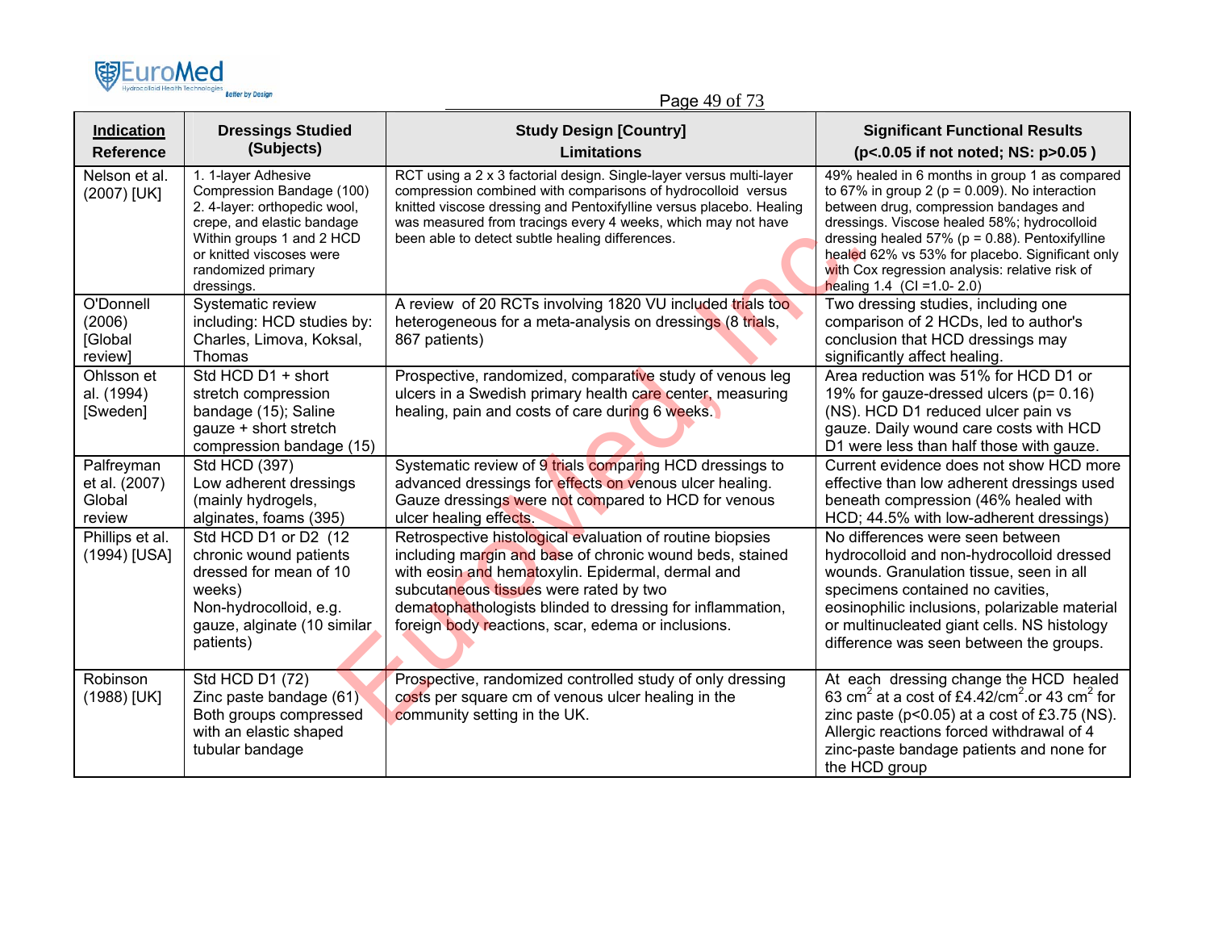| **Indication** Reference | **Dressings Studied (Subjects)** | **Study Design [Country]** Limitations | **Significant Functional Results (p<.0.05 if not noted; NS: p>0.05 )** |
|---|---|---|---|
| Nelson et al. (2007) [UK] | 1. 1-layer Adhesive Compression Bandage (100) 2. 4-layer: orthopedic wool, crepe, and elastic bandage Within groups 1 and 2 HCD or knitted viscoses were randomized primary dressings. | RCT using a 2 x 3 factorial design. Single-layer versus multi-layer compression combined with comparisons of hydrocolloid versus knitted viscose dressing and Pentoxifylline versus placebo. Healing was measured from tracings every 4 weeks, which may not have been able to detect subtle healing differences. | 49% healed in 6 months in group 1 as compared to 67% in group 2 (p = 0.009). No interaction between drug, compression bandages and dressings. Viscose healed 58%; hydrocolloid dressing healed 57% (p = 0.88). Pentoxifylline healed 62% vs 53% for placebo. Significant only with Cox regression analysis: relative risk of healing 1.4 (CI =1.0- 2.0) |
| O'Donnell (2006) [Global review] | Systematic review including: HCD studies by: Charles, Limova, Koksal, Thomas | A review of 20 RCTs involving 1820 VU included trials too heterogeneous for a meta-analysis on dressings (8 trials, 867 patients) | Two dressing studies, including one comparison of 2 HCDs, led to author's conclusion that HCD dressings may significantly affect healing. |
| Ohlsson et al. (1994) [Sweden] | Std HCD D1 + short stretch compression bandage (15); Saline gauze + short stretch compression bandage (15) | Prospective, randomized, comparative study of venous leg ulcers in a Swedish primary health care center, measuring healing, pain and costs of care during 6 weeks. | Area reduction was 51% for HCD D1 or 19% for gauze-dressed ulcers (p= 0.16) (NS). HCD D1 reduced ulcer pain vs gauze. Daily wound care costs with HCD D1 were less than half those with gauze. |
| Palfreyman et al. (2007) Global review | Std HCD (397) Low adherent dressings (mainly hydrogels, alginates, foams (395) | Systematic review of 9 trials comparing HCD dressings to advanced dressings for effects on venous ulcer healing. Gauze dressings were not compared to HCD for venous ulcer healing effects. | Current evidence does not show HCD more effective than low adherent dressings used beneath compression (46% healed with HCD; 44.5% with low-adherent dressings) |
| Phillips et al. (1994) [USA] | Std HCD D1 or D2 (12 chronic wound patients dressed for mean of 10 weeks) Non-hydrocolloid, e.g. gauze, alginate (10 similar patients) | Retrospective histological evaluation of routine biopsies including margin and base of chronic wound beds, stained with eosin and hematoxylin. Epidermal, dermal and subcutaneous tissues were rated by two dematophathologists blinded to dressing for inflammation, foreign body reactions, scar, edema or inclusions. | No differences were seen between hydrocolloid and non-hydrocolloid dressed wounds. Granulation tissue, seen in all specimens contained no cavities, eosinophilic inclusions, polarizable material or multinucleated giant cells. NS histology difference was seen between the groups. |
| Robinson (1988) [UK] | Std HCD D1 (72) Zinc paste bandage (61) Both groups compressed with an elastic shaped tubular bandage | Prospective, randomized controlled study of only dressing costs per square cm of venous ulcer healing in the community setting in the UK. | At each dressing change the HCD healed 63 $cm^2$ at a cost of £4.42/$cm^2$.or 43 $cm^2$ for zinc paste (p<0.05) at a cost of £3.75 (NS). Allergic reactions forced withdrawal of 4 zinc-paste bandage patients and none for the HCD group |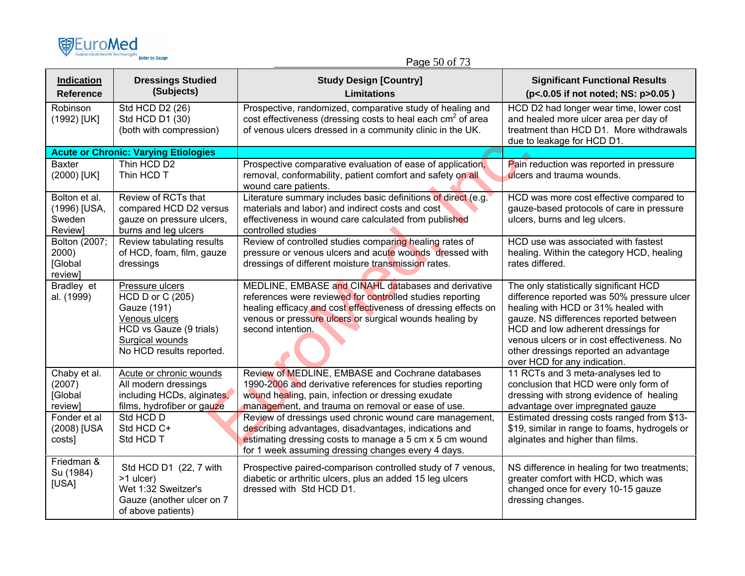| Indication<br>Reference | Dressings Studied (Subjects) | Study Design [Country]<br>Limitations | Significant Functional Results<br>(p<.0.05 if not noted; NS: p>0.05 ) |
|---|---|---|---|
| Robinson (1992) [UK] | Std HCD D2 (26)<br>Std HCD D1 (30)<br>(both with compression) | Prospective, randomized, comparative study of healing and cost effectiveness (dressing costs to heal each $cm^2$ of area of venous ulcers dressed in a community clinic in the UK. | HCD D2 had longer wear time, lower cost and healed more ulcer area per day of treatment than HCD D1. More withdrawals due to leakage for HCD D1. |
| **Acute or Chronic: Varying Etiologies** | | | |
| Baxter (2000) [UK] | Thin HCD D2<br>Thin HCD T | Prospective comparative evaluation of ease of application, removal, conformability, patient comfort and safety on all wound care patients. | Pain reduction was reported in pressure ulcers and trauma wounds. |
| Bolton et al. (1996) [USA, Sweden Review] | Review of RCTs that compared HCD D2 versus gauze on pressure ulcers, burns and leg ulcers | Literature summary includes basic definitions of direct (e.g. materials and labor) and indirect costs and cost effectiveness in wound care calculated from published controlled studies | HCD was more cost effective compared to gauze-based protocols of care in pressure ulcers, burns and leg ulcers. |
| Bolton (2007; 2000) [Global review] | Review tabulating results of HCD, foam, film, gauze dressings | Review of controlled studies comparing healing rates of pressure or venous ulcers and acute wounds dressed with dressings of different moisture transmission rates. | HCD use was associated with fastest healing. Within the category HCD, healing rates differed. |
| Bradley et al. (1999) | Pressure ulcers<br>HCD D or C (205)<br>Gauze (191)<br>Venous ulcers<br>HCD vs Gauze (9 trials)<br>Surgical wounds<br>No HCD results reported. | MEDLINE, EMBASE and CINAHL databases and derivative references were reviewed for controlled studies reporting healing efficacy and cost effectiveness of dressing effects on venous or pressure ulcers or surgical wounds healing by second intention. | The only statistically significant HCD difference reported was 50% pressure ulcer healing with HCD or 31% healed with gauze. NS differences reported between HCD and low adherent dressings for venous ulcers or in cost effectiveness. No other dressings reported an advantage over HCD for any indication. |
| Chaby et al. (2007) [Global review] | Acute or chronic wounds<br>All modern dressings including HCDs, alginates, films, hydrofiber or gauze | Review of MEDLINE, EMBASE and Cochrane databases 1990-2006 and derivative references for studies reporting wound healing, pain, infection or dressing exudate management, and trauma on removal or ease of use. | 11 RCTs and 3 meta-analyses led to conclusion that HCD were only form of dressing with strong evidence of healing advantage over impregnated gauze |
| Fonder et al (2008) [USA costs] | Std HCD D<br>Std HCD C+<br>Std HCD T | Review of dressings used chronic wound care management, describing advantages, disadvantages, indications and estimating dressing costs to manage a 5 cm x 5 cm wound for 1 week assuming dressing changes every 4 days. | Estimated dressing costs ranged from $13-$19, similar in range to foams, hydrogels or alginates and higher than films. |
| Friedman & Su (1984) [USA] | Std HCD D1 (22, 7 with >1 ulcer)<br>Wet 1:32 Sweitzer's Gauze (another ulcer on 7 of above patients) | Prospective paired-comparison controlled study of 7 venous, diabetic or arthritic ulcers, plus an added 15 leg ulcers dressed with Std HCD D1. | NS difference in healing for two treatments; greater comfort with HCD, which was changed once for every 10-15 gauze dressing changes. |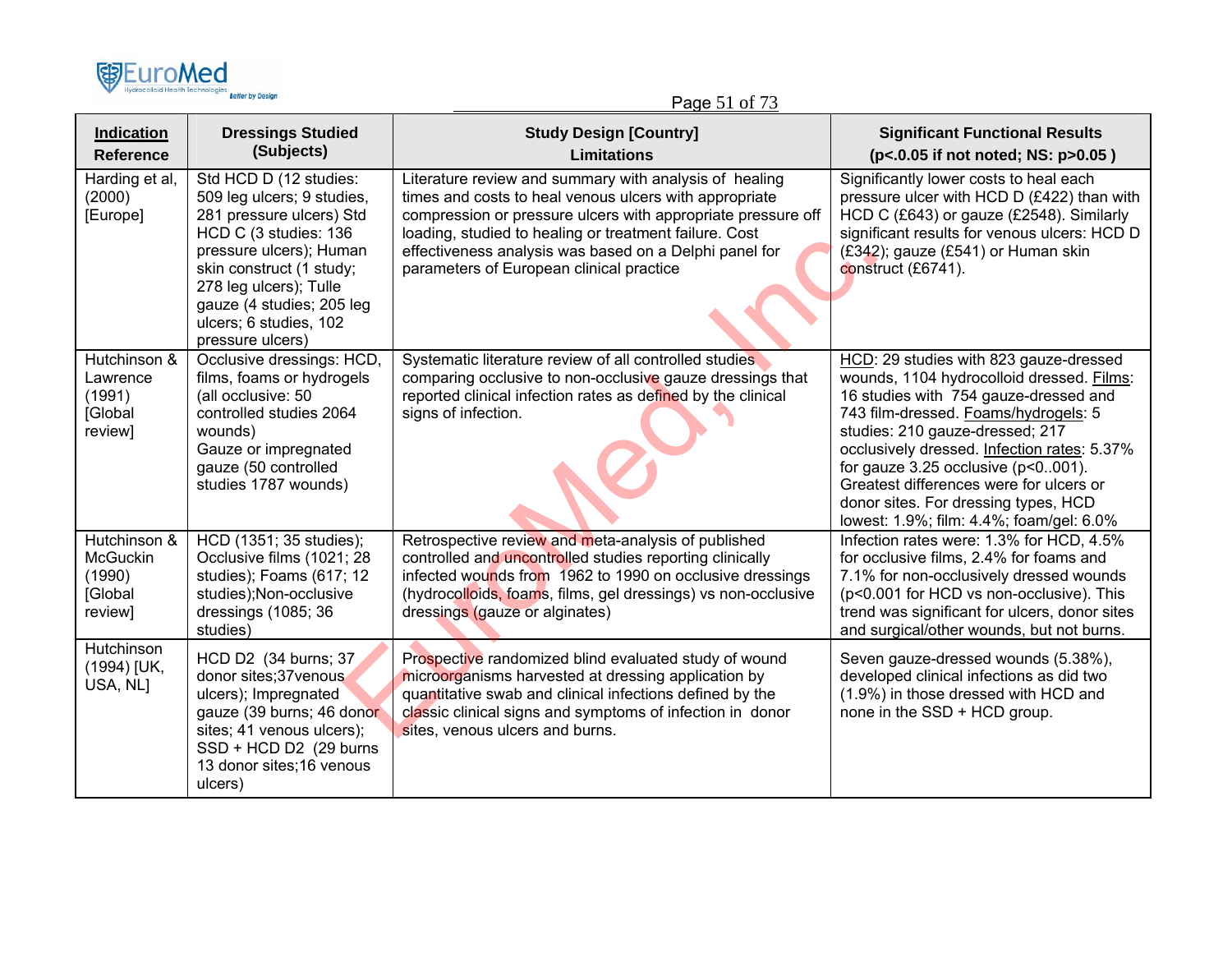| Indication Reference | Dressings Studied (Subjects) | Study Design [Country] Limitations | Significant Functional Results (p<.0.05 if not noted; NS: p>0.05 ) |
|---|---|---|---|
| Harding et al, (2000) [Europe] | Std HCD D (12 studies: 509 leg ulcers; 9 studies, 281 pressure ulcers) Std HCD C (3 studies: 136 pressure ulcers); Human skin construct (1 study; 278 leg ulcers); Tulle gauze (4 studies; 205 leg ulcers; 6 studies, 102 pressure ulcers) | Literature review and summary with analysis of healing times and costs to heal venous ulcers with appropriate compression or pressure ulcers with appropriate pressure off loading, studied to healing or treatment failure. Cost effectiveness analysis was based on a Delphi panel for parameters of European clinical practice | Significantly lower costs to heal each pressure ulcer with HCD D (£422) than with HCD C (£643) or gauze (£2548). Similarly significant results for venous ulcers: HCD D (£342); gauze (£541) or Human skin construct (£6741). |
| Hutchinson & Lawrence (1991) [Global review] | Occlusive dressings: HCD, films, foams or hydrogels (all occlusive: 50 controlled studies 2064 wounds)<br>Gauze or impregnated gauze (50 controlled studies 1787 wounds) | Systematic literature review of all controlled studies comparing occlusive to non-occlusive gauze dressings that reported clinical infection rates as defined by the clinical signs of infection. | HCD: 29 studies with 823 gauze-dressed wounds, 1104 hydrocolloid dressed. Films: 16 studies with 754 gauze-dressed and 743 film-dressed. Foams/hydrogels: 5 studies: 210 gauze-dressed; 217 occlusively dressed. Infection rates: 5.37% for gauze 3.25 occlusive (p<0..001). Greatest differences were for ulcers or donor sites. For dressing types, HCD lowest: 1.9%; film: 4.4%; foam/gel: 6.0% |
| Hutchinson & McGuckin (1990) [Global review] | HCD (1351; 35 studies); Occlusive films (1021; 28 studies); Foams (617; 12 studies);Non-occlusive dressings (1085; 36 studies) | Retrospective review and meta-analysis of published controlled and uncontrolled studies reporting clinically infected wounds from 1962 to 1990 on occlusive dressings (hydrocolloids, foams, films, gel dressings) vs non-occlusive dressings (gauze or alginates) | Infection rates were: 1.3% for HCD, 4.5% for occlusive films, 2.4% for foams and 7.1% for non-occlusively dressed wounds (p<0.001 for HCD vs non-occlusive). This trend was significant for ulcers, donor sites and surgical/other wounds, but not burns. |
| Hutchinson (1994) [UK, USA, NL] | HCD D2 (34 burns; 37 donor sites;37venous ulcers); Impregnated gauze (39 burns; 46 donor sites; 41 venous ulcers); SSD + HCD D2 (29 burns 13 donor sites;16 venous ulcers) | Prospective randomized blind evaluated study of wound microorganisms harvested at dressing application by quantitative swab and clinical infections defined by the classic clinical signs and symptoms of infection in donor sites, venous ulcers and burns. | Seven gauze-dressed wounds (5.38%), developed clinical infections as did two (1.9%) in those dressed with HCD and none in the SSD + HCD group. |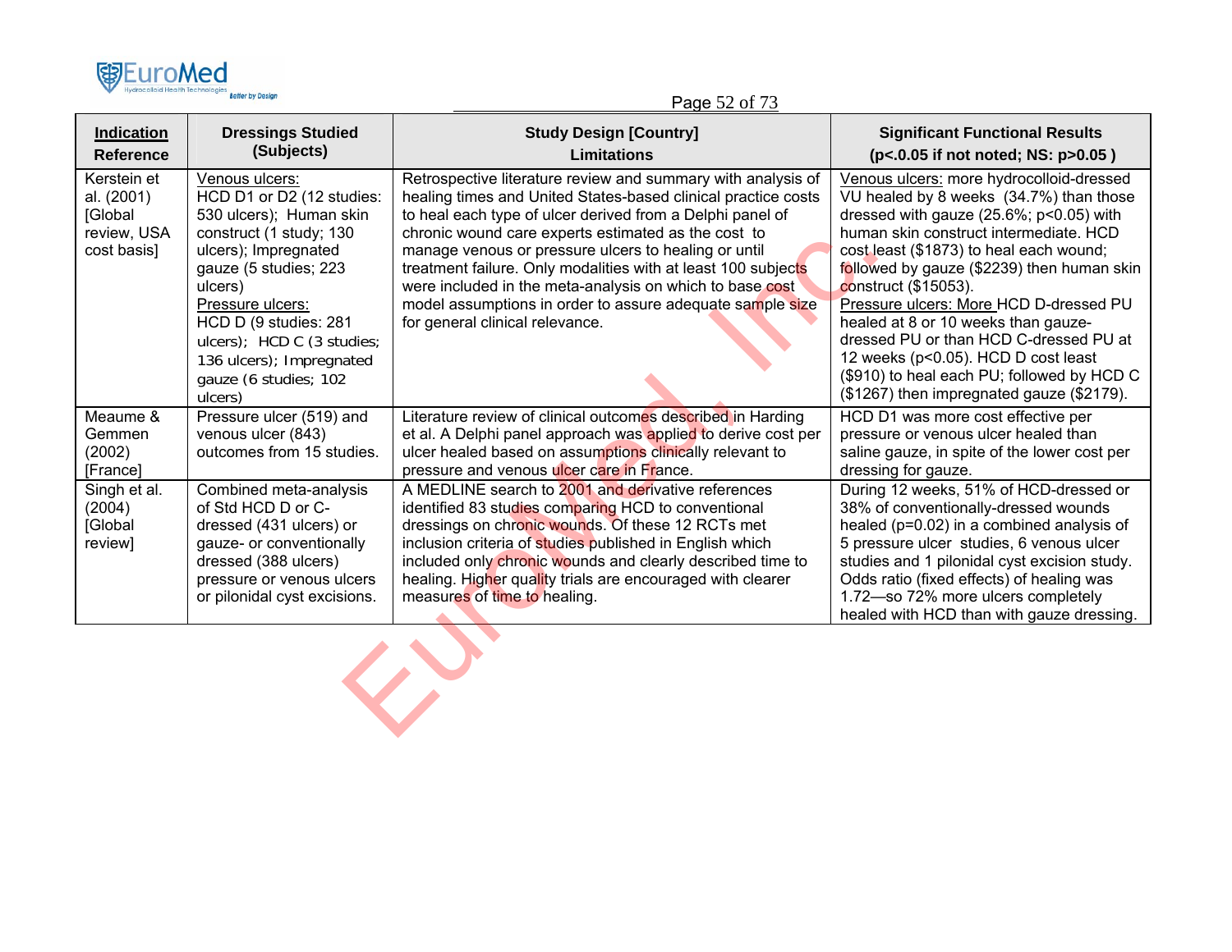| **Indication** Reference | **Dressings Studied (Subjects)** | **Study Design [Country]** Limitations | **Significant Functional Results** (p<.0.05 if not noted; NS: p>0.05 ) |
|---|---|---|---|
| Kerstein et al. (2001) [Global review, USA cost basis] | Venous ulcers: HCD D1 or D2 (12 studies: 530 ulcers); Human skin construct (1 study; 130 ulcers); Impregnated gauze (5 studies; 223 ulcers) Pressure ulcers: HCD D (9 studies: 281 ulcers); HCD C (3 studies; 136 ulcers); Impregnated gauze (6 studies; 102 ulcers) | Retrospective literature review and summary with analysis of healing times and United States-based clinical practice costs to heal each type of ulcer derived from a Delphi panel of chronic wound care experts estimated as the cost to manage venous or pressure ulcers to healing or until treatment failure. Only modalities with at least 100 subjects were included in the meta-analysis on which to base cost model assumptions in order to assure adequate sample size for general clinical relevance. | Venous ulcers: more hydrocolloid-dressed VU healed by 8 weeks (34.7%) than those dressed with gauze (25.6%; p<0.05) with human skin construct intermediate. HCD cost least ($1873) to heal each wound; followed by gauze ($2239) then human skin construct ($15053). Pressure ulcers: More HCD D-dressed PU healed at 8 or 10 weeks than gauze-dressed PU or than HCD C-dressed PU at 12 weeks (p<0.05). HCD D cost least ($910) to heal each PU; followed by HCD C ($1267) then impregnated gauze ($2179). |
| Meaume & Gemmen (2002) [France] | Pressure ulcer (519) and venous ulcer (843) outcomes from 15 studies. | Literature review of clinical outcomes described in Harding et al. A Delphi panel approach was applied to derive cost per ulcer healed based on assumptions clinically relevant to pressure and venous ulcer care in France. | HCD D1 was more cost effective per pressure or venous ulcer healed than saline gauze, in spite of the lower cost per dressing for gauze. |
| Singh et al. (2004) [Global review] | Combined meta-analysis of Std HCD D or C-dressed (431 ulcers) or gauze- or conventionally dressed (388 ulcers) pressure or venous ulcers or pilonidal cyst excisions. | A MEDLINE search to 2001 and derivative references identified 83 studies comparing HCD to conventional dressings on chronic wounds. Of these 12 RCTs met inclusion criteria of studies published in English which included only chronic wounds and clearly described time to healing. Higher quality trials are encouraged with clearer measures of time to healing. | During 12 weeks, 51% of HCD-dressed or 38% of conventionally-dressed wounds healed (p=0.02) in a combined analysis of 5 pressure ulcer studies, 6 venous ulcer studies and 1 pilonidal cyst excision study. Odds ratio (fixed effects) of healing was 1.72—so 72% more ulcers completely healed with HCD than with gauze dressing. |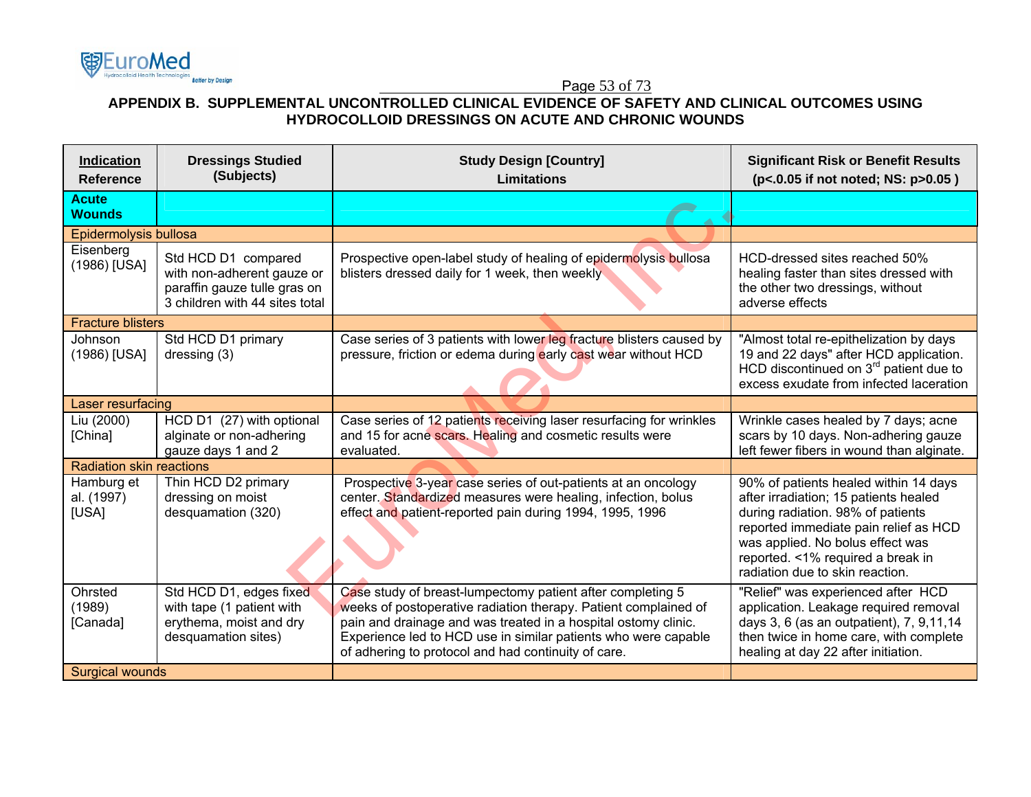## APPENDIX B. SUPPLEMENTAL UNCONTROLLED CLINICAL EVIDENCE OF SAFETY AND CLINICAL OUTCOMES USING HYDROCOLLOID DRESSINGS ON ACUTE AND CHRONIC WOUNDS

| Indication<br>Reference | Dressings Studied<br>(Subjects) | Study Design [Country]<br>Limitations | Significant Risk or Benefit Results<br>(p<.0.05 if not noted; NS: p>0.05 ) |
|---|---|---|---|
| **Acute Wounds** | | | |
| Epidermolysis bullosa | | | |
| Eisenberg (1986) [USA] | Std HCD D1 compared with non-adherent gauze or paraffin gauze tulle gras on 3 children with 44 sites total | Prospective open-label study of healing of epidermolysis bullosa blisters dressed daily for 1 week, then weekly | HCD-dressed sites reached 50% healing faster than sites dressed with the other two dressings, without adverse effects |
| Fracture blisters | | | |
| Johnson (1986) [USA] | Std HCD D1 primary dressing (3) | Case series of 3 patients with lower leg fracture blisters caused by pressure, friction or edema during early cast wear without HCD | "Almost total re-epithelization by days 19 and 22 days" after HCD application. HCD discontinued on 3rd patient due to excess exudate from infected laceration |
| Laser resurfacing | | | |
| Liu (2000) [China] | HCD D1 (27) with optional alginate or non-adhering gauze days 1 and 2 | Case series of 12 patients receiving laser resurfacing for wrinkles and 15 for acne scars. Healing and cosmetic results were evaluated. | Wrinkle cases healed by 7 days; acne scars by 10 days. Non-adhering gauze left fewer fibers in wound than alginate. |
| Radiation skin reactions | | | |
| Hamburg et al. (1997) [USA] | Thin HCD D2 primary dressing on moist desquamation (320) | Prospective 3-year case series of out-patients at an oncology center. Standardized measures were healing, infection, bolus effect and patient-reported pain during 1994, 1995, 1996 | 90% of patients healed within 14 days after irradiation; 15 patients healed during radiation. 98% of patients reported immediate pain relief as HCD was applied. No bolus effect was reported. <1% required a break in radiation due to skin reaction. |
| Ohrsted (1989) [Canada] | Std HCD D1, edges fixed with tape (1 patient with erythema, moist and dry desquamation sites) | Case study of breast-lumpectomy patient after completing 5 weeks of postoperative radiation therapy. Patient complained of pain and drainage and was treated in a hospital ostomy clinic. Experience led to HCD use in similar patients who were capable of adhering to protocol and had continuity of care. | "Relief" was experienced after HCD application. Leakage required removal days 3, 6 (as an outpatient), 7, 9,11,14 then twice in home care, with complete healing at day 22 after initiation. |
| Surgical wounds | | | |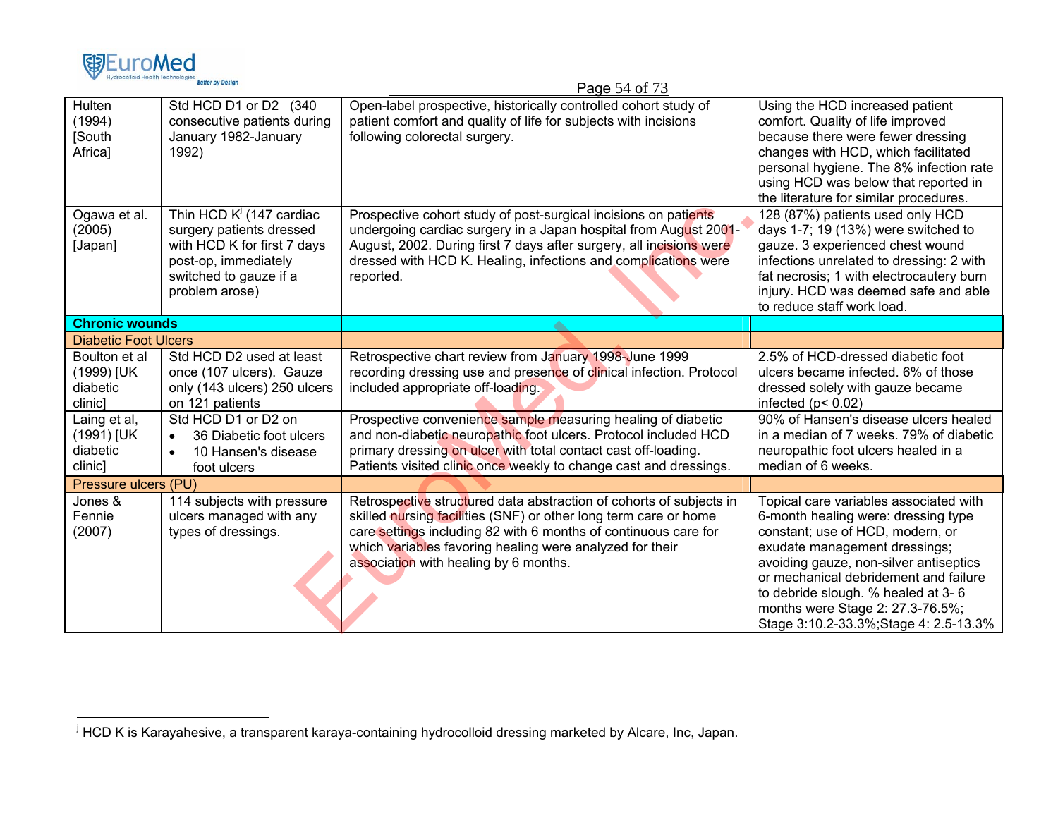| | | | |
|---|---|---|---|
| Hulten (1994) [South Africa] | Std HCD D1 or D2 (340 consecutive patients during January 1982-January 1992) | Open-label prospective, historically controlled cohort study of patient comfort and quality of life for subjects with incisions following colorectal surgery. | Using the HCD increased patient comfort. Quality of life improved because there were fewer dressing changes with HCD, which facilitated personal hygiene. The 8% infection rate using HCD was below that reported in the literature for similar procedures. |
| Ogawa et al. (2005) [Japan] | Thin HCD K[j] (147 cardiac surgery patients dressed with HCD K for first 7 days post-op, immediately switched to gauze if a problem arose) | Prospective cohort study of post-surgical incisions on patients undergoing cardiac surgery in a Japan hospital from August 2001-August, 2002. During first 7 days after surgery, all incisions were dressed with HCD K. Healing, infections and complications were reported. | 128 (87%) patients used only HCD days 1-7; 19 (13%) were switched to gauze. 3 experienced chest wound infections unrelated to dressing: 2 with fat necrosis; 1 with electrocautery burn injury. HCD was deemed safe and able to reduce staff work load. |
| **Chronic wounds** | | | |
| Diabetic Foot Ulcers | | | |
| Boulton et al (1999) [UK diabetic clinic] | Std HCD D2 used at least once (107 ulcers). Gauze only (143 ulcers) 250 ulcers on 121 patients | Retrospective chart review from January 1998-June 1999 recording dressing use and presence of clinical infection. Protocol included appropriate off-loading. | 2.5% of HCD-dressed diabetic foot ulcers became infected. 6% of those dressed solely with gauze became infected ($p< 0.02$) |
| Laing et al, (1991) [UK diabetic clinic] | Std HCD D1 or D2 on<br>• 36 Diabetic foot ulcers<br>• 10 Hansen's disease foot ulcers | Prospective convenience sample measuring healing of diabetic and non-diabetic neuropathic foot ulcers. Protocol included HCD primary dressing on ulcer with total contact cast off-loading. Patients visited clinic once weekly to change cast and dressings. | 90% of Hansen's disease ulcers healed in a median of 7 weeks. 79% of diabetic neuropathic foot ulcers healed in a median of 6 weeks. |
| Pressure ulcers (PU) | | | |
| Jones & Fennie (2007) | 114 subjects with pressure ulcers managed with any types of dressings. | Retrospective structured data abstraction of cohorts of subjects in skilled nursing facilities (SNF) or other long term care or home care settings including 82 with 6 months of continuous care for which variables favoring healing were analyzed for their association with healing by 6 months. | Topical care variables associated with 6-month healing were: dressing type constant; use of HCD, modern, or exudate management dressings; avoiding gauze, non-silver antiseptics or mechanical debridement and failure to debride slough. % healed at 3- 6 months were Stage 2: 27.3-76.5%; Stage 3:10.2-33.3%;Stage 4: 2.5-13.3% |

[j] HCD K is Karayahesive, a transparent karaya-containing hydrocolloid dressing marketed by Alcare, Inc, Japan.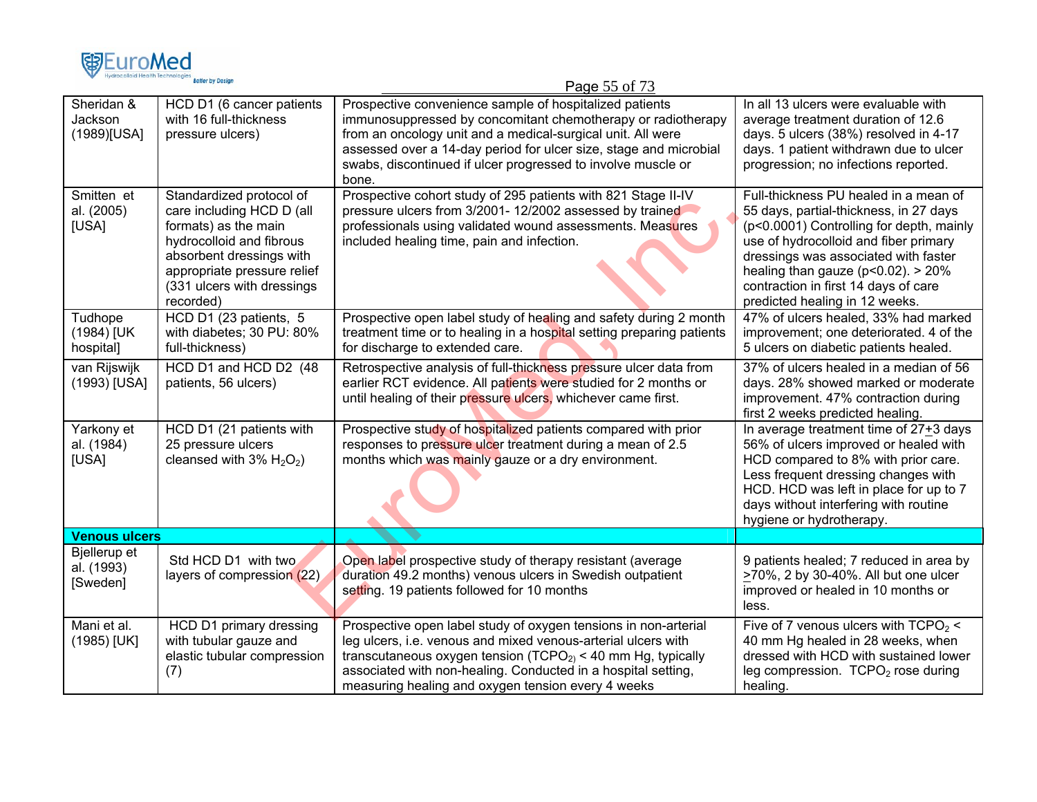| Sheridan & Jackson (1989)[USA] | HCD D1 (6 cancer patients with 16 full-thickness pressure ulcers) | Prospective convenience sample of hospitalized patients immunosuppressed by concomitant chemotherapy or radiotherapy from an oncology unit and a medical-surgical unit. All were assessed over a 14-day period for ulcer size, stage and microbial swabs, discontinued if ulcer progressed to involve muscle or bone. | In all 13 ulcers were evaluable with average treatment duration of 12.6 days. 5 ulcers (38%) resolved in 4-17 days. 1 patient withdrawn due to ulcer progression; no infections reported. |
|---|---|---|---|
| Smitten et al. (2005) [USA] | Standardized protocol of care including HCD D (all formats) as the main hydrocolloid and fibrous absorbent dressings with appropriate pressure relief (331 ulcers with dressings recorded) | Prospective cohort study of 295 patients with 821 Stage II-IV pressure ulcers from 3/2001- 12/2002 assessed by trained professionals using validated wound assessments. Measures included healing time, pain and infection. | Full-thickness PU healed in a mean of 55 days, partial-thickness, in 27 days ($p<0.0001$) Controlling for depth, mainly use of hydrocolloid and fiber primary dressings was associated with faster healing than gauze ($p<0.02$). > 20% contraction in first 14 days of care predicted healing in 12 weeks. |
| Tudhope (1984) [UK hospital] | HCD D1 (23 patients, 5 with diabetes; 30 PU: 80% full-thickness) | Prospective open label study of healing and safety during 2 month treatment time or to healing in a hospital setting preparing patients for discharge to extended care. | 47% of ulcers healed, 33% had marked improvement; one deteriorated. 4 of the 5 ulcers on diabetic patients healed. |
| van Rijswijk (1993) [USA] | HCD D1 and HCD D2 (48 patients, 56 ulcers) | Retrospective analysis of full-thickness pressure ulcer data from earlier RCT evidence. All patients were studied for 2 months or until healing of their pressure ulcers, whichever came first. | 37% of ulcers healed in a median of 56 days. 28% showed marked or moderate improvement. 47% contraction during first 2 weeks predicted healing. |
| Yarkony et al. (1984) [USA] | HCD D1 (21 patients with 25 pressure ulcers cleansed with 3% $H_2O_2$) | Prospective study of hospitalized patients compared with prior responses to pressure ulcer treatment during a mean of 2.5 months which was mainly gauze or a dry environment. | In average treatment time of 27±3 days 56% of ulcers improved or healed with HCD compared to 8% with prior care. Less frequent dressing changes with HCD. HCD was left in place for up to 7 days without interfering with routine hygiene or hydrotherapy. |
| **Venous ulcers** | | | |
| Bjellerup et al. (1993) [Sweden] | Std HCD D1 with two layers of compression (22) | Open label prospective study of therapy resistant (average duration 49.2 months) venous ulcers in Swedish outpatient setting. 19 patients followed for 10 months | 9 patients healed; 7 reduced in area by ≥70%, 2 by 30-40%. All but one ulcer improved or healed in 10 months or less. |
| Mani et al. (1985) [UK] | HCD D1 primary dressing with tubular gauze and elastic tubular compression (7) | Prospective open label study of oxygen tensions in non-arterial leg ulcers, i.e. venous and mixed venous-arterial ulcers with transcutaneous oxygen tension ($TCPO_2$) < 40 mm Hg, typically associated with non-healing. Conducted in a hospital setting, measuring healing and oxygen tension every 4 weeks | Five of 7 venous ulcers with $TCPO_2$ < 40 mm Hg healed in 28 weeks, when dressed with HCD with sustained lower leg compression. $TCPO_2$ rose during healing. |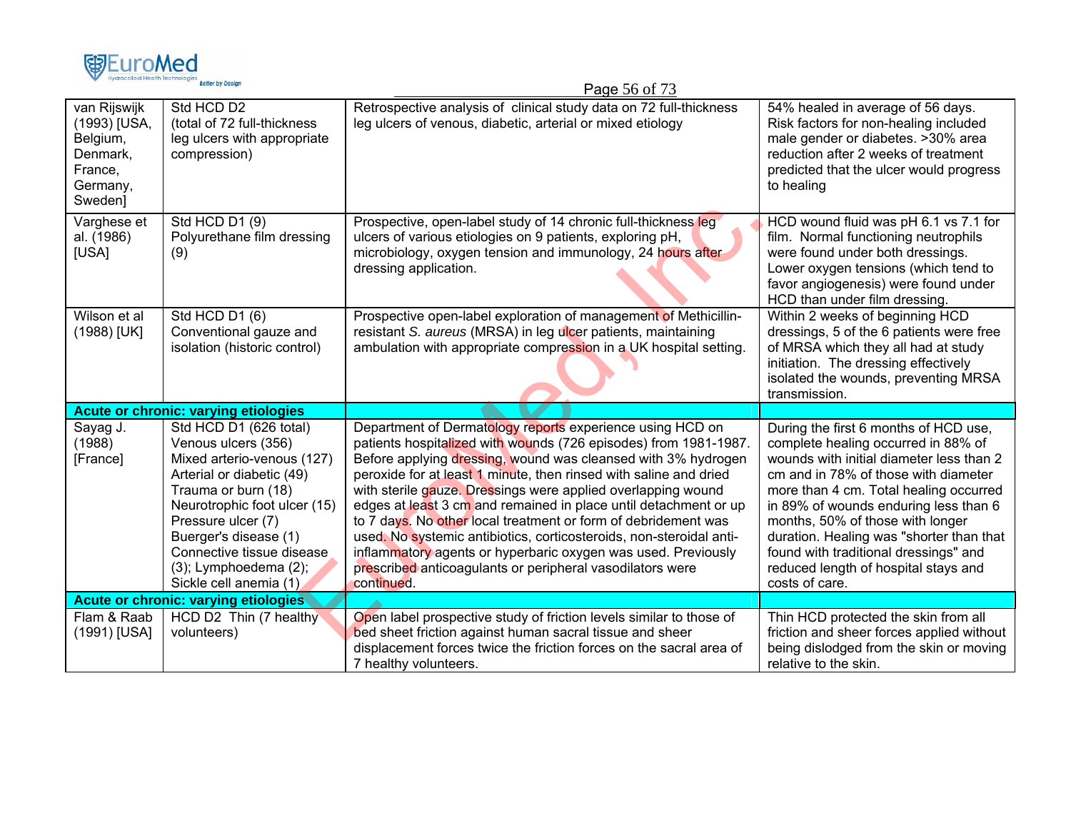| | | | |
|---|---|---|---|
| van Rijswijk (1993) [USA, Belgium, Denmark, France, Germany, Sweden] | Std HCD D2 (total of 72 full-thickness leg ulcers with appropriate compression) | Retrospective analysis of clinical study data on 72 full-thickness leg ulcers of venous, diabetic, arterial or mixed etiology | 54% healed in average of 56 days. Risk factors for non-healing included male gender or diabetes. >30% area reduction after 2 weeks of treatment predicted that the ulcer would progress to healing |
| Varghese et al. (1986) [USA] | Std HCD D1 (9) Polyurethane film dressing (9) | Prospective, open-label study of 14 chronic full-thickness leg ulcers of various etiologies on 9 patients, exploring pH, microbiology, oxygen tension and immunology, 24 hours after dressing application. | HCD wound fluid was pH 6.1 vs 7.1 for film. Normal functioning neutrophils were found under both dressings. Lower oxygen tensions (which tend to favor angiogenesis) were found under HCD than under film dressing. |
| Wilson et al (1988) [UK] | Std HCD D1 (6) Conventional gauze and isolation (historic control) | Prospective open-label exploration of management of Methicillin-resistant *S. aureus* (MRSA) in leg ulcer patients, maintaining ambulation with appropriate compression in a UK hospital setting. | Within 2 weeks of beginning HCD dressings, 5 of the 6 patients were free of MRSA which they all had at study initiation. The dressing effectively isolated the wounds, preventing MRSA transmission. |
| **Acute or chronic: varying etiologies** | | | |
| Sayag J. (1988) [France] | Std HCD D1 (626 total) Venous ulcers (356) Mixed arterio-venous (127) Arterial or diabetic (49) Trauma or burn (18) Neurotrophic foot ulcer (15) Pressure ulcer (7) Buerger's disease (1) Connective tissue disease (3); Lymphoedema (2); Sickle cell anemia (1) | Department of Dermatology reports experience using HCD on patients hospitalized with wounds (726 episodes) from 1981-1987. Before applying dressing, wound was cleansed with 3% hydrogen peroxide for at least 1 minute, then rinsed with saline and dried with sterile gauze. Dressings were applied overlapping wound edges at least 3 cm and remained in place until detachment or up to 7 days. No other local treatment or form of debridement was used. No systemic antibiotics, corticosteroids, non-steroidal anti-inflammatory agents or hyperbaric oxygen was used. Previously prescribed anticoagulants or peripheral vasodilators were continued. | During the first 6 months of HCD use, complete healing occurred in 88% of wounds with initial diameter less than 2 cm and in 78% of those with diameter more than 4 cm. Total healing occurred in 89% of wounds enduring less than 6 months, 50% of those with longer duration. Healing was "shorter than that found with traditional dressings" and reduced length of hospital stays and costs of care. |
| **Acute or chronic: varying etiologies** | | | |
| Flam & Raab (1991) [USA] | HCD D2 Thin (7 healthy volunteers) | Open label prospective study of friction levels similar to those of bed sheet friction against human sacral tissue and sheer displacement forces twice the friction forces on the sacral area of 7 healthy volunteers. | Thin HCD protected the skin from all friction and sheer forces applied without being dislodged from the skin or moving relative to the skin. |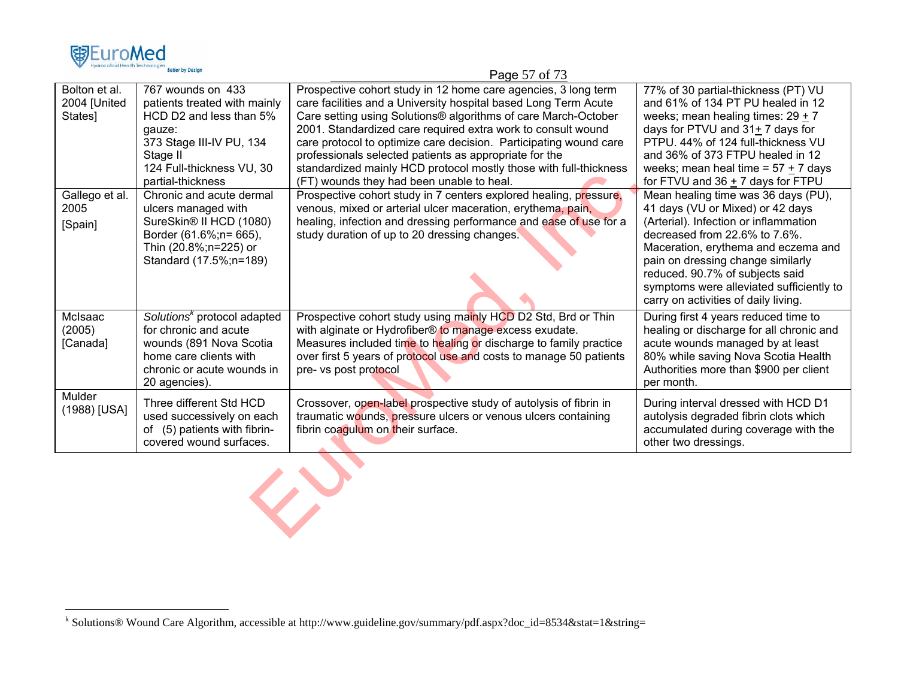| Bolton et al. 2004 [United States] | 767 wounds on 433 patients treated with mainly HCD D2 and less than 5% gauze: 373 Stage III-IV PU, 134 Stage II 124 Full-thickness VU, 30 partial-thickness | Prospective cohort study in 12 home care agencies, 3 long term care facilities and a University hospital based Long Term Acute Care setting using Solutions® algorithms of care March-October 2001. Standardized care required extra work to consult wound care protocol to optimize care decision. Participating wound care professionals selected patients as appropriate for the standardized mainly HCD protocol mostly those with full-thickness (FT) wounds they had been unable to heal. | 77% of 30 partial-thickness (PT) VU and 61% of 134 PT PU healed in 12 weeks; mean healing times: 29 ± 7 days for PTVU and 31± 7 days for PTPU. 44% of 124 full-thickness VU and 36% of 373 FTPU healed in 12 weeks; mean heal time = 57 ± 7 days for FTVU and 36 ± 7 days for FTPU |
|---|---|---|---|
| Gallego et al. 2005 [Spain] | Chronic and acute dermal ulcers managed with SureSkin® II HCD (1080) Border (61.6%;n= 665), Thin (20.8%;n=225) or Standard (17.5%;n=189) | Prospective cohort study in 7 centers explored healing, pressure, venous, mixed or arterial ulcer maceration, erythema, pain, healing, infection and dressing performance and ease of use for a study duration of up to 20 dressing changes. | Mean healing time was 36 days (PU), 41 days (VU or Mixed) or 42 days (Arterial). Infection or inflammation decreased from 22.6% to 7.6%. Maceration, erythema and eczema and pain on dressing change similarly reduced. 90.7% of subjects said symptoms were alleviated sufficiently to carry on activities of daily living. |
| McIsaac (2005) [Canada] | *Solutions*[k] protocol adapted for chronic and acute wounds (891 Nova Scotia home care clients with chronic or acute wounds in 20 agencies). | Prospective cohort study using mainly HCD D2 Std, Brd or Thin with alginate or Hydrofiber® to manage excess exudate. Measures included time to healing or discharge to family practice over first 5 years of protocol use and costs to manage 50 patients pre- vs post protocol | During first 4 years reduced time to healing or discharge for all chronic and acute wounds managed by at least 80% while saving Nova Scotia Health Authorities more than $900 per client per month. |
| Mulder (1988) [USA] | Three different Std HCD used successively on each of (5) patients with fibrin-covered wound surfaces. | Crossover, open-label prospective study of autolysis of fibrin in traumatic wounds, pressure ulcers or venous ulcers containing fibrin coagulum on their surface. | During interval dressed with HCD D1 autolysis degraded fibrin clots which accumulated during coverage with the other two dressings. |

[k] Solutions® Wound Care Algorithm, accessible at http://www.guideline.gov/summary/pdf.aspx?doc_id=8534&stat=1&string=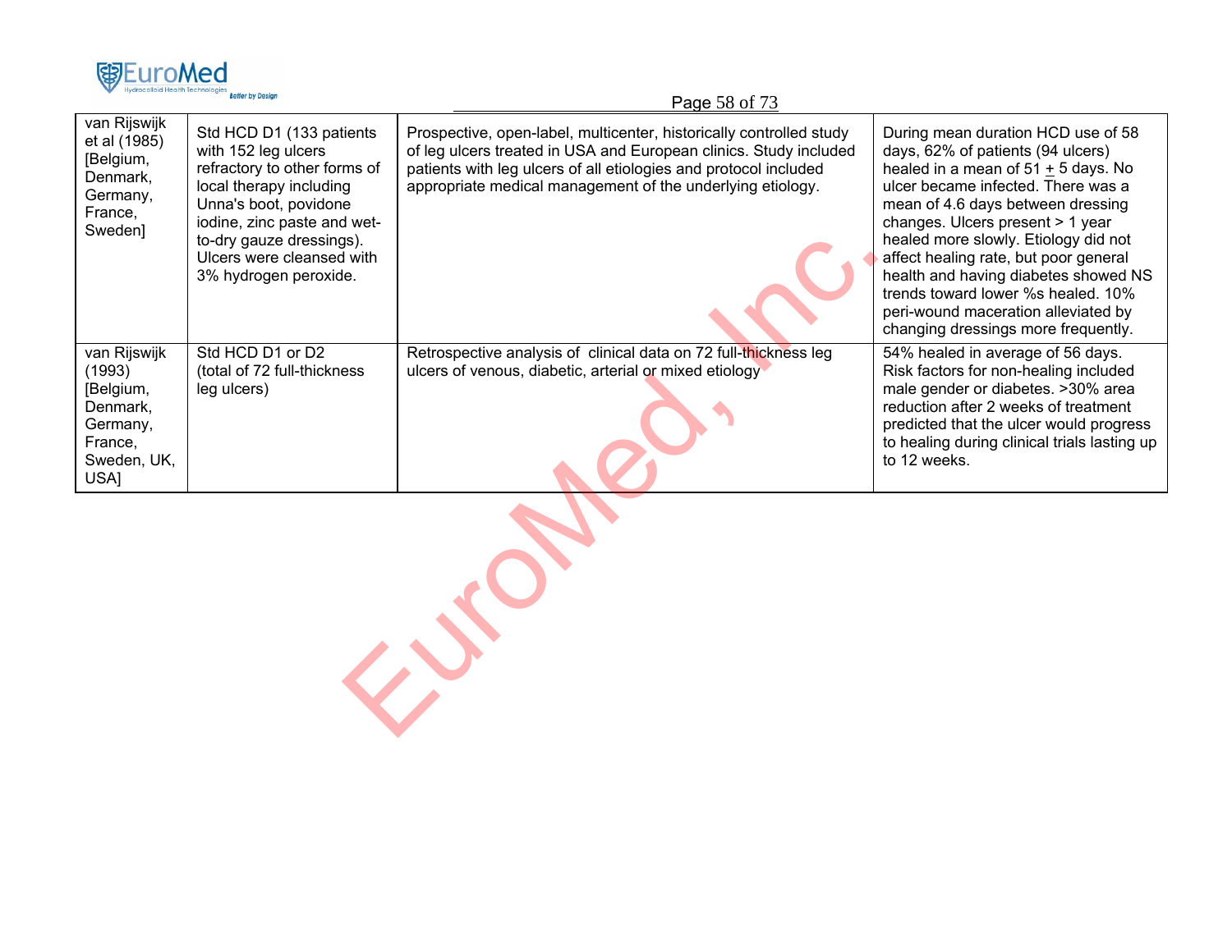| | | | |
|---|---|---|---|
| van Rijswijk et al (1985) [Belgium, Denmark, Germany, France, Sweden] | Std HCD D1 (133 patients with 152 leg ulcers refractory to other forms of local therapy including Unna's boot, povidone iodine, zinc paste and wet-to-dry gauze dressings). Ulcers were cleansed with 3% hydrogen peroxide. | Prospective, open-label, multicenter, historically controlled study of leg ulcers treated in USA and European clinics. Study included patients with leg ulcers of all etiologies and protocol included appropriate medical management of the underlying etiology. | During mean duration HCD use of 58 days, 62% of patients (94 ulcers) healed in a mean of 51 ± 5 days. No ulcer became infected. There was a mean of 4.6 days between dressing changes. Ulcers present > 1 year healed more slowly. Etiology did not affect healing rate, but poor general health and having diabetes showed NS trends toward lower %s healed. 10% peri-wound maceration alleviated by changing dressings more frequently. |
| van Rijswijk (1993) [Belgium, Denmark, Germany, France, Sweden, UK, USA] | Std HCD D1 or D2 (total of 72 full-thickness leg ulcers) | Retrospective analysis of clinical data on 72 full-thickness leg ulcers of venous, diabetic, arterial or mixed etiology | 54% healed in average of 56 days. Risk factors for non-healing included male gender or diabetes. >30% area reduction after 2 weeks of treatment predicted that the ulcer would progress to healing during clinical trials lasting up to 12 weeks. |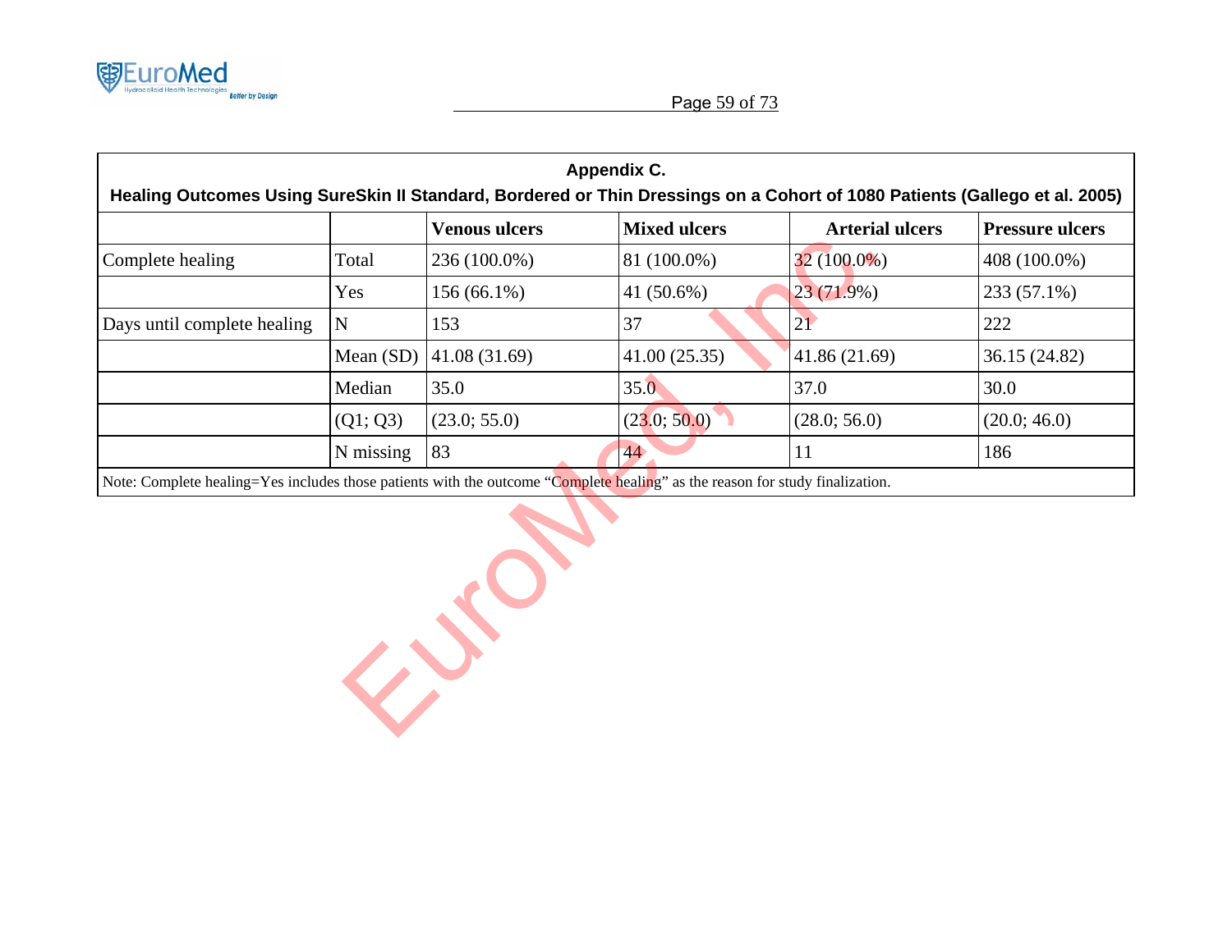| Appendix C. Healing Outcomes Using SureSkin II Standard, Bordered or Thin Dressings on a Cohort of 1080 Patients (Gallego et al. 2005) | | | | | |
|---|---|---|---|---|---|
| | | **Venous ulcers** | **Mixed ulcers** | **Arterial ulcers** | **Pressure ulcers** |
| Complete healing | Total | 236 (100.0%) | 81 (100.0%) | 32 (100.0%) | 408 (100.0%) |
| | Yes | 156 (66.1%) | 41 (50.6%) | 23 (71.9%) | 233 (57.1%) |
| Days until complete healing | N | 153 | 37 | 21 | 222 |
| | Mean (SD) | 41.08 (31.69) | 41.00 (25.35) | 41.86 (21.69) | 36.15 (24.82) |
| | Median | 35.0 | 35.0 | 37.0 | 30.0 |
| | (Q1; Q3) | (23.0; 55.0) | (23.0; 50.0) | (28.0; 56.0) | (20.0; 46.0) |
| | N missing | 83 | 44 | 11 | 186 |

Note: Complete healing=Yes includes those patients with the outcome “Complete healing” as the reason for study finalization.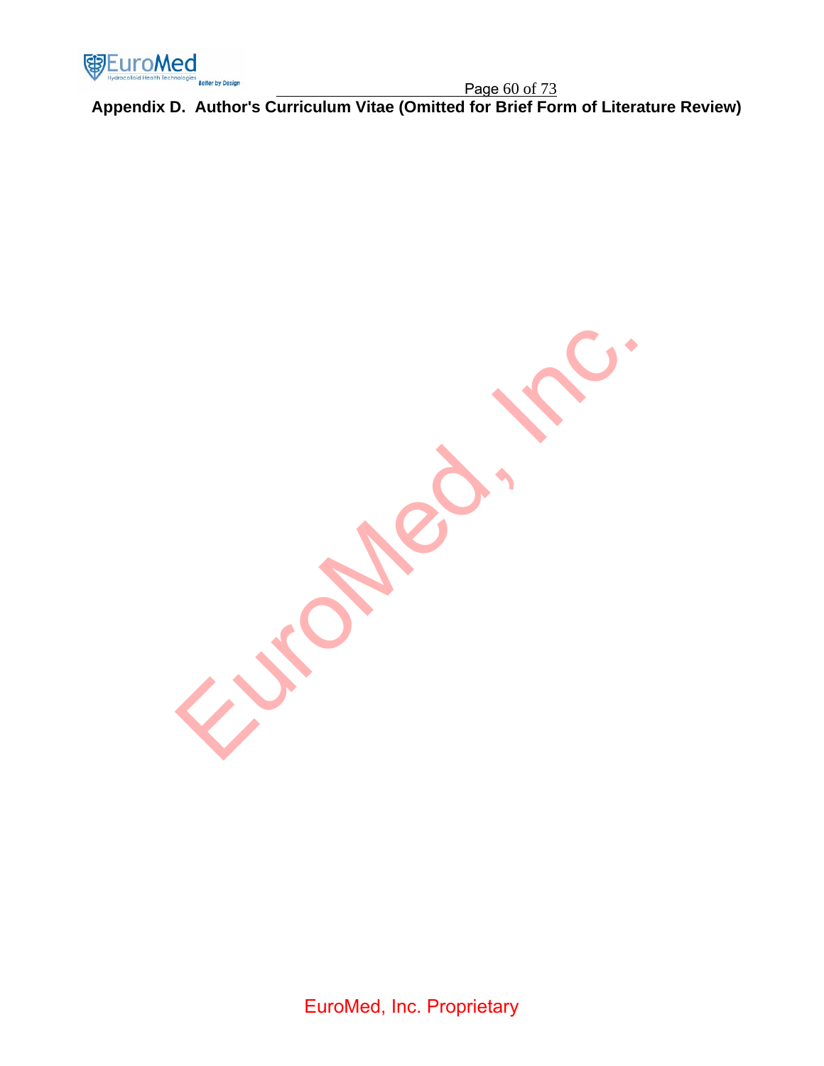## Appendix D. Author's Curriculum Vitae (Omitted for Brief Form of Literature Review)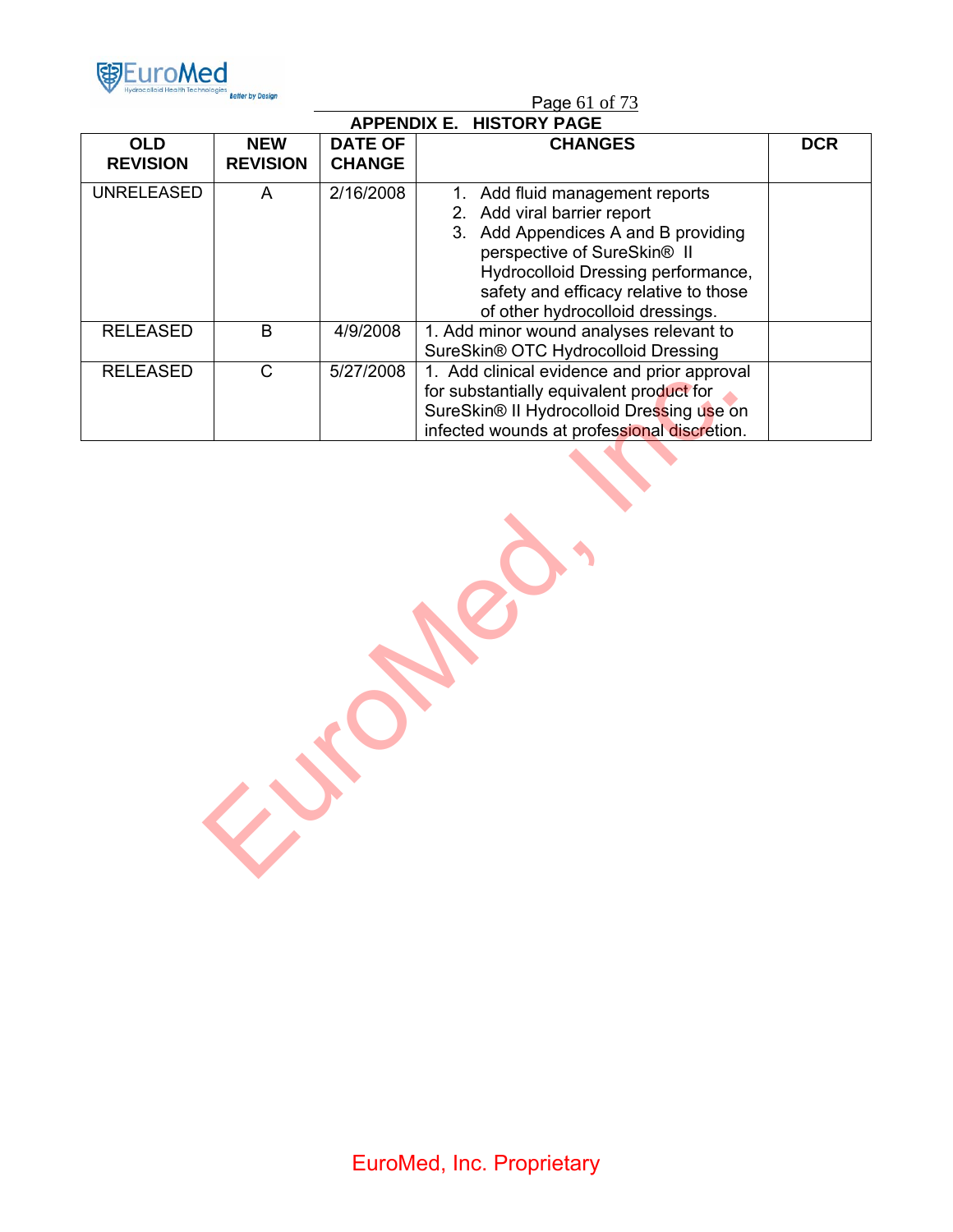## APPENDIX E. HISTORY PAGE

| OLD REVISION | NEW REVISION | DATE OF CHANGE | CHANGES | DCR |
|---|---|---|---|---|
| UNRELEASED | A | 2/16/2008 | 1. Add fluid management reports<br>2. Add viral barrier report<br>3. Add Appendices A and B providing perspective of SureSkin® II Hydrocolloid Dressing performance, safety and efficacy relative to those of other hydrocolloid dressings. | |
| RELEASED | B | 4/9/2008 | 1. Add minor wound analyses relevant to SureSkin® OTC Hydrocolloid Dressing | |
| RELEASED | C | 5/27/2008 | 1. Add clinical evidence and prior approval for substantially equivalent product for SureSkin® II Hydrocolloid Dressing use on infected wounds at professional discretion. | |